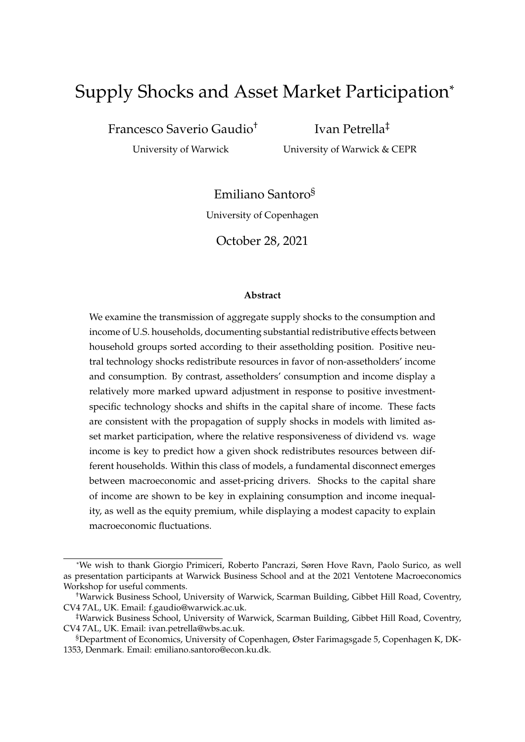# Supply Shocks and Asset Market Participation[*]

Francesco Saverio Gaudio[†]
University of Warwick

Ivan Petrella[‡]
University of Warwick & CEPR

Emiliano Santoro[§]
University of Copenhagen

October 28, 2021

**Abstract**

We examine the transmission of aggregate supply shocks to the consumption and income of U.S. households, documenting substantial redistributive effects between household groups sorted according to their assetholding position. Positive neutral technology shocks redistribute resources in favor of non-assetholders' income and consumption. By contrast, assetholders' consumption and income display a relatively more marked upward adjustment in response to positive investment-specific technology shocks and shifts in the capital share of income. These facts are consistent with the propagation of supply shocks in models with limited asset market participation, where the relative responsiveness of dividend vs. wage income is key to predict how a given shock redistributes resources between different households. Within this class of models, a fundamental disconnect emerges between macroeconomic and asset-pricing drivers. Shocks to the capital share of income are shown to be key in explaining consumption and income inequality, as well as the equity premium, while displaying a modest capacity to explain macroeconomic fluctuations.

---

[*] We wish to thank Giorgio Primiceri, Roberto Pancrazi, Søren Hove Ravn, Paolo Surico, as well as presentation participants at Warwick Business School and at the 2021 Ventotene Macroeconomics Workshop for useful comments.

[†] Warwick Business School, University of Warwick, Scarman Building, Gibbet Hill Road, Coventry, CV4 7AL, UK. Email: f.gaudio@warwick.ac.uk.

[‡] Warwick Business School, University of Warwick, Scarman Building, Gibbet Hill Road, Coventry, CV4 7AL, UK. Email: ivan.petrella@wbs.ac.uk.

[§] Department of Economics, University of Copenhagen, Øster Farimagsgade 5, Copenhagen K, DK-1353, Denmark. Email: emiliano.santoro@econ.ku.dk.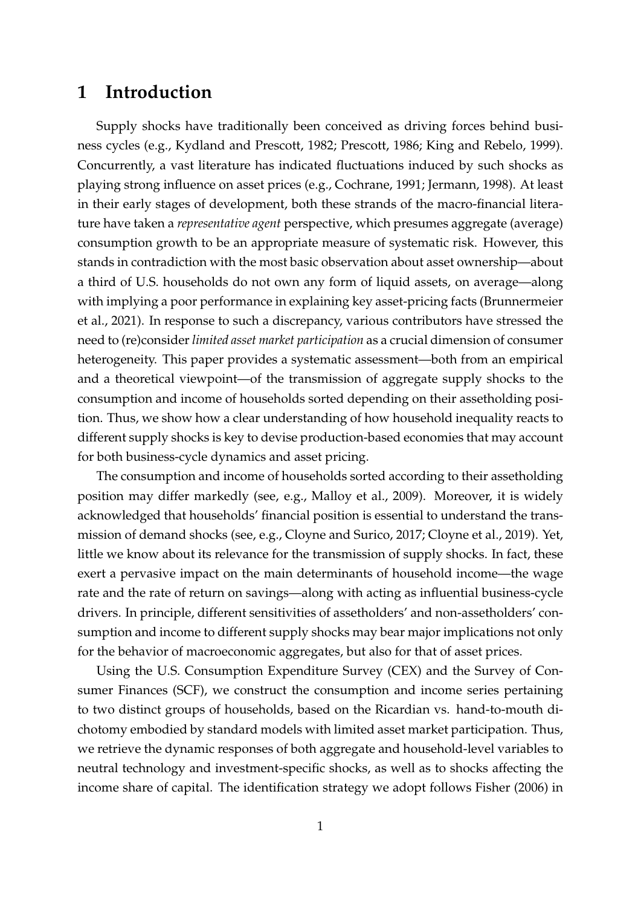# 1 Introduction

Supply shocks have traditionally been conceived as driving forces behind business cycles (e.g., Kydland and Prescott, 1982; Prescott, 1986; King and Rebelo, 1999). Concurrently, a vast literature has indicated fluctuations induced by such shocks as playing strong influence on asset prices (e.g., Cochrane, 1991; Jermann, 1998). At least in their early stages of development, both these strands of the macro-financial literature have taken a *representative agent* perspective, which presumes aggregate (average) consumption growth to be an appropriate measure of systematic risk. However, this stands in contradiction with the most basic observation about asset ownership—about a third of U.S. households do not own any form of liquid assets, on average—along with implying a poor performance in explaining key asset-pricing facts (Brunnermeier et al., 2021). In response to such a discrepancy, various contributors have stressed the need to (re)consider *limited asset market participation* as a crucial dimension of consumer heterogeneity. This paper provides a systematic assessment—both from an empirical and a theoretical viewpoint—of the transmission of aggregate supply shocks to the consumption and income of households sorted depending on their assetholding position. Thus, we show how a clear understanding of how household inequality reacts to different supply shocks is key to devise production-based economies that may account for both business-cycle dynamics and asset pricing.

The consumption and income of households sorted according to their assetholding position may differ markedly (see, e.g., Malloy et al., 2009). Moreover, it is widely acknowledged that households' financial position is essential to understand the transmission of demand shocks (see, e.g., Cloyne and Surico, 2017; Cloyne et al., 2019). Yet, little we know about its relevance for the transmission of supply shocks. In fact, these exert a pervasive impact on the main determinants of household income—the wage rate and the rate of return on savings—along with acting as influential business-cycle drivers. In principle, different sensitivities of assetholders' and non-assetholders' consumption and income to different supply shocks may bear major implications not only for the behavior of macroeconomic aggregates, but also for that of asset prices.

Using the U.S. Consumption Expenditure Survey (CEX) and the Survey of Consumer Finances (SCF), we construct the consumption and income series pertaining to two distinct groups of households, based on the Ricardian vs. hand-to-mouth dichotomy embodied by standard models with limited asset market participation. Thus, we retrieve the dynamic responses of both aggregate and household-level variables to neutral technology and investment-specific shocks, as well as to shocks affecting the income share of capital. The identification strategy we adopt follows Fisher (2006) in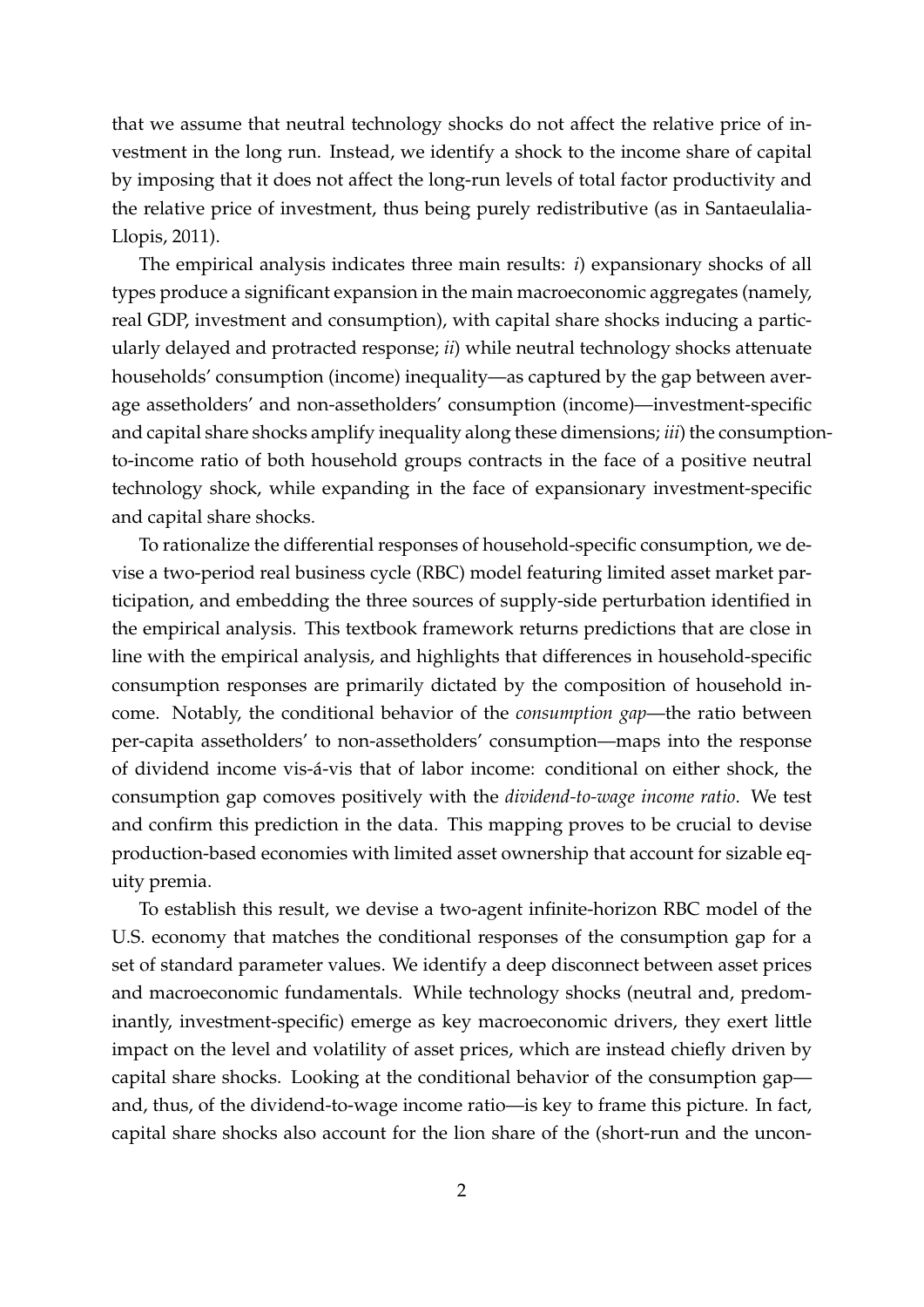that we assume that neutral technology shocks do not affect the relative price of investment in the long run. Instead, we identify a shock to the income share of capital by imposing that it does not affect the long-run levels of total factor productivity and the relative price of investment, thus being purely redistributive (as in Santaeulalia-Llopis, 2011).

The empirical analysis indicates three main results: *i*) expansionary shocks of all types produce a significant expansion in the main macroeconomic aggregates (namely, real GDP, investment and consumption), with capital share shocks inducing a particularly delayed and protracted response; *ii*) while neutral technology shocks attenuate households' consumption (income) inequality—as captured by the gap between average assetholders' and non-assetholders' consumption (income)—investment-specific and capital share shocks amplify inequality along these dimensions; *iii*) the consumption-to-income ratio of both household groups contracts in the face of a positive neutral technology shock, while expanding in the face of expansionary investment-specific and capital share shocks.

To rationalize the differential responses of household-specific consumption, we devise a two-period real business cycle (RBC) model featuring limited asset market participation, and embedding the three sources of supply-side perturbation identified in the empirical analysis. This textbook framework returns predictions that are close in line with the empirical analysis, and highlights that differences in household-specific consumption responses are primarily dictated by the composition of household income. Notably, the conditional behavior of the *consumption gap*—the ratio between per-capita assetholders' to non-assetholders' consumption—maps into the response of dividend income vis-á-vis that of labor income: conditional on either shock, the consumption gap comoves positively with the *dividend-to-wage income ratio*. We test and confirm this prediction in the data. This mapping proves to be crucial to devise production-based economies with limited asset ownership that account for sizable equity premia.

To establish this result, we devise a two-agent infinite-horizon RBC model of the U.S. economy that matches the conditional responses of the consumption gap for a set of standard parameter values. We identify a deep disconnect between asset prices and macroeconomic fundamentals. While technology shocks (neutral and, predominantly, investment-specific) emerge as key macroeconomic drivers, they exert little impact on the level and volatility of asset prices, which are instead chiefly driven by capital share shocks. Looking at the conditional behavior of the consumption gap—and, thus, of the dividend-to-wage income ratio—is key to frame this picture. In fact, capital share shocks also account for the lion share of the (short-run and the uncon-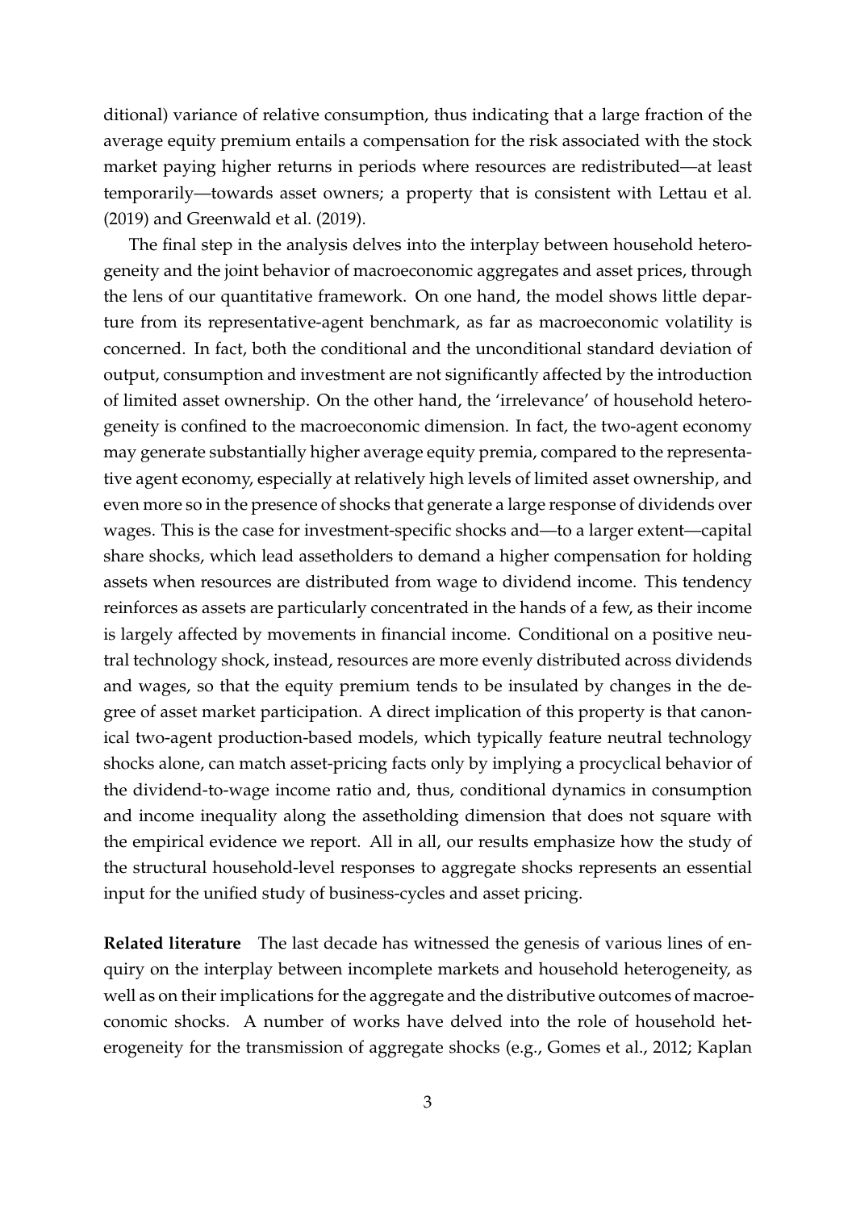ditional) variance of relative consumption, thus indicating that a large fraction of the average equity premium entails a compensation for the risk associated with the stock market paying higher returns in periods where resources are redistributed—at least temporarily—towards asset owners; a property that is consistent with Lettau et al. (2019) and Greenwald et al. (2019).

The final step in the analysis delves into the interplay between household heterogeneity and the joint behavior of macroeconomic aggregates and asset prices, through the lens of our quantitative framework. On one hand, the model shows little departure from its representative-agent benchmark, as far as macroeconomic volatility is concerned. In fact, both the conditional and the unconditional standard deviation of output, consumption and investment are not significantly affected by the introduction of limited asset ownership. On the other hand, the 'irrelevance' of household heterogeneity is confined to the macroeconomic dimension. In fact, the two-agent economy may generate substantially higher average equity premia, compared to the representative agent economy, especially at relatively high levels of limited asset ownership, and even more so in the presence of shocks that generate a large response of dividends over wages. This is the case for investment-specific shocks and—to a larger extent—capital share shocks, which lead assetholders to demand a higher compensation for holding assets when resources are distributed from wage to dividend income. This tendency reinforces as assets are particularly concentrated in the hands of a few, as their income is largely affected by movements in financial income. Conditional on a positive neutral technology shock, instead, resources are more evenly distributed across dividends and wages, so that the equity premium tends to be insulated by changes in the degree of asset market participation. A direct implication of this property is that canonical two-agent production-based models, which typically feature neutral technology shocks alone, can match asset-pricing facts only by implying a procyclical behavior of the dividend-to-wage income ratio and, thus, conditional dynamics in consumption and income inequality along the assetholding dimension that does not square with the empirical evidence we report. All in all, our results emphasize how the study of the structural household-level responses to aggregate shocks represents an essential input for the unified study of business-cycles and asset pricing.

**Related literature** The last decade has witnessed the genesis of various lines of enquiry on the interplay between incomplete markets and household heterogeneity, as well as on their implications for the aggregate and the distributive outcomes of macroeconomic shocks. A number of works have delved into the role of household heterogeneity for the transmission of aggregate shocks (e.g., Gomes et al., 2012; Kaplan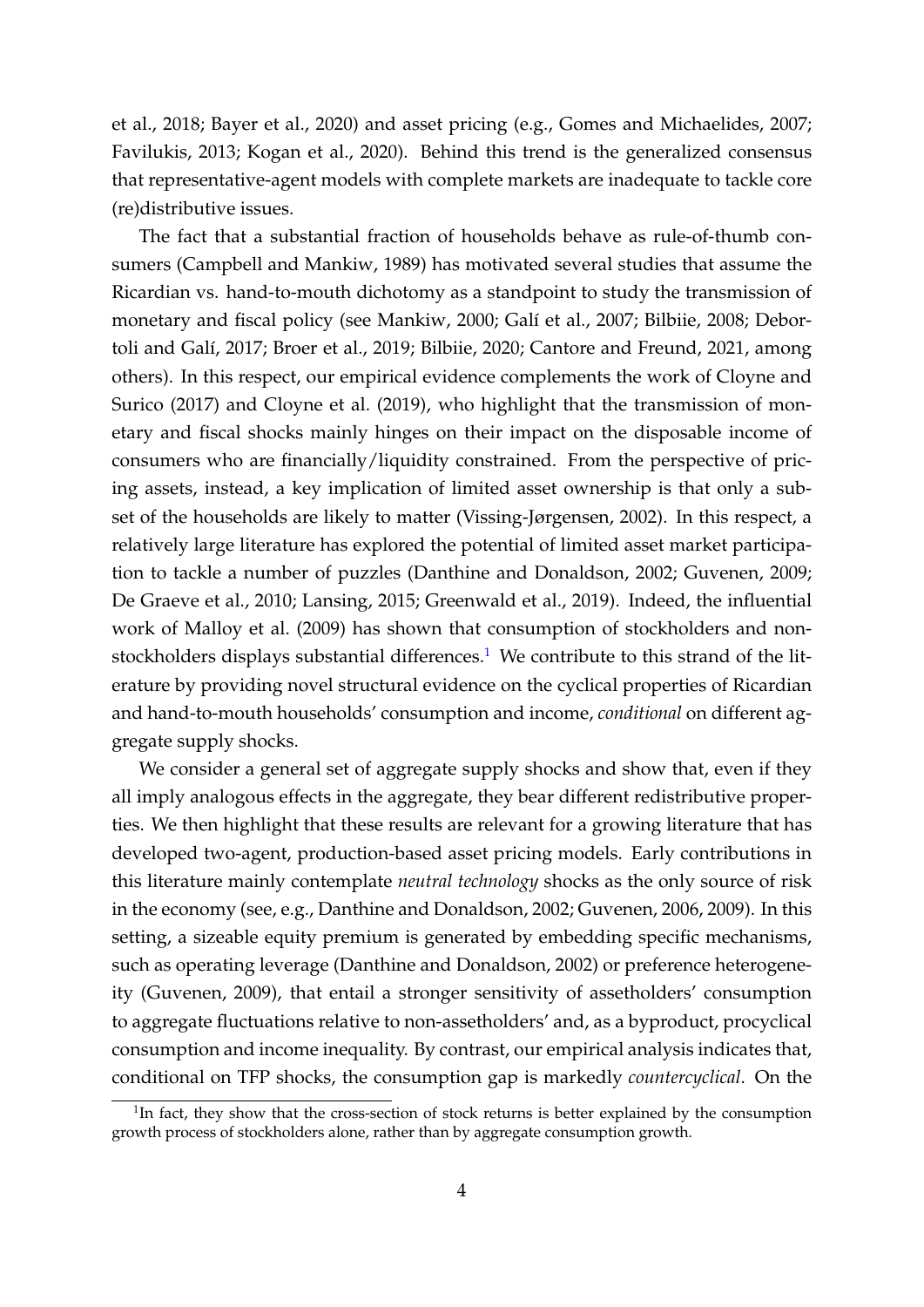et al., 2018; Bayer et al., 2020) and asset pricing (e.g., Gomes and Michaelides, 2007; Favilukis, 2013; Kogan et al., 2020). Behind this trend is the generalized consensus that representative-agent models with complete markets are inadequate to tackle core (re)distributive issues.

The fact that a substantial fraction of households behave as rule-of-thumb consumers (Campbell and Mankiw, 1989) has motivated several studies that assume the Ricardian vs. hand-to-mouth dichotomy as a standpoint to study the transmission of monetary and fiscal policy (see Mankiw, 2000; Galí et al., 2007; Bilbiie, 2008; Debortoli and Galí, 2017; Broer et al., 2019; Bilbiie, 2020; Cantore and Freund, 2021, among others). In this respect, our empirical evidence complements the work of Cloyne and Surico (2017) and Cloyne et al. (2019), who highlight that the transmission of monetary and fiscal shocks mainly hinges on their impact on the disposable income of consumers who are financially/liquidity constrained. From the perspective of pricing assets, instead, a key implication of limited asset ownership is that only a subset of the households are likely to matter (Vissing-Jørgensen, 2002). In this respect, a relatively large literature has explored the potential of limited asset market participation to tackle a number of puzzles (Danthine and Donaldson, 2002; Guvenen, 2009; De Graeve et al., 2010; Lansing, 2015; Greenwald et al., 2019). Indeed, the influential work of Malloy et al. (2009) has shown that consumption of stockholders and non-stockholders displays substantial differences.[1] We contribute to this strand of the literature by providing novel structural evidence on the cyclical properties of Ricardian and hand-to-mouth households' consumption and income, *conditional* on different aggregate supply shocks.

We consider a general set of aggregate supply shocks and show that, even if they all imply analogous effects in the aggregate, they bear different redistributive properties. We then highlight that these results are relevant for a growing literature that has developed two-agent, production-based asset pricing models. Early contributions in this literature mainly contemplate *neutral technology* shocks as the only source of risk in the economy (see, e.g., Danthine and Donaldson, 2002; Guvenen, 2006, 2009). In this setting, a sizeable equity premium is generated by embedding specific mechanisms, such as operating leverage (Danthine and Donaldson, 2002) or preference heterogeneity (Guvenen, 2009), that entail a stronger sensitivity of assetholders' consumption to aggregate fluctuations relative to non-assetholders' and, as a byproduct, procyclical consumption and income inequality. By contrast, our empirical analysis indicates that, conditional on TFP shocks, the consumption gap is markedly *countercyclical*. On the

[1] In fact, they show that the cross-section of stock returns is better explained by the consumption growth process of stockholders alone, rather than by aggregate consumption growth.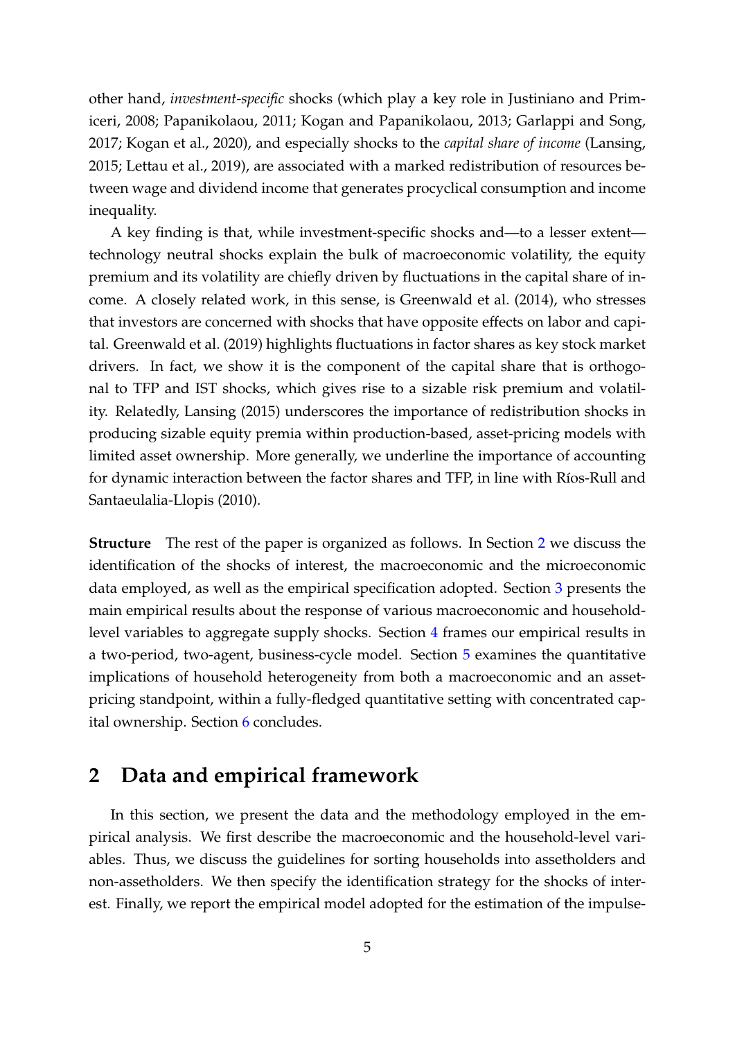other hand, *investment-specific* shocks (which play a key role in Justiniano and Primiceri, 2008; Papanikolaou, 2011; Kogan and Papanikolaou, 2013; Garlappi and Song, 2017; Kogan et al., 2020), and especially shocks to the *capital share of income* (Lansing, 2015; Lettau et al., 2019), are associated with a marked redistribution of resources between wage and dividend income that generates procyclical consumption and income inequality.

A key finding is that, while investment-specific shocks and—to a lesser extent—technology neutral shocks explain the bulk of macroeconomic volatility, the equity premium and its volatility are chiefly driven by fluctuations in the capital share of income. A closely related work, in this sense, is Greenwald et al. (2014), who stresses that investors are concerned with shocks that have opposite effects on labor and capital. Greenwald et al. (2019) highlights fluctuations in factor shares as key stock market drivers. In fact, we show it is the component of the capital share that is orthogonal to TFP and IST shocks, which gives rise to a sizable risk premium and volatility. Relatedly, Lansing (2015) underscores the importance of redistribution shocks in producing sizable equity premia within production-based, asset-pricing models with limited asset ownership. More generally, we underline the importance of accounting for dynamic interaction between the factor shares and TFP, in line with Ríos-Rull and Santaeulalia-Llopis (2010).

**Structure** The rest of the paper is organized as follows. In Section 2 we discuss the identification of the shocks of interest, the macroeconomic and the microeconomic data employed, as well as the empirical specification adopted. Section 3 presents the main empirical results about the response of various macroeconomic and household-level variables to aggregate supply shocks. Section 4 frames our empirical results in a two-period, two-agent, business-cycle model. Section 5 examines the quantitative implications of household heterogeneity from both a macroeconomic and an asset-pricing standpoint, within a fully-fledged quantitative setting with concentrated capital ownership. Section 6 concludes.

## 2 Data and empirical framework

In this section, we present the data and the methodology employed in the empirical analysis. We first describe the macroeconomic and the household-level variables. Thus, we discuss the guidelines for sorting households into assetholders and non-assetholders. We then specify the identification strategy for the shocks of interest. Finally, we report the empirical model adopted for the estimation of the impulse-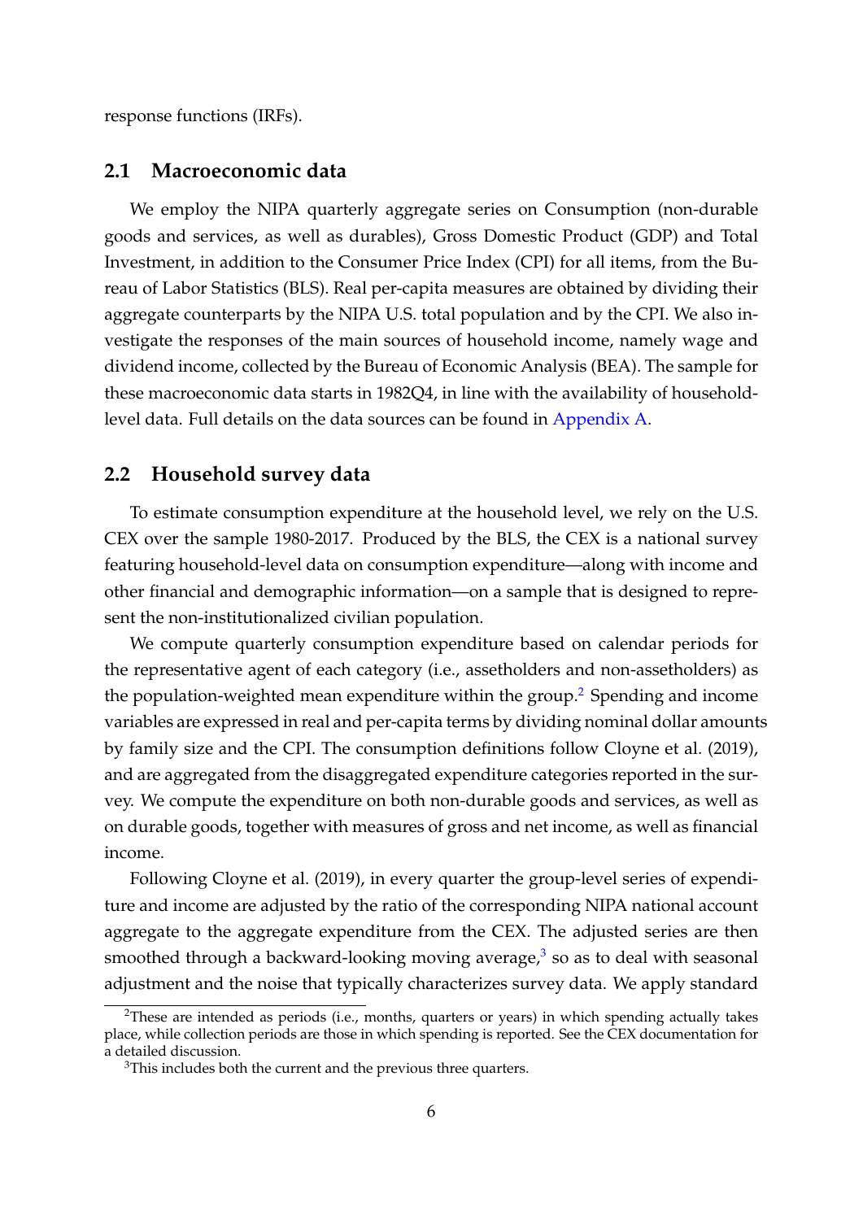response functions (IRFs).

## 2.1 Macroeconomic data

We employ the NIPA quarterly aggregate series on Consumption (non-durable goods and services, as well as durables), Gross Domestic Product (GDP) and Total Investment, in addition to the Consumer Price Index (CPI) for all items, from the Bureau of Labor Statistics (BLS). Real per-capita measures are obtained by dividing their aggregate counterparts by the NIPA U.S. total population and by the CPI. We also investigate the responses of the main sources of household income, namely wage and dividend income, collected by the Bureau of Economic Analysis (BEA). The sample for these macroeconomic data starts in 1982Q4, in line with the availability of household-level data. Full details on the data sources can be found in Appendix A.

## 2.2 Household survey data

To estimate consumption expenditure at the household level, we rely on the U.S. CEX over the sample 1980-2017. Produced by the BLS, the CEX is a national survey featuring household-level data on consumption expenditure—along with income and other financial and demographic information—on a sample that is designed to represent the non-institutionalized civilian population.

We compute quarterly consumption expenditure based on calendar periods for the representative agent of each category (i.e., assetholders and non-assetholders) as the population-weighted mean expenditure within the group.[2] Spending and income variables are expressed in real and per-capita terms by dividing nominal dollar amounts by family size and the CPI. The consumption definitions follow Cloyne et al. (2019), and are aggregated from the disaggregated expenditure categories reported in the survey. We compute the expenditure on both non-durable goods and services, as well as on durable goods, together with measures of gross and net income, as well as financial income.

Following Cloyne et al. (2019), in every quarter the group-level series of expenditure and income are adjusted by the ratio of the corresponding NIPA national account aggregate to the aggregate expenditure from the CEX. The adjusted series are then smoothed through a backward-looking moving average,[3] so as to deal with seasonal adjustment and the noise that typically characterizes survey data. We apply standard

[2] These are intended as periods (i.e., months, quarters or years) in which spending actually takes place, while collection periods are those in which spending is reported. See the CEX documentation for a detailed discussion.

[3] This includes both the current and the previous three quarters.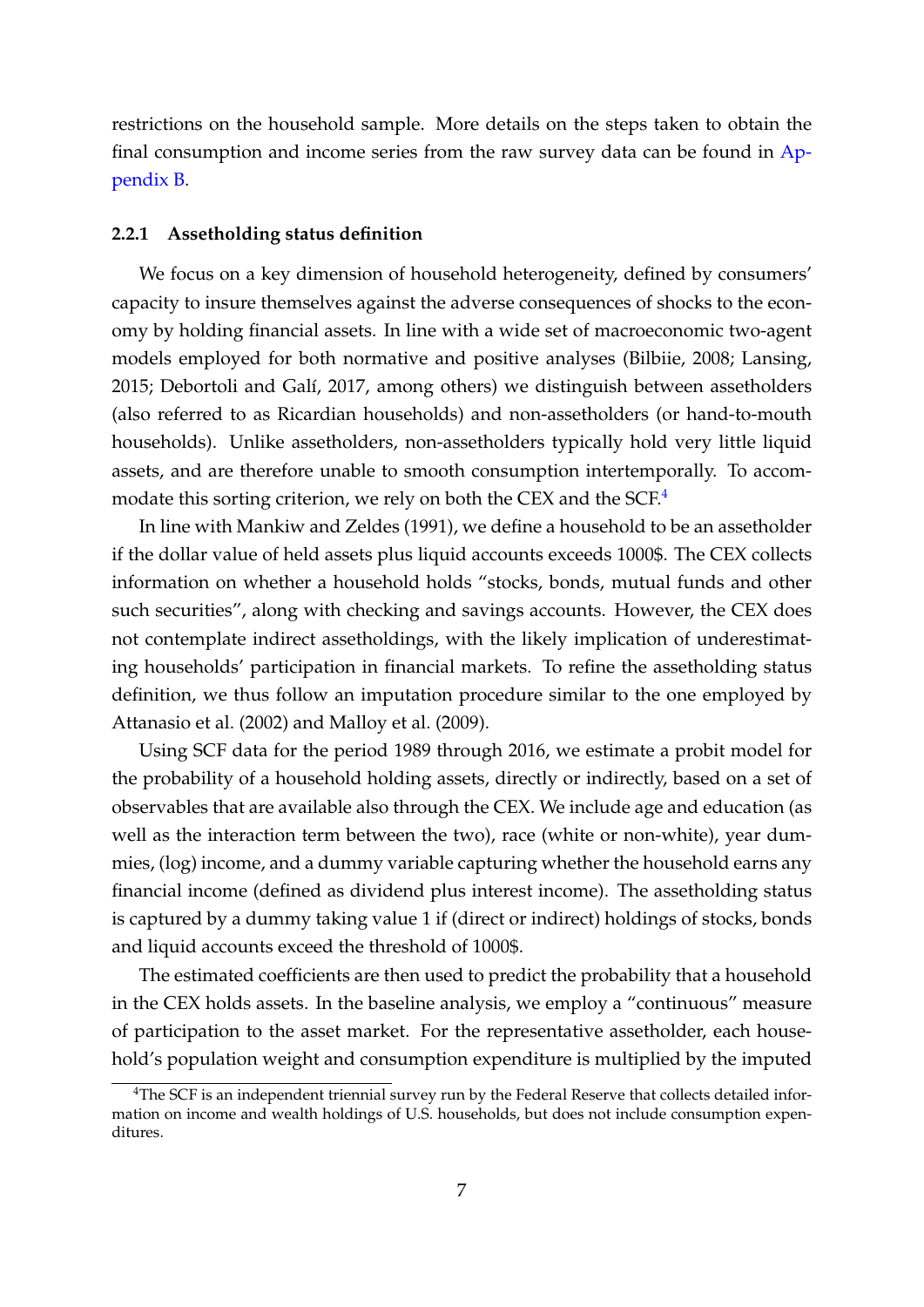restrictions on the household sample. More details on the steps taken to obtain the final consumption and income series from the raw survey data can be found in Appendix B.

### 2.2.1 Assetholding status definition

We focus on a key dimension of household heterogeneity, defined by consumers' capacity to insure themselves against the adverse consequences of shocks to the economy by holding financial assets. In line with a wide set of macroeconomic two-agent models employed for both normative and positive analyses (Bilbiie, 2008; Lansing, 2015; Debortoli and Galí, 2017, among others) we distinguish between assetholders (also referred to as Ricardian households) and non-assetholders (or hand-to-mouth households). Unlike assetholders, non-assetholders typically hold very little liquid assets, and are therefore unable to smooth consumption intertemporally. To accommodate this sorting criterion, we rely on both the CEX and the SCF.[4]

In line with Mankiw and Zeldes (1991), we define a household to be an assetholder if the dollar value of held assets plus liquid accounts exceeds 1000$. The CEX collects information on whether a household holds "stocks, bonds, mutual funds and other such securities", along with checking and savings accounts. However, the CEX does not contemplate indirect assetholdings, with the likely implication of underestimating households' participation in financial markets. To refine the assetholding status definition, we thus follow an imputation procedure similar to the one employed by Attanasio et al. (2002) and Malloy et al. (2009).

Using SCF data for the period 1989 through 2016, we estimate a probit model for the probability of a household holding assets, directly or indirectly, based on a set of observables that are available also through the CEX. We include age and education (as well as the interaction term between the two), race (white or non-white), year dummies, (log) income, and a dummy variable capturing whether the household earns any financial income (defined as dividend plus interest income). The assetholding status is captured by a dummy taking value 1 if (direct or indirect) holdings of stocks, bonds and liquid accounts exceed the threshold of 1000$.

The estimated coefficients are then used to predict the probability that a household in the CEX holds assets. In the baseline analysis, we employ a "continuous" measure of participation to the asset market. For the representative assetholder, each household's population weight and consumption expenditure is multiplied by the imputed

[4] The SCF is an independent triennial survey run by the Federal Reserve that collects detailed information on income and wealth holdings of U.S. households, but does not include consumption expenditures.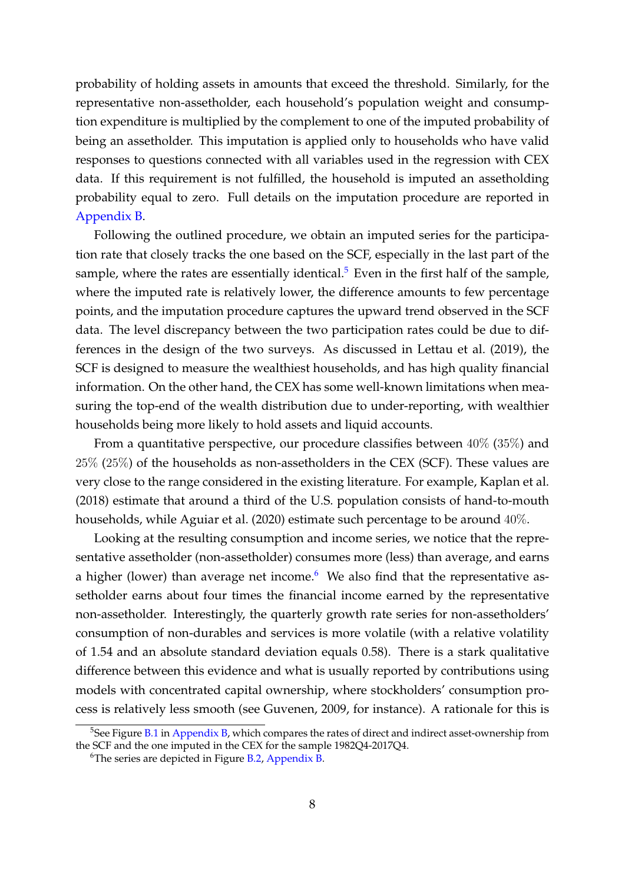probability of holding assets in amounts that exceed the threshold. Similarly, for the representative non-assetholder, each household's population weight and consumption expenditure is multiplied by the complement to one of the imputed probability of being an assetholder. This imputation is applied only to households who have valid responses to questions connected with all variables used in the regression with CEX data. If this requirement is not fulfilled, the household is imputed an assetholding probability equal to zero. Full details on the imputation procedure are reported in Appendix B.

Following the outlined procedure, we obtain an imputed series for the participation rate that closely tracks the one based on the SCF, especially in the last part of the sample, where the rates are essentially identical.[5] Even in the first half of the sample, where the imputed rate is relatively lower, the difference amounts to few percentage points, and the imputation procedure captures the upward trend observed in the SCF data. The level discrepancy between the two participation rates could be due to differences in the design of the two surveys. As discussed in Lettau et al. (2019), the SCF is designed to measure the wealthiest households, and has high quality financial information. On the other hand, the CEX has some well-known limitations when measuring the top-end of the wealth distribution due to under-reporting, with wealthier households being more likely to hold assets and liquid accounts.

From a quantitative perspective, our procedure classifies between $40\%$ ($35\%$) and $25\%$ ($25\%$) of the households as non-assetholders in the CEX (SCF). These values are very close to the range considered in the existing literature. For example, Kaplan et al. (2018) estimate that around a third of the U.S. population consists of hand-to-mouth households, while Aguiar et al. (2020) estimate such percentage to be around $40\%$.

Looking at the resulting consumption and income series, we notice that the representative assetholder (non-assetholder) consumes more (less) than average, and earns a higher (lower) than average net income.[6] We also find that the representative assetholder earns about four times the financial income earned by the representative non-assetholder. Interestingly, the quarterly growth rate series for non-assetholders' consumption of non-durables and services is more volatile (with a relative volatility of 1.54 and an absolute standard deviation equals 0.58). There is a stark qualitative difference between this evidence and what is usually reported by contributions using models with concentrated capital ownership, where stockholders' consumption process is relatively less smooth (see Guvenen, 2009, for instance). A rationale for this is

[5] See Figure B.1 in Appendix B, which compares the rates of direct and indirect asset-ownership from the SCF and the one imputed in the CEX for the sample 1982Q4-2017Q4.

[6] The series are depicted in Figure B.2, Appendix B.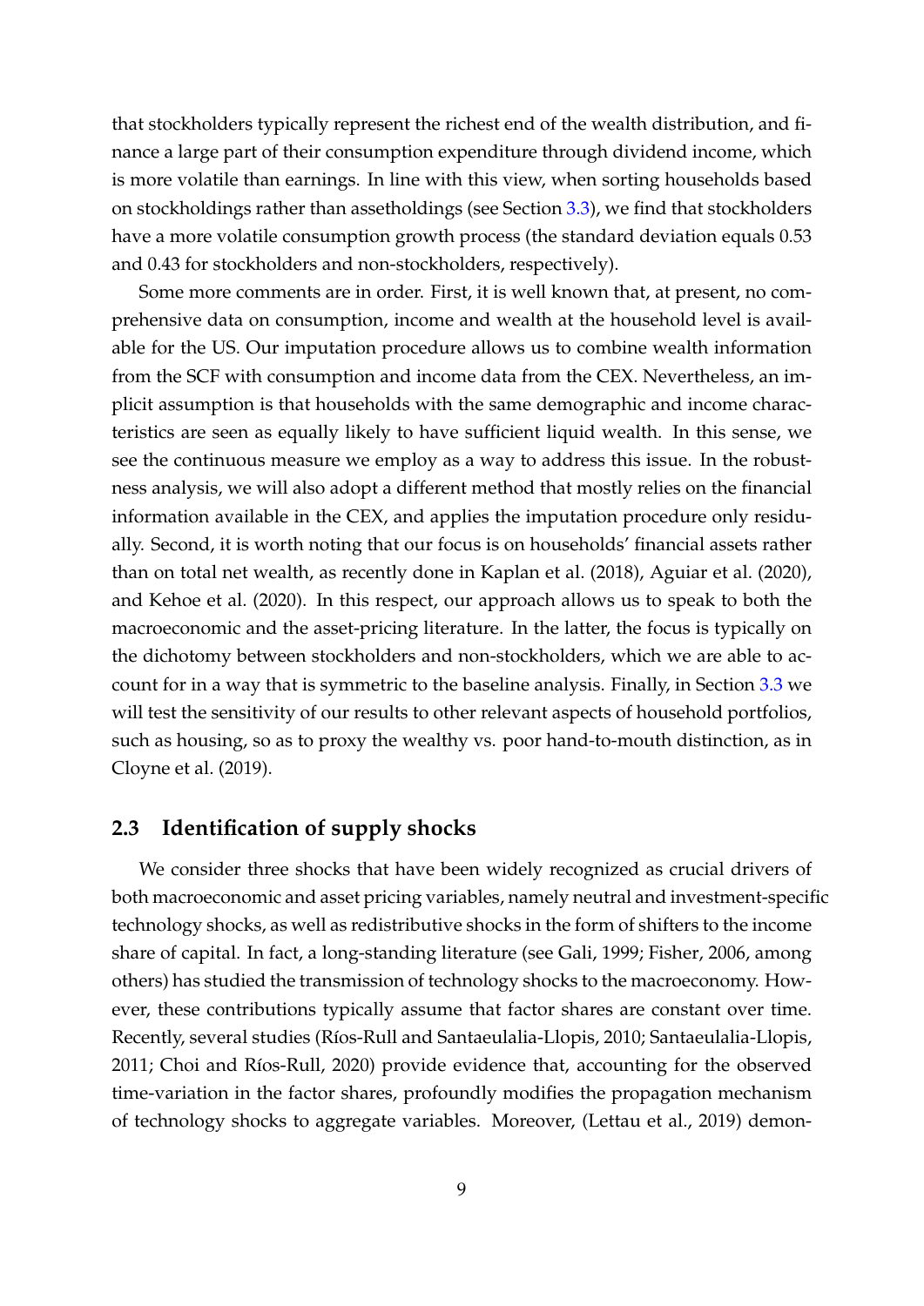that stockholders typically represent the richest end of the wealth distribution, and finance a large part of their consumption expenditure through dividend income, which is more volatile than earnings. In line with this view, when sorting households based on stockholdings rather than assetholdings (see Section 3.3), we find that stockholders have a more volatile consumption growth process (the standard deviation equals 0.53 and 0.43 for stockholders and non-stockholders, respectively).

Some more comments are in order. First, it is well known that, at present, no comprehensive data on consumption, income and wealth at the household level is available for the US. Our imputation procedure allows us to combine wealth information from the SCF with consumption and income data from the CEX. Nevertheless, an implicit assumption is that households with the same demographic and income characteristics are seen as equally likely to have sufficient liquid wealth. In this sense, we see the continuous measure we employ as a way to address this issue. In the robustness analysis, we will also adopt a different method that mostly relies on the financial information available in the CEX, and applies the imputation procedure only residually. Second, it is worth noting that our focus is on households' financial assets rather than on total net wealth, as recently done in Kaplan et al. (2018), Aguiar et al. (2020), and Kehoe et al. (2020). In this respect, our approach allows us to speak to both the macroeconomic and the asset-pricing literature. In the latter, the focus is typically on the dichotomy between stockholders and non-stockholders, which we are able to account for in a way that is symmetric to the baseline analysis. Finally, in Section 3.3 we will test the sensitivity of our results to other relevant aspects of household portfolios, such as housing, so as to proxy the wealthy vs. poor hand-to-mouth distinction, as in Cloyne et al. (2019).

## 2.3 Identification of supply shocks

We consider three shocks that have been widely recognized as crucial drivers of both macroeconomic and asset pricing variables, namely neutral and investment-specific technology shocks, as well as redistributive shocks in the form of shifters to the income share of capital. In fact, a long-standing literature (see Gali, 1999; Fisher, 2006, among others) has studied the transmission of technology shocks to the macroeconomy. However, these contributions typically assume that factor shares are constant over time. Recently, several studies (Ríos-Rull and Santaeulalia-Llopis, 2010; Santaeulalia-Llopis, 2011; Choi and Ríos-Rull, 2020) provide evidence that, accounting for the observed time-variation in the factor shares, profoundly modifies the propagation mechanism of technology shocks to aggregate variables. Moreover, (Lettau et al., 2019) demon-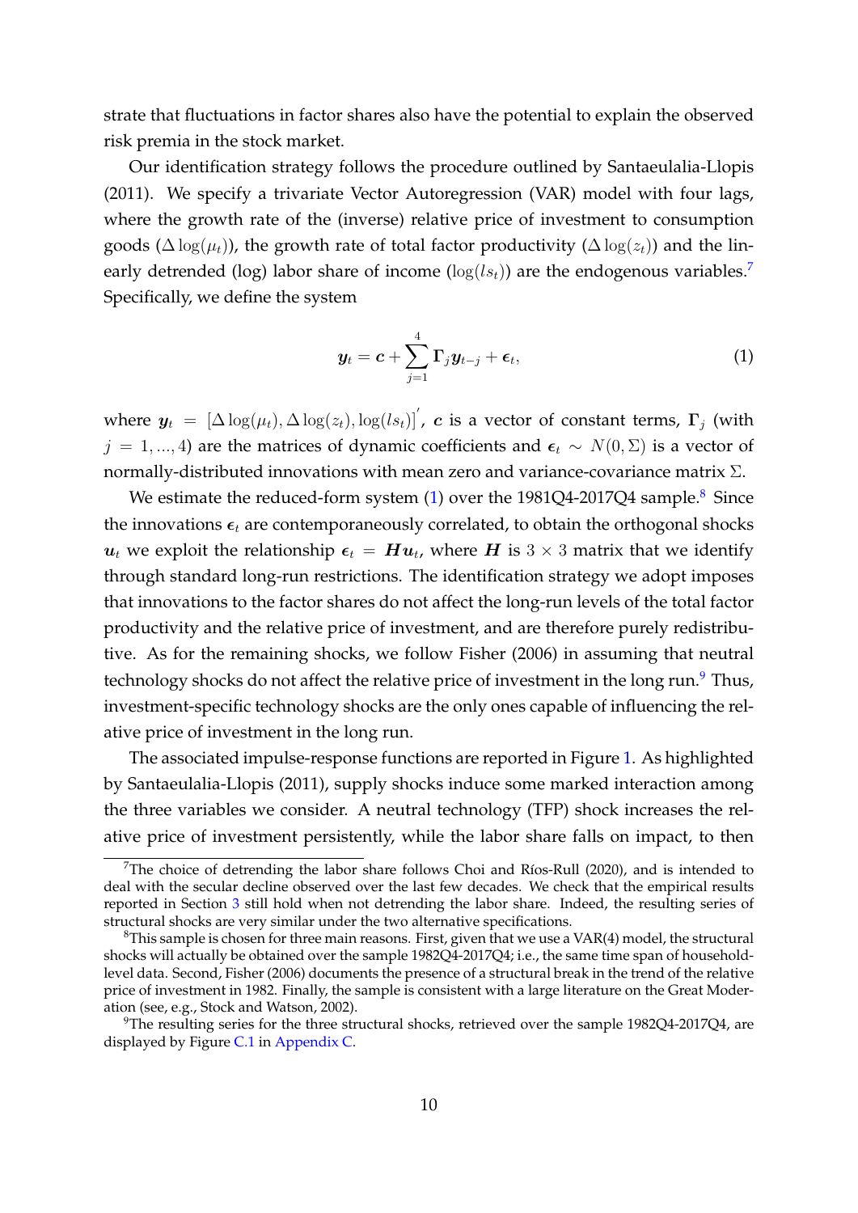strate that fluctuations in factor shares also have the potential to explain the observed risk premia in the stock market.

Our identification strategy follows the procedure outlined by Santaeulalia-Llopis (2011). We specify a trivariate Vector Autoregression (VAR) model with four lags, where the growth rate of the (inverse) relative price of investment to consumption goods ($\Delta \log(\mu_t)$), the growth rate of total factor productivity ($\Delta \log(z_t)$) and the linearly detrended (log) labor share of income ($\log(ls_t)$) are the endogenous variables.[7] Specifically, we define the system

$$\boldsymbol{y}_t = \boldsymbol{c} + \sum_{j=1}^{4} \boldsymbol{\Gamma}_j \boldsymbol{y}_{t-j} + \boldsymbol{\epsilon}_t, \tag{1}$$

where $\boldsymbol{y}_t = [\Delta \log(\mu_t), \Delta \log(z_t), \log(ls_t)]'$, $\boldsymbol{c}$ is a vector of constant terms, $\boldsymbol{\Gamma}_j$ (with $j = 1, ..., 4$) are the matrices of dynamic coefficients and $\boldsymbol{\epsilon}_t \sim N(0, \Sigma)$ is a vector of normally-distributed innovations with mean zero and variance-covariance matrix $\Sigma$.

We estimate the reduced-form system (1) over the 1981Q4-2017Q4 sample.[8] Since the innovations $\boldsymbol{\epsilon}_t$ are contemporaneously correlated, to obtain the orthogonal shocks $\boldsymbol{u}_t$ we exploit the relationship $\boldsymbol{\epsilon}_t = \boldsymbol{H}\boldsymbol{u}_t$, where $\boldsymbol{H}$ is $3 \times 3$ matrix that we identify through standard long-run restrictions. The identification strategy we adopt imposes that innovations to the factor shares do not affect the long-run levels of the total factor productivity and the relative price of investment, and are therefore purely redistributive. As for the remaining shocks, we follow Fisher (2006) in assuming that neutral technology shocks do not affect the relative price of investment in the long run.[9] Thus, investment-specific technology shocks are the only ones capable of influencing the relative price of investment in the long run.

The associated impulse-response functions are reported in Figure 1. As highlighted by Santaeulalia-Llopis (2011), supply shocks induce some marked interaction among the three variables we consider. A neutral technology (TFP) shock increases the relative price of investment persistently, while the labor share falls on impact, to then

---

[7] The choice of detrending the labor share follows Choi and Ríos-Rull (2020), and is intended to deal with the secular decline observed over the last few decades. We check that the empirical results reported in Section 3 still hold when not detrending the labor share. Indeed, the resulting series of structural shocks are very similar under the two alternative specifications.

[8] This sample is chosen for three main reasons. First, given that we use a VAR(4) model, the structural shocks will actually be obtained over the sample 1982Q4-2017Q4; i.e., the same time span of household-level data. Second, Fisher (2006) documents the presence of a structural break in the trend of the relative price of investment in 1982. Finally, the sample is consistent with a large literature on the Great Moderation (see, e.g., Stock and Watson, 2002).

[9] The resulting series for the three structural shocks, retrieved over the sample 1982Q4-2017Q4, are displayed by Figure C.1 in Appendix C.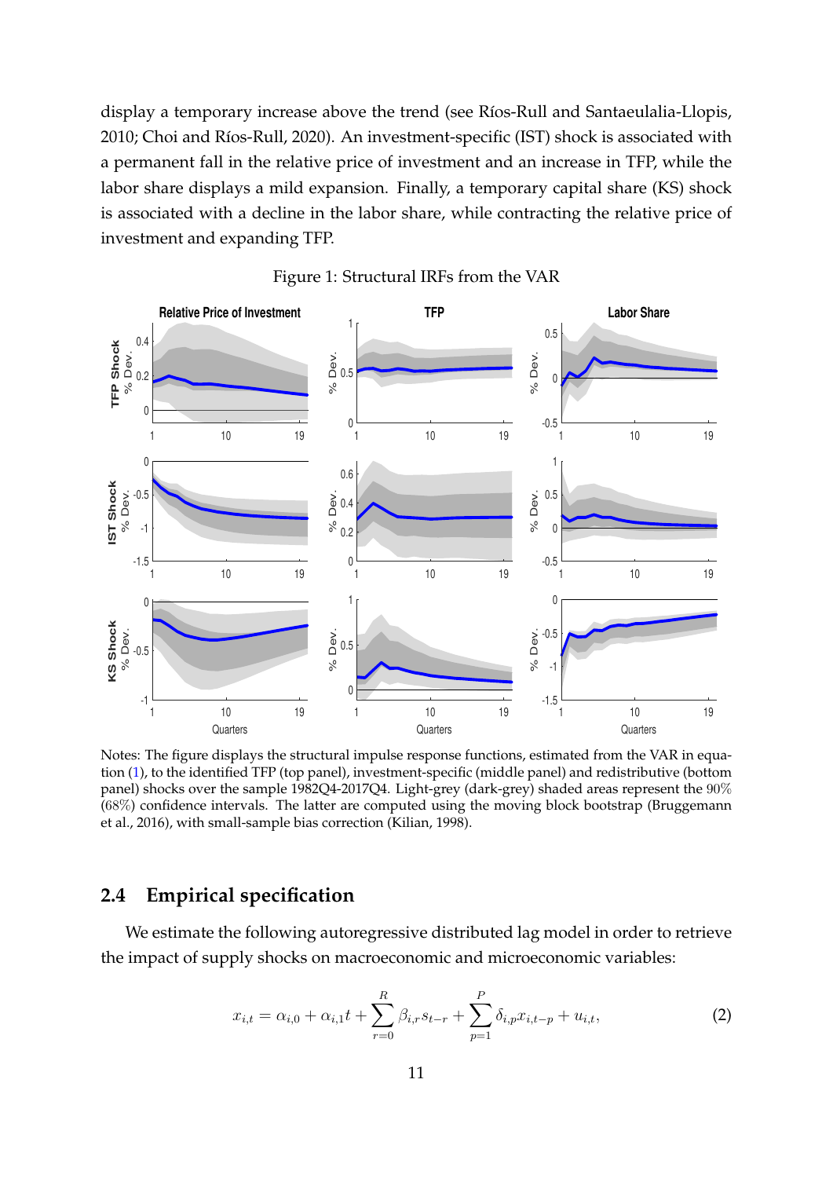display a temporary increase above the trend (see Ríos-Rull and Santaeulalia-Llopis, 2010; Choi and Ríos-Rull, 2020). An investment-specific (IST) shock is associated with a permanent fall in the relative price of investment and an increase in TFP, while the labor share displays a mild expansion. Finally, a temporary capital share (KS) shock is associated with a decline in the labor share, while contracting the relative price of investment and expanding TFP.

Figure 1: Structural IRFs from the VAR

Notes: The figure displays the structural impulse response functions, estimated from the VAR in equation (1), to the identified TFP (top panel), investment-specific (middle panel) and redistributive (bottom panel) shocks over the sample 1982Q4-2017Q4. Light-grey (dark-grey) shaded areas represent the 90% (68%) confidence intervals. The latter are computed using the moving block bootstrap (Bruggemann et al., 2016), with small-sample bias correction (Kilian, 1998).

## 2.4 Empirical specification

We estimate the following autoregressive distributed lag model in order to retrieve the impact of supply shocks on macroeconomic and microeconomic variables:

$$x_{i,t} = \alpha_{i,0} + \alpha_{i,1}t + \sum_{r=0}^{R} \beta_{i,r} s_{t-r} + \sum_{p=1}^{P} \delta_{i,p} x_{i,t-p} + u_{i,t}, \tag{2}$$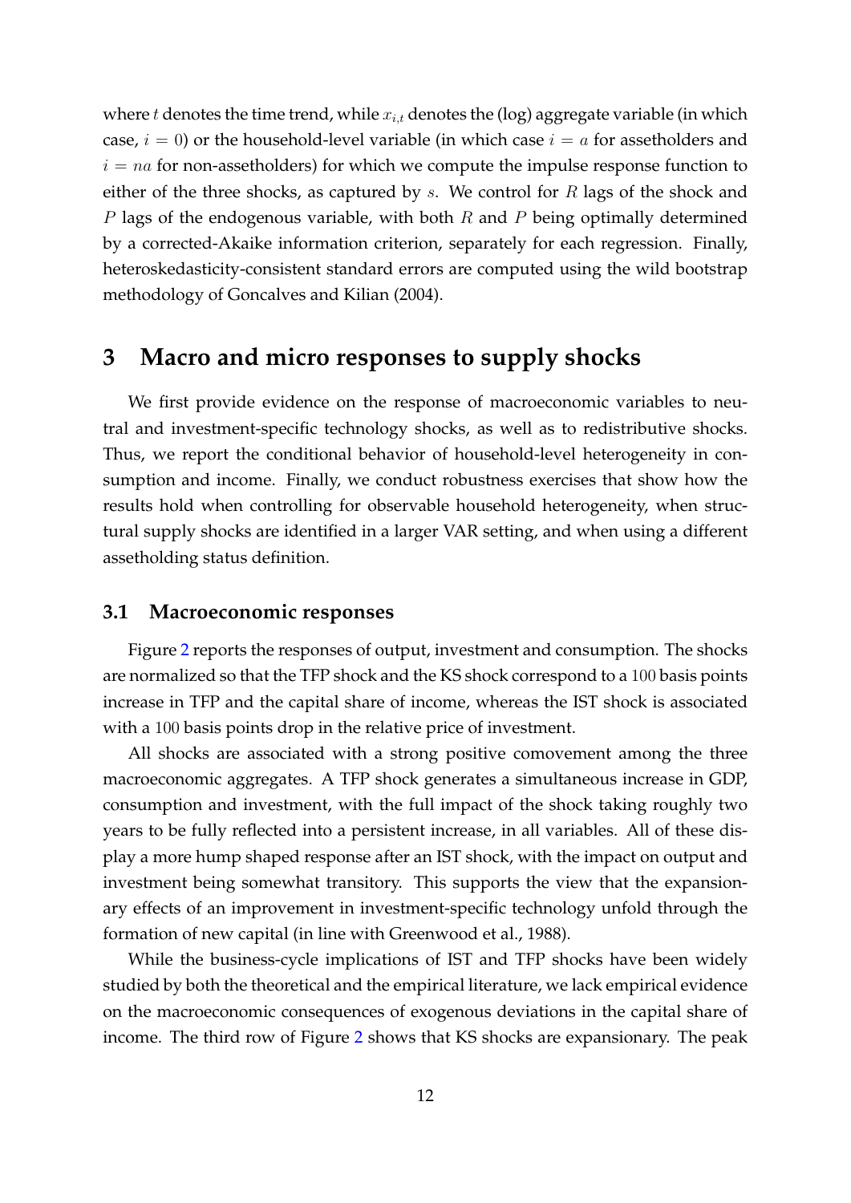where $t$ denotes the time trend, while $x_{i,t}$ denotes the (log) aggregate variable (in which case, $i = 0$) or the household-level variable (in which case $i = a$ for assetholders and $i = na$ for non-assetholders) for which we compute the impulse response function to either of the three shocks, as captured by $s$. We control for $R$ lags of the shock and $P$ lags of the endogenous variable, with both $R$ and $P$ being optimally determined by a corrected-Akaike information criterion, separately for each regression. Finally, heteroskedasticity-consistent standard errors are computed using the wild bootstrap methodology of Goncalves and Kilian (2004).

# 3 Macro and micro responses to supply shocks

We first provide evidence on the response of macroeconomic variables to neutral and investment-specific technology shocks, as well as to redistributive shocks. Thus, we report the conditional behavior of household-level heterogeneity in consumption and income. Finally, we conduct robustness exercises that show how the results hold when controlling for observable household heterogeneity, when structural supply shocks are identified in a larger VAR setting, and when using a different assetholding status definition.

## 3.1 Macroeconomic responses

Figure 2 reports the responses of output, investment and consumption. The shocks are normalized so that the TFP shock and the KS shock correspond to a $100$ basis points increase in TFP and the capital share of income, whereas the IST shock is associated with a $100$ basis points drop in the relative price of investment.

All shocks are associated with a strong positive comovement among the three macroeconomic aggregates. A TFP shock generates a simultaneous increase in GDP, consumption and investment, with the full impact of the shock taking roughly two years to be fully reflected into a persistent increase, in all variables. All of these display a more hump shaped response after an IST shock, with the impact on output and investment being somewhat transitory. This supports the view that the expansionary effects of an improvement in investment-specific technology unfold through the formation of new capital (in line with Greenwood et al., 1988).

While the business-cycle implications of IST and TFP shocks have been widely studied by both the theoretical and the empirical literature, we lack empirical evidence on the macroeconomic consequences of exogenous deviations in the capital share of income. The third row of Figure 2 shows that KS shocks are expansionary. The peak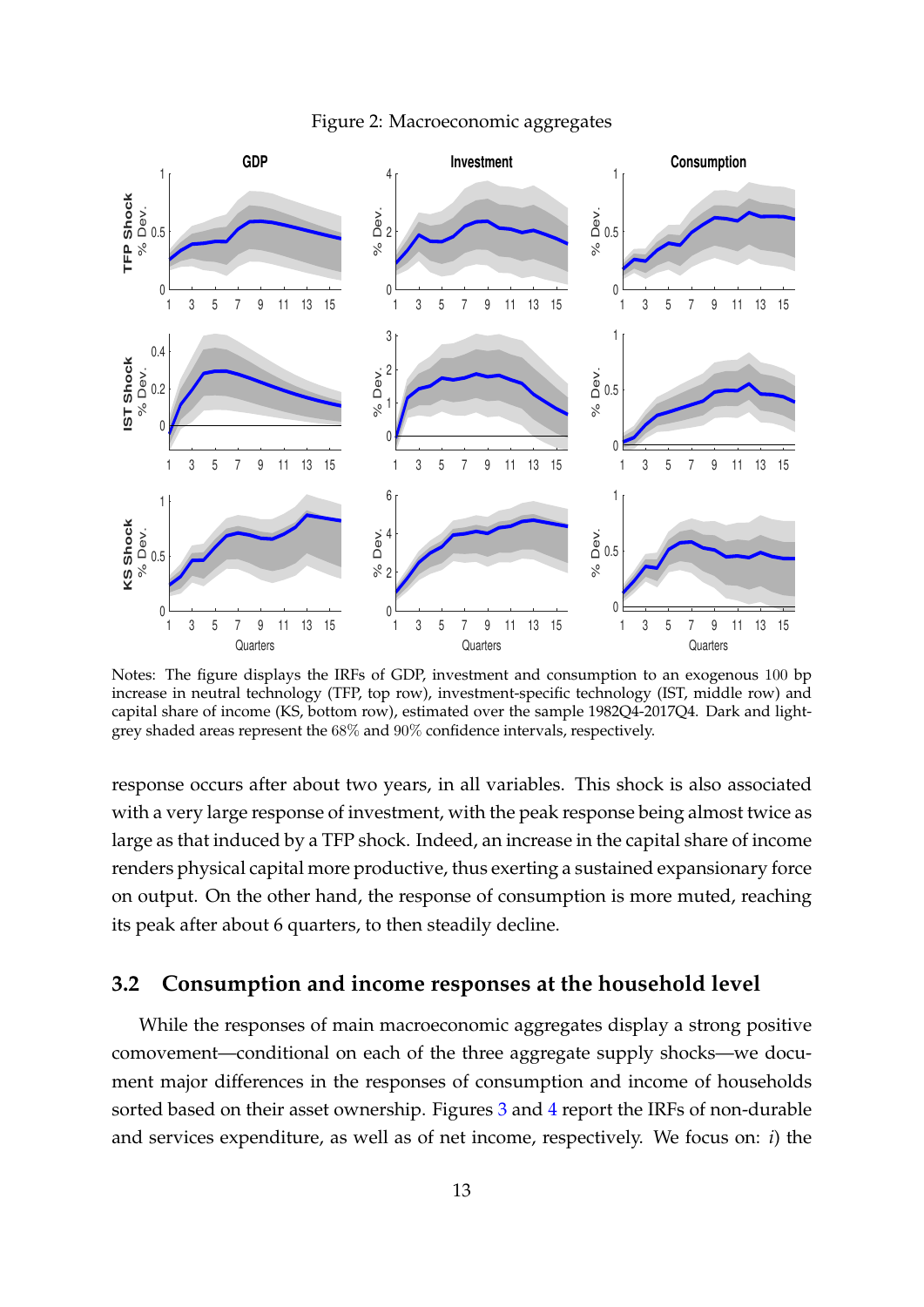Figure 2: Macroeconomic aggregates

Notes: The figure displays the IRFs of GDP, investment and consumption to an exogenous 100 bp increase in neutral technology (TFP, top row), investment-specific technology (IST, middle row) and capital share of income (KS, bottom row), estimated over the sample 1982Q4-2017Q4. Dark and light-grey shaded areas represent the 68% and 90% confidence intervals, respectively.

response occurs after about two years, in all variables. This shock is also associated with a very large response of investment, with the peak response being almost twice as large as that induced by a TFP shock. Indeed, an increase in the capital share of income renders physical capital more productive, thus exerting a sustained expansionary force on output. On the other hand, the response of consumption is more muted, reaching its peak after about 6 quarters, to then steadily decline.

## 3.2 Consumption and income responses at the household level

While the responses of main macroeconomic aggregates display a strong positive comovement—conditional on each of the three aggregate supply shocks—we document major differences in the responses of consumption and income of households sorted based on their asset ownership. Figures 3 and 4 report the IRFs of non-durable and services expenditure, as well as of net income, respectively. We focus on: *i*) the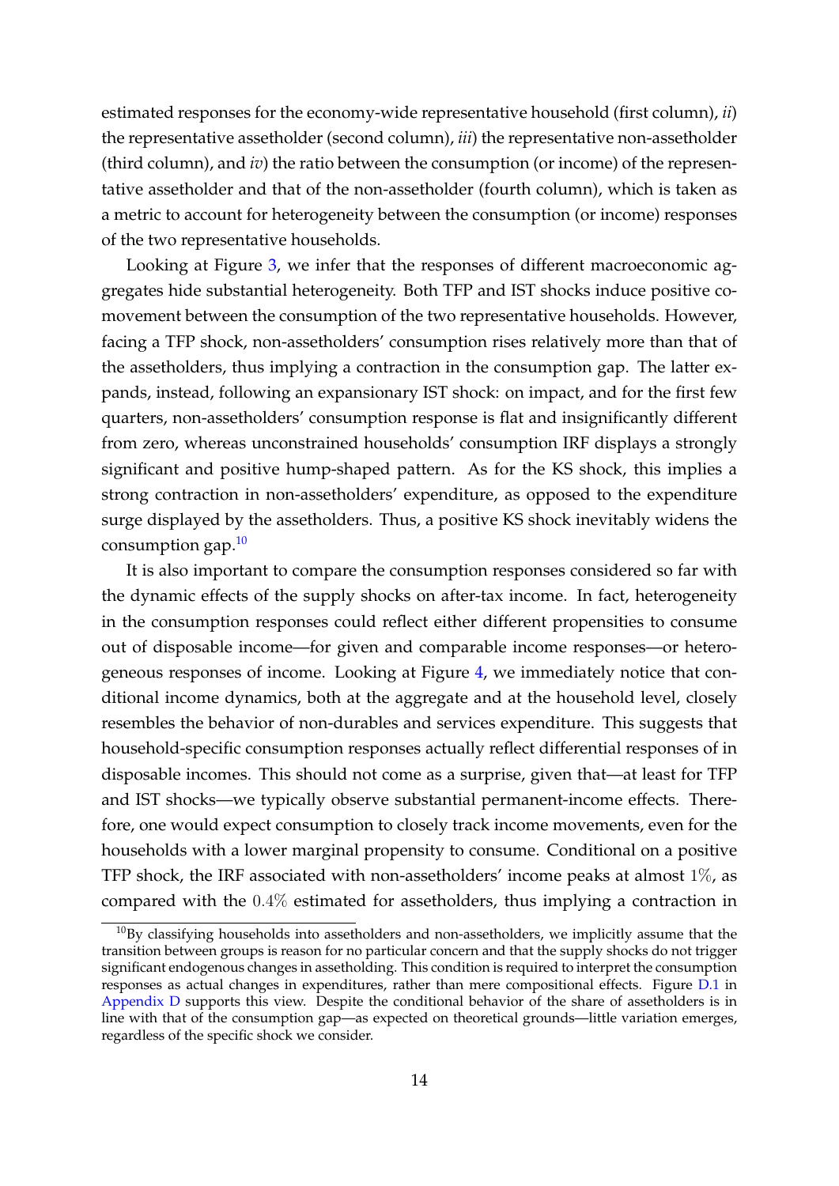estimated responses for the economy-wide representative household (first column), *ii*) the representative assetholder (second column), *iii*) the representative non-assetholder (third column), and *iv*) the ratio between the consumption (or income) of the representative assetholder and that of the non-assetholder (fourth column), which is taken as a metric to account for heterogeneity between the consumption (or income) responses of the two representative households.

Looking at Figure 3, we infer that the responses of different macroeconomic aggregates hide substantial heterogeneity. Both TFP and IST shocks induce positive comovement between the consumption of the two representative households. However, facing a TFP shock, non-assetholders' consumption rises relatively more than that of the assetholders, thus implying a contraction in the consumption gap. The latter expands, instead, following an expansionary IST shock: on impact, and for the first few quarters, non-assetholders' consumption response is flat and insignificantly different from zero, whereas unconstrained households' consumption IRF displays a strongly significant and positive hump-shaped pattern. As for the KS shock, this implies a strong contraction in non-assetholders' expenditure, as opposed to the expenditure surge displayed by the assetholders. Thus, a positive KS shock inevitably widens the consumption gap.[10]

It is also important to compare the consumption responses considered so far with the dynamic effects of the supply shocks on after-tax income. In fact, heterogeneity in the consumption responses could reflect either different propensities to consume out of disposable income—for given and comparable income responses—or heterogeneous responses of income. Looking at Figure 4, we immediately notice that conditional income dynamics, both at the aggregate and at the household level, closely resembles the behavior of non-durables and services expenditure. This suggests that household-specific consumption responses actually reflect differential responses of in disposable incomes. This should not come as a surprise, given that—at least for TFP and IST shocks—we typically observe substantial permanent-income effects. Therefore, one would expect consumption to closely track income movements, even for the households with a lower marginal propensity to consume. Conditional on a positive TFP shock, the IRF associated with non-assetholders' income peaks at almost $1\%$, as compared with the $0.4\%$ estimated for assetholders, thus implying a contraction in

[10] By classifying households into assetholders and non-assetholders, we implicitly assume that the transition between groups is reason for no particular concern and that the supply shocks do not trigger significant endogenous changes in assetholding. This condition is required to interpret the consumption responses as actual changes in expenditures, rather than mere compositional effects. Figure D.1 in Appendix D supports this view. Despite the conditional behavior of the share of assetholders is in line with that of the consumption gap—as expected on theoretical grounds—little variation emerges, regardless of the specific shock we consider.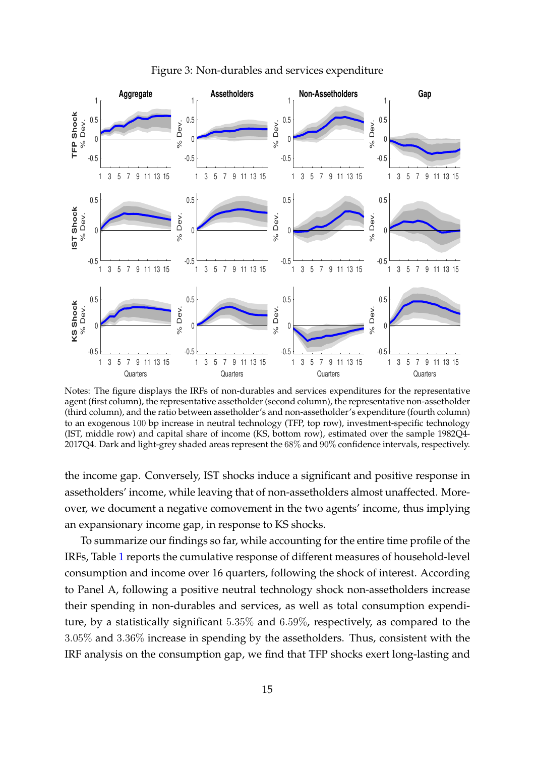Figure 3: Non-durables and services expenditure

Notes: The figure displays the IRFs of non-durables and services expenditures for the representative agent (first column), the representative assetholder (second column), the representative non-assetholder (third column), and the ratio between assetholder's and non-assetholder's expenditure (fourth column) to an exogenous 100 bp increase in neutral technology (TFP, top row), investment-specific technology (IST, middle row) and capital share of income (KS, bottom row), estimated over the sample 1982Q4-2017Q4. Dark and light-grey shaded areas represent the 68% and 90% confidence intervals, respectively.

the income gap. Conversely, IST shocks induce a significant and positive response in assetholders' income, while leaving that of non-assetholders almost unaffected. Moreover, we document a negative comovement in the two agents' income, thus implying an expansionary income gap, in response to KS shocks.

To summarize our findings so far, while accounting for the entire time profile of the IRFs, Table 1 reports the cumulative response of different measures of household-level consumption and income over 16 quarters, following the shock of interest. According to Panel A, following a positive neutral technology shock non-assetholders increase their spending in non-durables and services, as well as total consumption expenditure, by a statistically significant $5.35\%$ and $6.59\%$, respectively, as compared to the $3.05\%$ and $3.36\%$ increase in spending by the assetholders. Thus, consistent with the IRF analysis on the consumption gap, we find that TFP shocks exert long-lasting and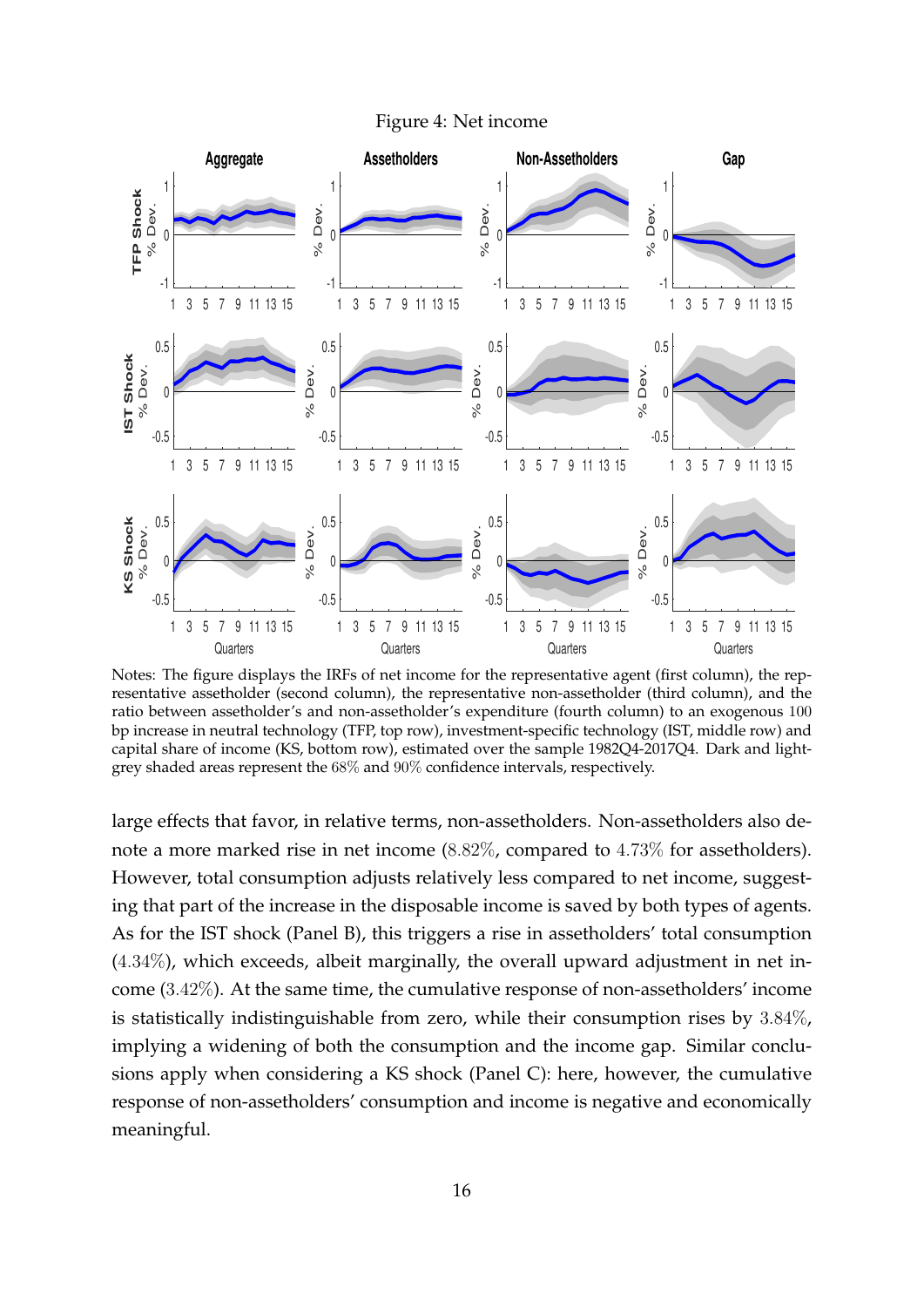Figure 4: Net income

Notes: The figure displays the IRFs of net income for the representative agent (first column), the representative assetholder (second column), the representative non-assetholder (third column), and the ratio between assetholder's and non-assetholder's expenditure (fourth column) to an exogenous 100 bp increase in neutral technology (TFP, top row), investment-specific technology (IST, middle row) and capital share of income (KS, bottom row), estimated over the sample 1982Q4-2017Q4. Dark and light-grey shaded areas represent the 68% and 90% confidence intervals, respectively.

large effects that favor, in relative terms, non-assetholders. Non-assetholders also denote a more marked rise in net income (8.82%, compared to 4.73% for assetholders). However, total consumption adjusts relatively less compared to net income, suggesting that part of the increase in the disposable income is saved by both types of agents. As for the IST shock (Panel B), this triggers a rise in assetholders' total consumption (4.34%), which exceeds, albeit marginally, the overall upward adjustment in net income (3.42%). At the same time, the cumulative response of non-assetholders' income is statistically indistinguishable from zero, while their consumption rises by 3.84%, implying a widening of both the consumption and the income gap. Similar conclusions apply when considering a KS shock (Panel C): here, however, the cumulative response of non-assetholders' consumption and income is negative and economically meaningful.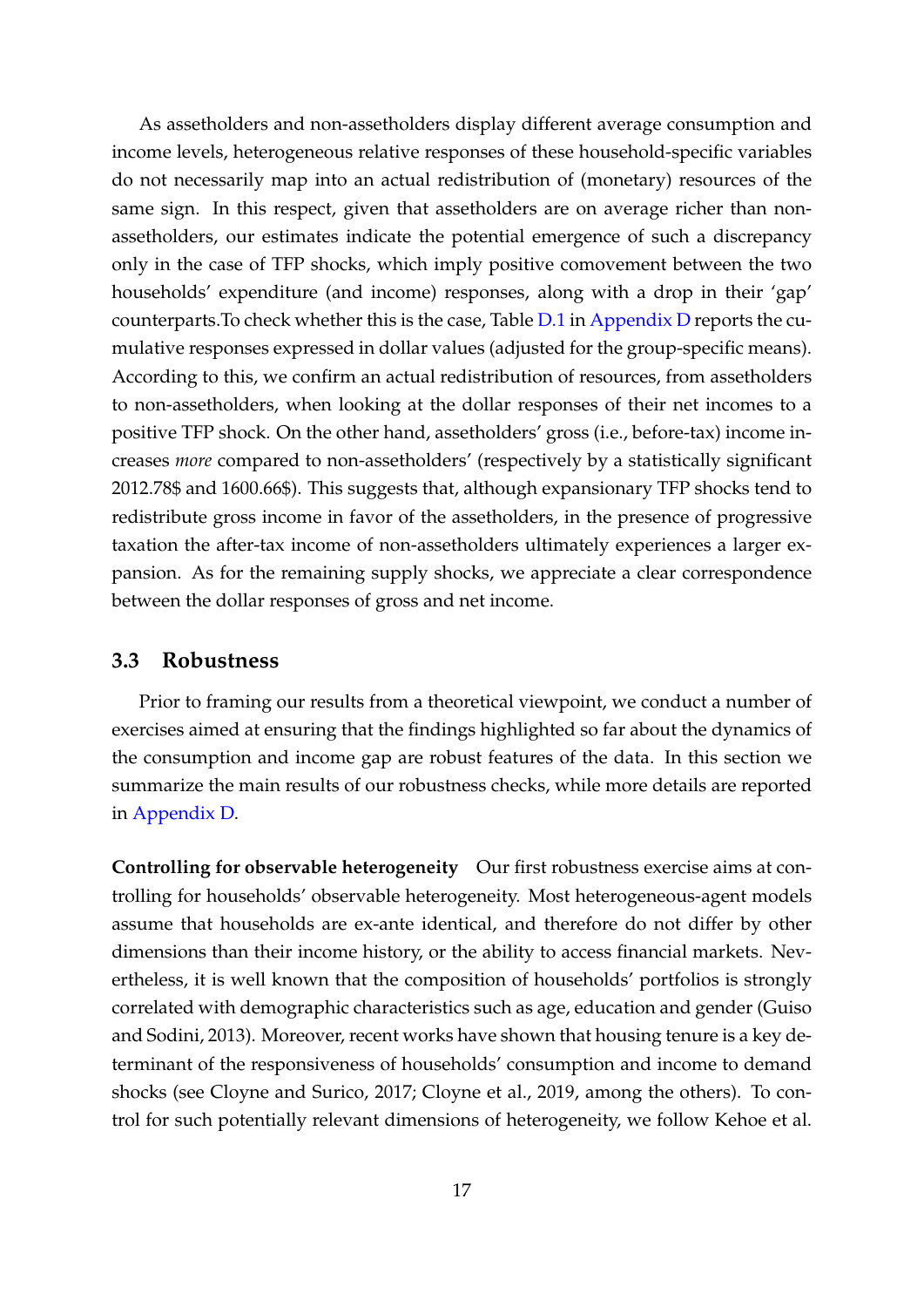As assetholders and non-assetholders display different average consumption and income levels, heterogeneous relative responses of these household-specific variables do not necessarily map into an actual redistribution of (monetary) resources of the same sign. In this respect, given that assetholders are on average richer than non-assetholders, our estimates indicate the potential emergence of such a discrepancy only in the case of TFP shocks, which imply positive comovement between the two households' expenditure (and income) responses, along with a drop in their 'gap' counterparts.To check whether this is the case, Table D.1 in Appendix D reports the cumulative responses expressed in dollar values (adjusted for the group-specific means). According to this, we confirm an actual redistribution of resources, from assetholders to non-assetholders, when looking at the dollar responses of their net incomes to a positive TFP shock. On the other hand, assetholders' gross (i.e., before-tax) income increases *more* compared to non-assetholders' (respectively by a statistically significant 2012.78$ and 1600.66$). This suggests that, although expansionary TFP shocks tend to redistribute gross income in favor of the assetholders, in the presence of progressive taxation the after-tax income of non-assetholders ultimately experiences a larger expansion. As for the remaining supply shocks, we appreciate a clear correspondence between the dollar responses of gross and net income.

## 3.3 Robustness

Prior to framing our results from a theoretical viewpoint, we conduct a number of exercises aimed at ensuring that the findings highlighted so far about the dynamics of the consumption and income gap are robust features of the data. In this section we summarize the main results of our robustness checks, while more details are reported in Appendix D.

**Controlling for observable heterogeneity** Our first robustness exercise aims at controlling for households' observable heterogeneity. Most heterogeneous-agent models assume that households are ex-ante identical, and therefore do not differ by other dimensions than their income history, or the ability to access financial markets. Nevertheless, it is well known that the composition of households' portfolios is strongly correlated with demographic characteristics such as age, education and gender (Guiso and Sodini, 2013). Moreover, recent works have shown that housing tenure is a key determinant of the responsiveness of households' consumption and income to demand shocks (see Cloyne and Surico, 2017; Cloyne et al., 2019, among the others). To control for such potentially relevant dimensions of heterogeneity, we follow Kehoe et al.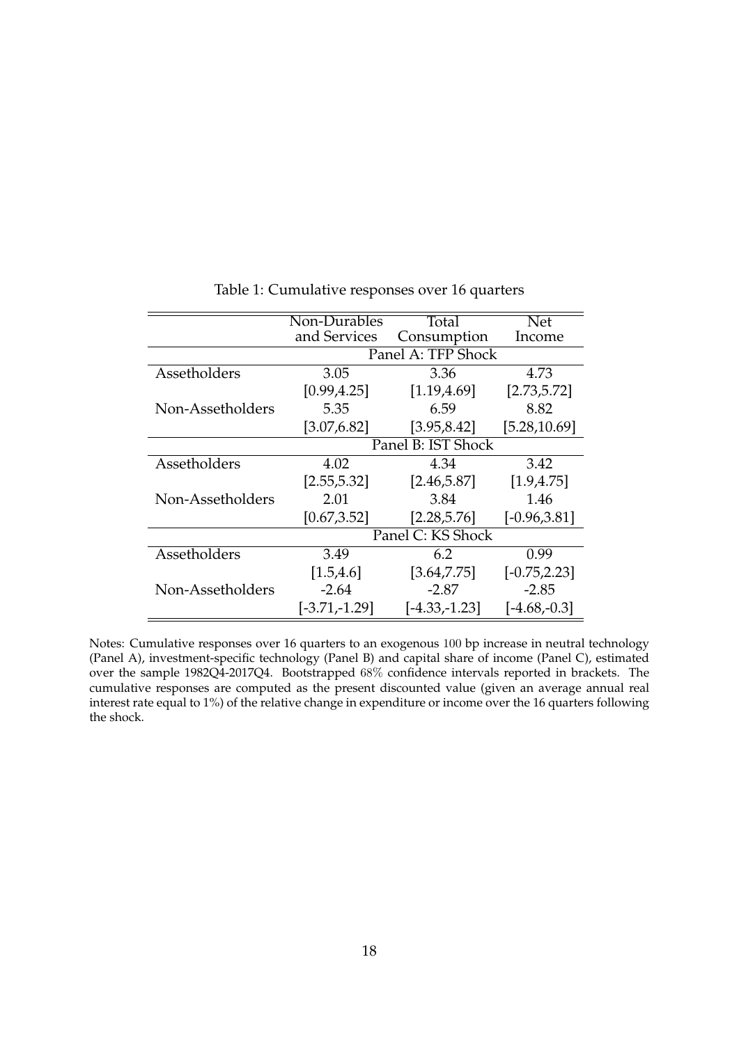Table 1: Cumulative responses over 16 quarters

| | Non-Durables and Services | Total Consumption | Net Income |
|---|---|---|---|
| | Panel A: TFP Shock | | |
| Assetholders | 3.05 | 3.36 | 4.73 |
| | [0.99,4.25] | [1.19,4.69] | [2.73,5.72] |
| Non-Assetholders | 5.35 | 6.59 | 8.82 |
| | [3.07,6.82] | [3.95,8.42] | [5.28,10.69] |
| | Panel B: IST Shock | | |
| Assetholders | 4.02 | 4.34 | 3.42 |
| | [2.55,5.32] | [2.46,5.87] | [1.9,4.75] |
| Non-Assetholders | 2.01 | 3.84 | 1.46 |
| | [0.67,3.52] | [2.28,5.76] | [-0.96,3.81] |
| | Panel C: KS Shock | | |
| Assetholders | 3.49 | 6.2 | 0.99 |
| | [1.5,4.6] | [3.64,7.75] | [-0.75,2.23] |
| Non-Assetholders | -2.64 | -2.87 | -2.85 |
| | [-3.71,-1.29] | [-4.33,-1.23] | [-4.68,-0.3] |

Notes: Cumulative responses over 16 quarters to an exogenous 100 bp increase in neutral technology (Panel A), investment-specific technology (Panel B) and capital share of income (Panel C), estimated over the sample 1982Q4-2017Q4. Bootstrapped 68% confidence intervals reported in brackets. The cumulative responses are computed as the present discounted value (given an average annual real interest rate equal to 1%) of the relative change in expenditure or income over the 16 quarters following the shock.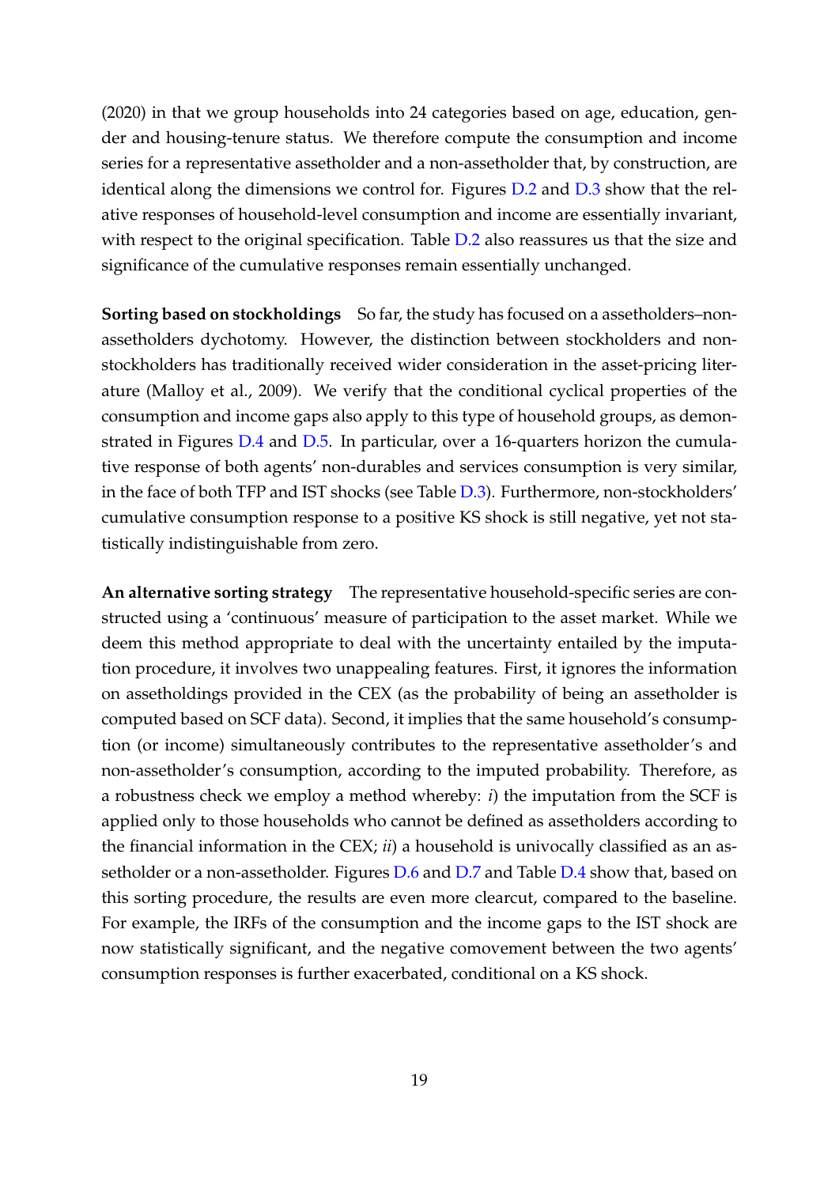(2020) in that we group households into 24 categories based on age, education, gender and housing-tenure status. We therefore compute the consumption and income series for a representative assetholder and a non-assetholder that, by construction, are identical along the dimensions we control for. Figures D.2 and D.3 show that the relative responses of household-level consumption and income are essentially invariant, with respect to the original specification. Table D.2 also reassures us that the size and significance of the cumulative responses remain essentially unchanged.

**Sorting based on stockholdings** So far, the study has focused on a assetholders–non-assetholders dychotomy. However, the distinction between stockholders and non-stockholders has traditionally received wider consideration in the asset-pricing literature (Malloy et al., 2009). We verify that the conditional cyclical properties of the consumption and income gaps also apply to this type of household groups, as demonstrated in Figures D.4 and D.5. In particular, over a 16-quarters horizon the cumulative response of both agents' non-durables and services consumption is very similar, in the face of both TFP and IST shocks (see Table D.3). Furthermore, non-stockholders' cumulative consumption response to a positive KS shock is still negative, yet not statistically indistinguishable from zero.

**An alternative sorting strategy** The representative household-specific series are constructed using a 'continuous' measure of participation to the asset market. While we deem this method appropriate to deal with the uncertainty entailed by the imputation procedure, it involves two unappealing features. First, it ignores the information on assetholdings provided in the CEX (as the probability of being an assetholder is computed based on SCF data). Second, it implies that the same household's consumption (or income) simultaneously contributes to the representative assetholder's and non-assetholder's consumption, according to the imputed probability. Therefore, as a robustness check we employ a method whereby: *i*) the imputation from the SCF is applied only to those households who cannot be defined as assetholders according to the financial information in the CEX; *ii*) a household is univocally classified as an assetholder or a non-assetholder. Figures D.6 and D.7 and Table D.4 show that, based on this sorting procedure, the results are even more clearcut, compared to the baseline. For example, the IRFs of the consumption and the income gaps to the IST shock are now statistically significant, and the negative comovement between the two agents' consumption responses is further exacerbated, conditional on a KS shock.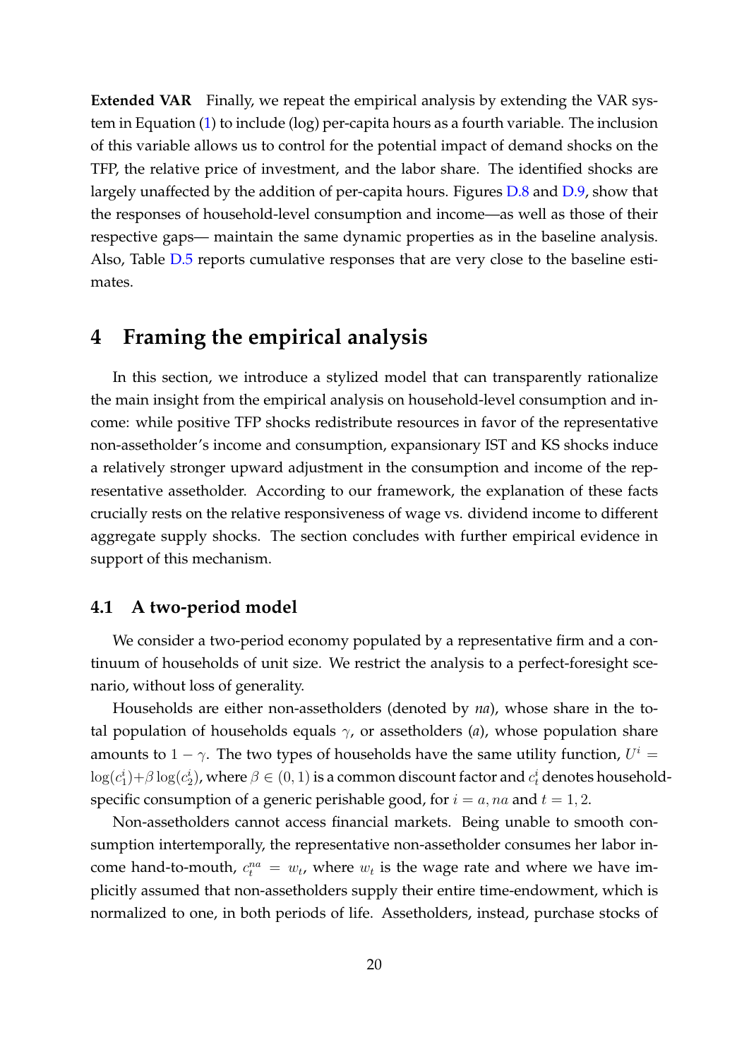**Extended VAR** Finally, we repeat the empirical analysis by extending the VAR system in Equation (1) to include (log) per-capita hours as a fourth variable. The inclusion of this variable allows us to control for the potential impact of demand shocks on the TFP, the relative price of investment, and the labor share. The identified shocks are largely unaffected by the addition of per-capita hours. Figures D.8 and D.9, show that the responses of household-level consumption and income—as well as those of their respective gaps— maintain the same dynamic properties as in the baseline analysis. Also, Table D.5 reports cumulative responses that are very close to the baseline estimates.

# 4 Framing the empirical analysis

In this section, we introduce a stylized model that can transparently rationalize the main insight from the empirical analysis on household-level consumption and income: while positive TFP shocks redistribute resources in favor of the representative non-assetholder's income and consumption, expansionary IST and KS shocks induce a relatively stronger upward adjustment in the consumption and income of the representative assetholder. According to our framework, the explanation of these facts crucially rests on the relative responsiveness of wage vs. dividend income to different aggregate supply shocks. The section concludes with further empirical evidence in support of this mechanism.

## 4.1 A two-period model

We consider a two-period economy populated by a representative firm and a continuum of households of unit size. We restrict the analysis to a perfect-foresight scenario, without loss of generality.

Households are either non-assetholders (denoted by *na*), whose share in the total population of households equals $\gamma$, or assetholders (*a*), whose population share amounts to $1-\gamma$. The two types of households have the same utility function, $U^i = \log(c_1^i)+\beta\log(c_2^i)$, where $\beta \in (0,1)$ is a common discount factor and $c_t^i$ denotes household-specific consumption of a generic perishable good, for $i = a, na$ and $t = 1, 2$.

Non-assetholders cannot access financial markets. Being unable to smooth consumption intertemporally, the representative non-assetholder consumes her labor income hand-to-mouth, $c_t^{na} = w_t$, where $w_t$ is the wage rate and where we have implicitly assumed that non-assetholders supply their entire time-endowment, which is normalized to one, in both periods of life. Assetholders, instead, purchase stocks of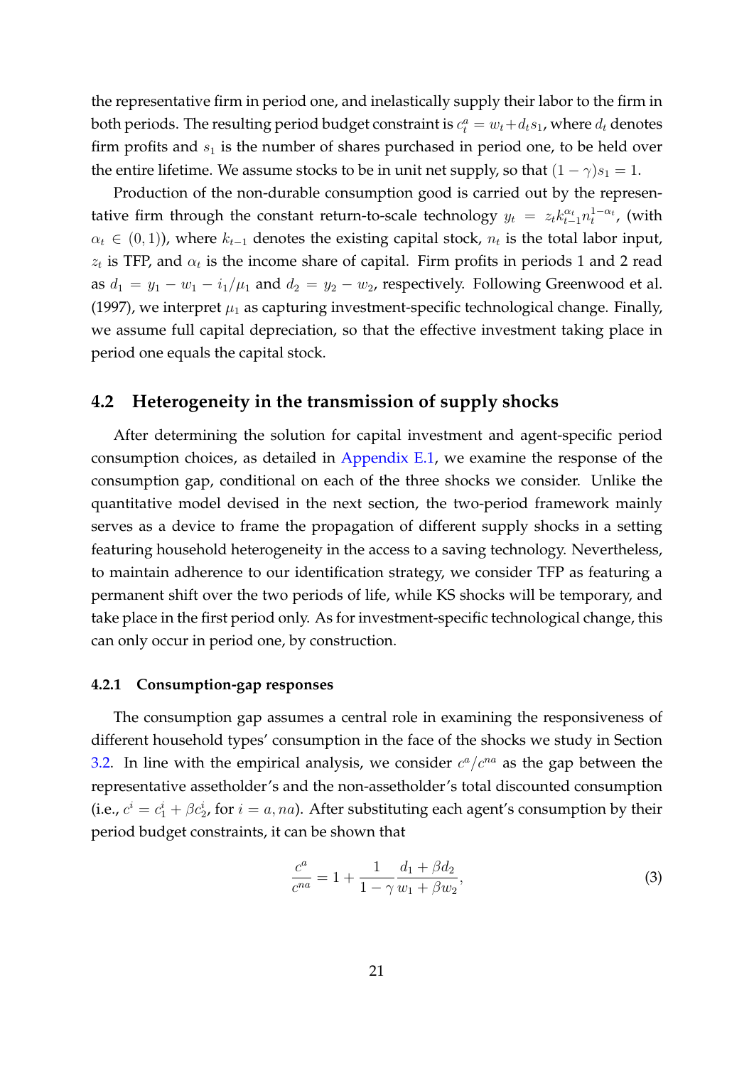the representative firm in period one, and inelastically supply their labor to the firm in both periods. The resulting period budget constraint is $c_t^a = w_t + d_t s_1$, where $d_t$ denotes firm profits and $s_1$ is the number of shares purchased in period one, to be held over the entire lifetime. We assume stocks to be in unit net supply, so that $(1-\gamma)s_1 = 1$.

Production of the non-durable consumption good is carried out by the representative firm through the constant return-to-scale technology $y_t = z_t k_{t-1}^{\alpha_t} n_t^{1-\alpha_t}$, (with $\alpha_t \in (0,1)$), where $k_{t-1}$ denotes the existing capital stock, $n_t$ is the total labor input, $z_t$ is TFP, and $\alpha_t$ is the income share of capital. Firm profits in periods 1 and 2 read as $d_1 = y_1 - w_1 - i_1/\mu_1$ and $d_2 = y_2 - w_2$, respectively. Following Greenwood et al. (1997), we interpret $\mu_1$ as capturing investment-specific technological change. Finally, we assume full capital depreciation, so that the effective investment taking place in period one equals the capital stock.

## 4.2 Heterogeneity in the transmission of supply shocks

After determining the solution for capital investment and agent-specific period consumption choices, as detailed in Appendix E.1, we examine the response of the consumption gap, conditional on each of the three shocks we consider. Unlike the quantitative model devised in the next section, the two-period framework mainly serves as a device to frame the propagation of different supply shocks in a setting featuring household heterogeneity in the access to a saving technology. Nevertheless, to maintain adherence to our identification strategy, we consider TFP as featuring a permanent shift over the two periods of life, while KS shocks will be temporary, and take place in the first period only. As for investment-specific technological change, this can only occur in period one, by construction.

### 4.2.1 Consumption-gap responses

The consumption gap assumes a central role in examining the responsiveness of different household types' consumption in the face of the shocks we study in Section 3.2. In line with the empirical analysis, we consider $c^a/c^{na}$ as the gap between the representative assetholder's and the non-assetholder's total discounted consumption (i.e., $c^i = c_1^i + \beta c_2^i$, for $i = a, na$). After substituting each agent's consumption by their period budget constraints, it can be shown that

$$\frac{c^a}{c^{na}} = 1 + \frac{1}{1-\gamma}\frac{d_1 + \beta d_2}{w_1 + \beta w_2}, \tag{3}$$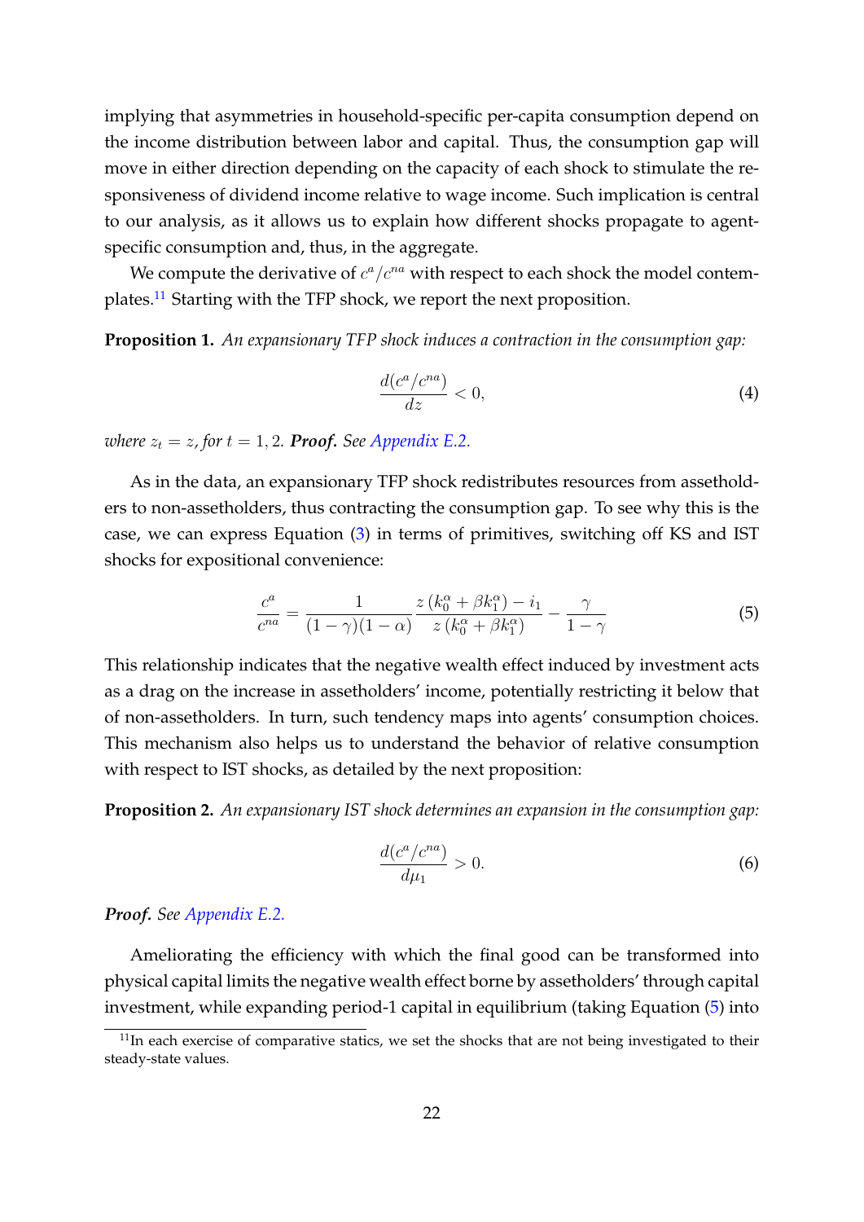implying that asymmetries in household-specific per-capita consumption depend on the income distribution between labor and capital. Thus, the consumption gap will move in either direction depending on the capacity of each shock to stimulate the responsiveness of dividend income relative to wage income. Such implication is central to our analysis, as it allows us to explain how different shocks propagate to agent-specific consumption and, thus, in the aggregate.

We compute the derivative of $c^a/c^{na}$ with respect to each shock the model contemplates.[11] Starting with the TFP shock, we report the next proposition.

**Proposition 1.** *An expansionary TFP shock induces a contraction in the consumption gap:*

$$\frac{d(c^a/c^{na})}{dz} < 0, \tag{4}$$

*where $z_t = z$, for $t = 1, 2$.* ***Proof.*** *See Appendix E.2.*

As in the data, an expansionary TFP shock redistributes resources from assetholders to non-assetholders, thus contracting the consumption gap. To see why this is the case, we can express Equation (3) in terms of primitives, switching off KS and IST shocks for expositional convenience:

$$\frac{c^a}{c^{na}} = \frac{1}{(1-\gamma)(1-\alpha)} \frac{z\left(k_0^\alpha + \beta k_1^\alpha\right) - i_1}{z\left(k_0^\alpha + \beta k_1^\alpha\right)} - \frac{\gamma}{1-\gamma} \tag{5}$$

This relationship indicates that the negative wealth effect induced by investment acts as a drag on the increase in assetholders' income, potentially restricting it below that of non-assetholders. In turn, such tendency maps into agents' consumption choices. This mechanism also helps us to understand the behavior of relative consumption with respect to IST shocks, as detailed by the next proposition:

**Proposition 2.** *An expansionary IST shock determines an expansion in the consumption gap:*

$$\frac{d(c^a/c^{na})}{d\mu_1} > 0. \tag{6}$$

***Proof.*** *See Appendix E.2.*

Ameliorating the efficiency with which the final good can be transformed into physical capital limits the negative wealth effect borne by assetholders' through capital investment, while expanding period-1 capital in equilibrium (taking Equation (5) into

[11] In each exercise of comparative statics, we set the shocks that are not being investigated to their steady-state values.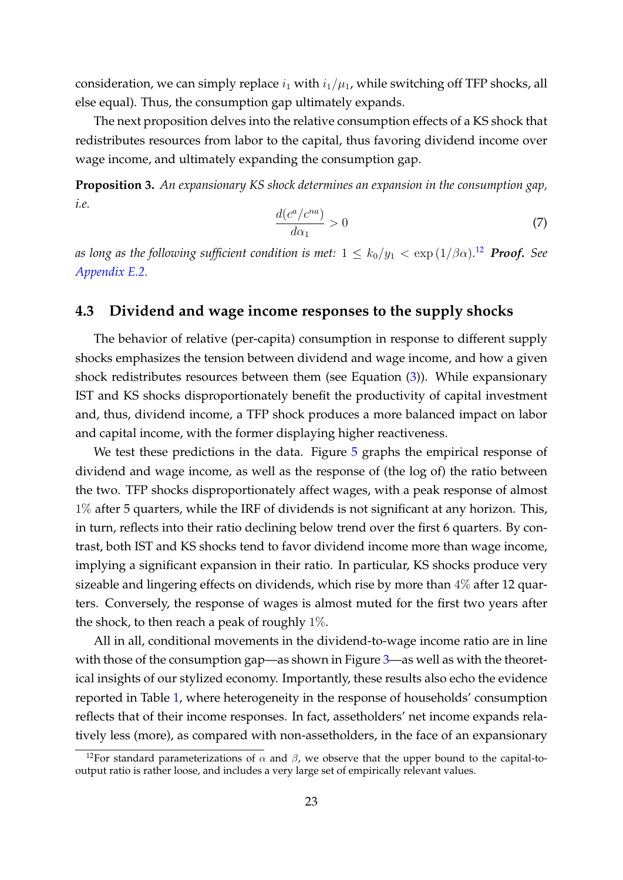consideration, we can simply replace $i_1$ with $i_1/\mu_1$, while switching off TFP shocks, all else equal). Thus, the consumption gap ultimately expands.

The next proposition delves into the relative consumption effects of a KS shock that redistributes resources from labor to the capital, thus favoring dividend income over wage income, and ultimately expanding the consumption gap.

**Proposition 3.** *An expansionary KS shock determines an expansion in the consumption gap, i.e.*

$$\frac{d(c^a/c^{na})}{d\alpha_1} > 0 \tag{7}$$

*as long as the following sufficient condition is met:* $1 \leq k_0/y_1 < \exp(1/\beta\alpha)$.[12] ***Proof.*** *See Appendix E.2.*

## 4.3 Dividend and wage income responses to the supply shocks

The behavior of relative (per-capita) consumption in response to different supply shocks emphasizes the tension between dividend and wage income, and how a given shock redistributes resources between them (see Equation (3)). While expansionary IST and KS shocks disproportionately benefit the productivity of capital investment and, thus, dividend income, a TFP shock produces a more balanced impact on labor and capital income, with the former displaying higher reactiveness.

We test these predictions in the data. Figure 5 graphs the empirical response of dividend and wage income, as well as the response of (the log of) the ratio between the two. TFP shocks disproportionately affect wages, with a peak response of almost $1\%$ after 5 quarters, while the IRF of dividends is not significant at any horizon. This, in turn, reflects into their ratio declining below trend over the first 6 quarters. By contrast, both IST and KS shocks tend to favor dividend income more than wage income, implying a significant expansion in their ratio. In particular, KS shocks produce very sizeable and lingering effects on dividends, which rise by more than $4\%$ after 12 quarters. Conversely, the response of wages is almost muted for the first two years after the shock, to then reach a peak of roughly $1\%$.

All in all, conditional movements in the dividend-to-wage income ratio are in line with those of the consumption gap—as shown in Figure 3—as well as with the theoretical insights of our stylized economy. Importantly, these results also echo the evidence reported in Table 1, where heterogeneity in the response of households' consumption reflects that of their income responses. In fact, assetholders' net income expands relatively less (more), as compared with non-assetholders, in the face of an expansionary

[12] For standard parameterizations of $\alpha$ and $\beta$, we observe that the upper bound to the capital-to-output ratio is rather loose, and includes a very large set of empirically relevant values.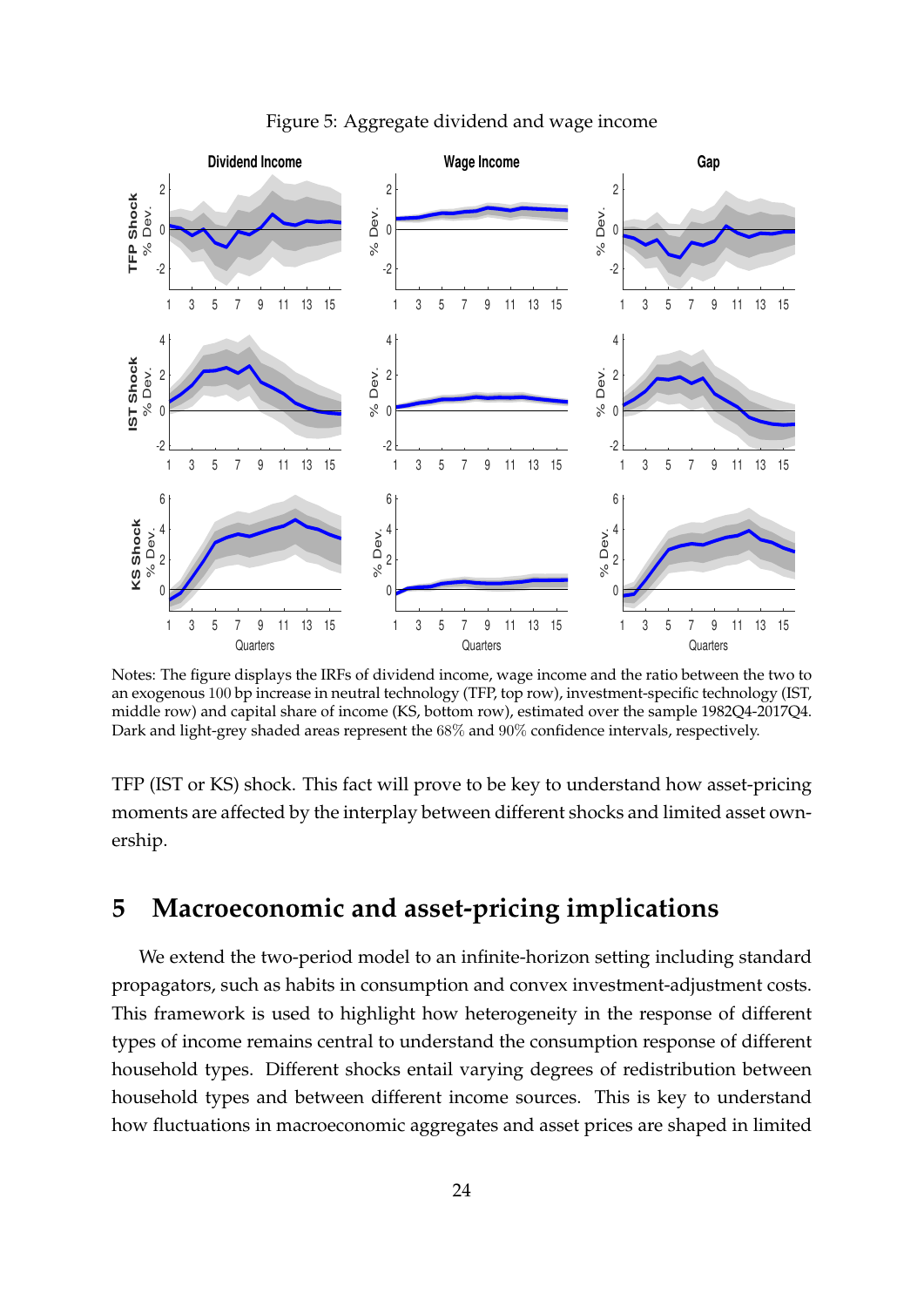Figure 5: Aggregate dividend and wage income

Notes: The figure displays the IRFs of dividend income, wage income and the ratio between the two to an exogenous 100 bp increase in neutral technology (TFP, top row), investment-specific technology (IST, middle row) and capital share of income (KS, bottom row), estimated over the sample 1982Q4-2017Q4. Dark and light-grey shaded areas represent the 68% and 90% confidence intervals, respectively.

TFP (IST or KS) shock. This fact will prove to be key to understand how asset-pricing moments are affected by the interplay between different shocks and limited asset ownership.

# 5 Macroeconomic and asset-pricing implications

We extend the two-period model to an infinite-horizon setting including standard propagators, such as habits in consumption and convex investment-adjustment costs. This framework is used to highlight how heterogeneity in the response of different types of income remains central to understand the consumption response of different household types. Different shocks entail varying degrees of redistribution between household types and between different income sources. This is key to understand how fluctuations in macroeconomic aggregates and asset prices are shaped in limited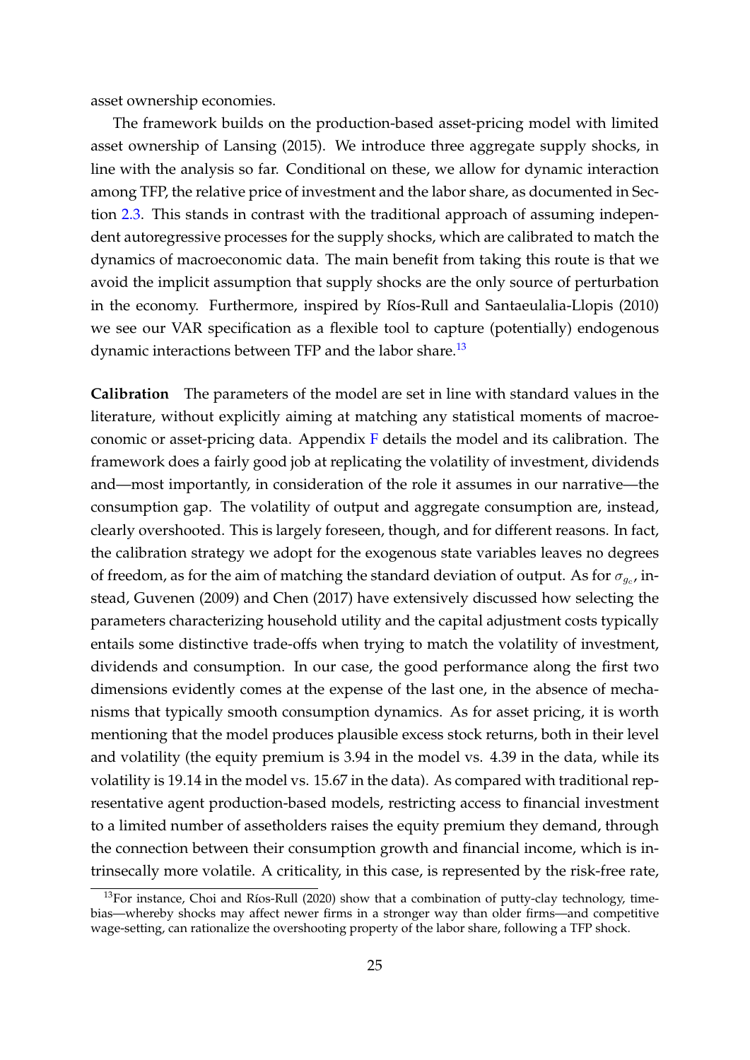asset ownership economies.

The framework builds on the production-based asset-pricing model with limited asset ownership of Lansing (2015). We introduce three aggregate supply shocks, in line with the analysis so far. Conditional on these, we allow for dynamic interaction among TFP, the relative price of investment and the labor share, as documented in Section 2.3. This stands in contrast with the traditional approach of assuming independent autoregressive processes for the supply shocks, which are calibrated to match the dynamics of macroeconomic data. The main benefit from taking this route is that we avoid the implicit assumption that supply shocks are the only source of perturbation in the economy. Furthermore, inspired by Ríos-Rull and Santaeulalia-Llopis (2010) we see our VAR specification as a flexible tool to capture (potentially) endogenous dynamic interactions between TFP and the labor share.[13]

**Calibration** The parameters of the model are set in line with standard values in the literature, without explicitly aiming at matching any statistical moments of macroeconomic or asset-pricing data. Appendix F details the model and its calibration. The framework does a fairly good job at replicating the volatility of investment, dividends and—most importantly, in consideration of the role it assumes in our narrative—the consumption gap. The volatility of output and aggregate consumption are, instead, clearly overshooted. This is largely foreseen, though, and for different reasons. In fact, the calibration strategy we adopt for the exogenous state variables leaves no degrees of freedom, as for the aim of matching the standard deviation of output. As for $\sigma_{g_c}$, instead, Guvenen (2009) and Chen (2017) have extensively discussed how selecting the parameters characterizing household utility and the capital adjustment costs typically entails some distinctive trade-offs when trying to match the volatility of investment, dividends and consumption. In our case, the good performance along the first two dimensions evidently comes at the expense of the last one, in the absence of mechanisms that typically smooth consumption dynamics. As for asset pricing, it is worth mentioning that the model produces plausible excess stock returns, both in their level and volatility (the equity premium is 3.94 in the model vs. 4.39 in the data, while its volatility is 19.14 in the model vs. 15.67 in the data). As compared with traditional representative agent production-based models, restricting access to financial investment to a limited number of assetholders raises the equity premium they demand, through the connection between their consumption growth and financial income, which is intrinsecally more volatile. A criticality, in this case, is represented by the risk-free rate,

[13] For instance, Choi and Ríos-Rull (2020) show that a combination of putty-clay technology, time-bias—whereby shocks may affect newer firms in a stronger way than older firms—and competitive wage-setting, can rationalize the overshooting property of the labor share, following a TFP shock.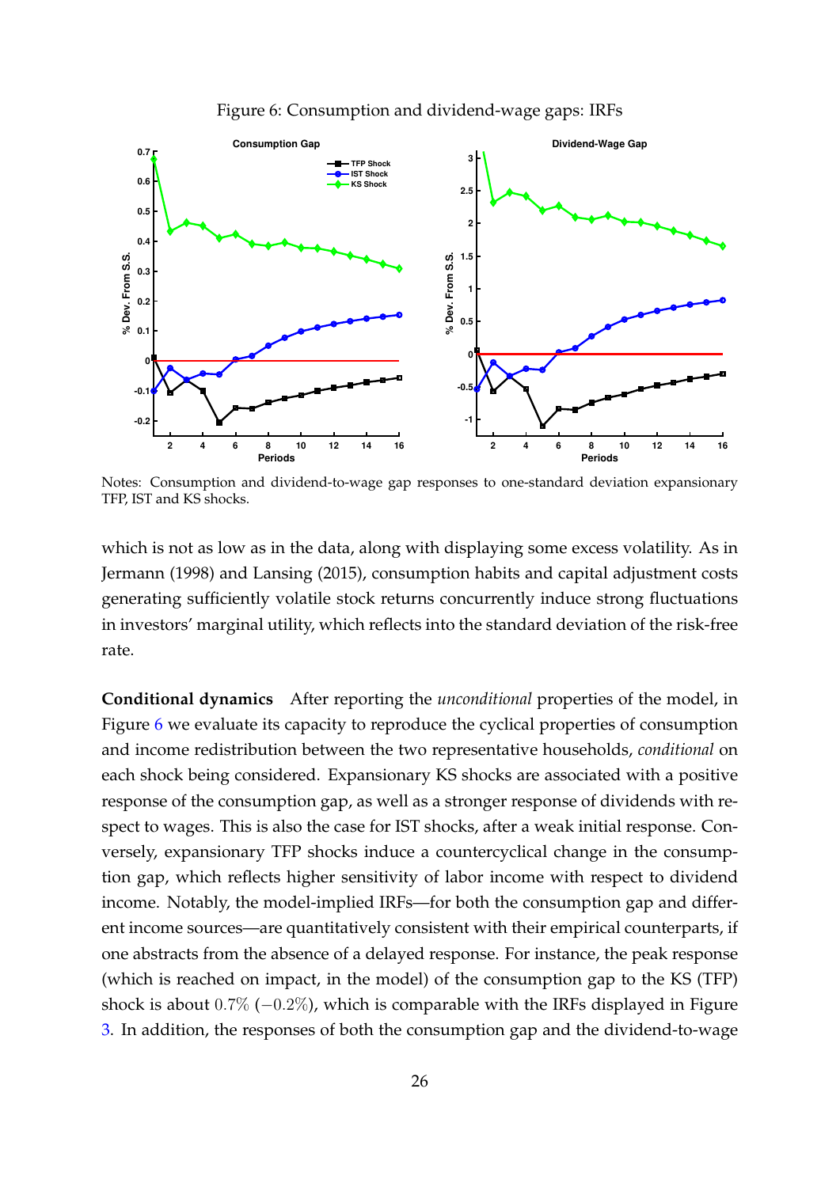Figure 6: Consumption and dividend-wage gaps: IRFs

Notes: Consumption and dividend-to-wage gap responses to one-standard deviation expansionary TFP, IST and KS shocks.

which is not as low as in the data, along with displaying some excess volatility. As in Jermann (1998) and Lansing (2015), consumption habits and capital adjustment costs generating sufficiently volatile stock returns concurrently induce strong fluctuations in investors' marginal utility, which reflects into the standard deviation of the risk-free rate.

**Conditional dynamics** After reporting the *unconditional* properties of the model, in Figure 6 we evaluate its capacity to reproduce the cyclical properties of consumption and income redistribution between the two representative households, *conditional* on each shock being considered. Expansionary KS shocks are associated with a positive response of the consumption gap, as well as a stronger response of dividends with respect to wages. This is also the case for IST shocks, after a weak initial response. Conversely, expansionary TFP shocks induce a countercyclical change in the consumption gap, which reflects higher sensitivity of labor income with respect to dividend income. Notably, the model-implied IRFs—for both the consumption gap and different income sources—are quantitatively consistent with their empirical counterparts, if one abstracts from the absence of a delayed response. For instance, the peak response (which is reached on impact, in the model) of the consumption gap to the KS (TFP) shock is about $0.7\%$ ($-0.2\%$), which is comparable with the IRFs displayed in Figure 3. In addition, the responses of both the consumption gap and the dividend-to-wage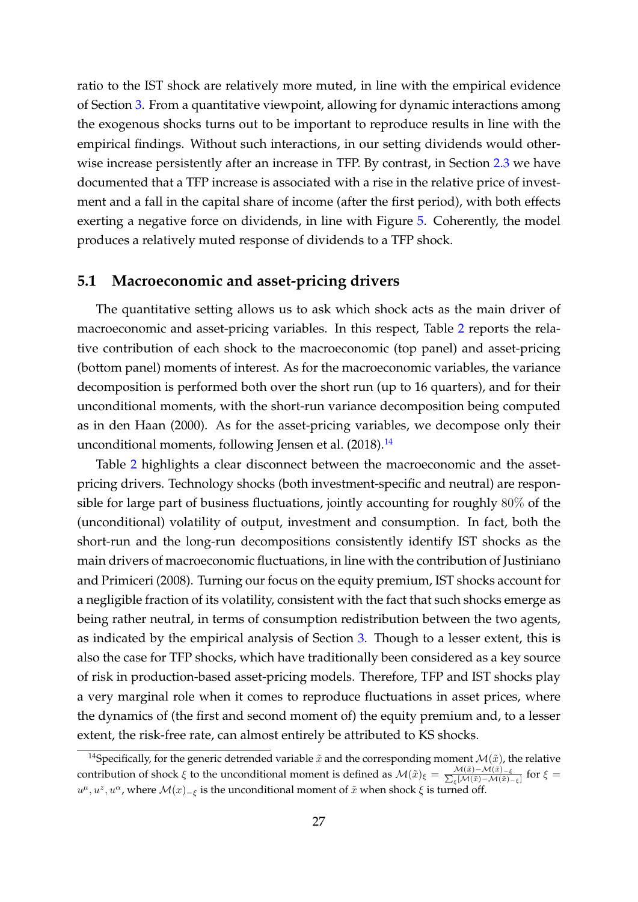ratio to the IST shock are relatively more muted, in line with the empirical evidence of Section 3. From a quantitative viewpoint, allowing for dynamic interactions among the exogenous shocks turns out to be important to reproduce results in line with the empirical findings. Without such interactions, in our setting dividends would otherwise increase persistently after an increase in TFP. By contrast, in Section 2.3 we have documented that a TFP increase is associated with a rise in the relative price of investment and a fall in the capital share of income (after the first period), with both effects exerting a negative force on dividends, in line with Figure 5. Coherently, the model produces a relatively muted response of dividends to a TFP shock.

## 5.1 Macroeconomic and asset-pricing drivers

The quantitative setting allows us to ask which shock acts as the main driver of macroeconomic and asset-pricing variables. In this respect, Table 2 reports the relative contribution of each shock to the macroeconomic (top panel) and asset-pricing (bottom panel) moments of interest. As for the macroeconomic variables, the variance decomposition is performed both over the short run (up to 16 quarters), and for their unconditional moments, with the short-run variance decomposition being computed as in den Haan (2000). As for the asset-pricing variables, we decompose only their unconditional moments, following Jensen et al. (2018).[14]

Table 2 highlights a clear disconnect between the macroeconomic and the asset-pricing drivers. Technology shocks (both investment-specific and neutral) are responsible for large part of business fluctuations, jointly accounting for roughly $80\%$ of the (unconditional) volatility of output, investment and consumption. In fact, both the short-run and the long-run decompositions consistently identify IST shocks as the main drivers of macroeconomic fluctuations, in line with the contribution of Justiniano and Primiceri (2008). Turning our focus on the equity premium, IST shocks account for a negligible fraction of its volatility, consistent with the fact that such shocks emerge as being rather neutral, in terms of consumption redistribution between the two agents, as indicated by the empirical analysis of Section 3. Though to a lesser extent, this is also the case for TFP shocks, which have traditionally been considered as a key source of risk in production-based asset-pricing models. Therefore, TFP and IST shocks play a very marginal role when it comes to reproduce fluctuations in asset prices, where the dynamics of (the first and second moment of) the equity premium and, to a lesser extent, the risk-free rate, can almost entirely be attributed to KS shocks.

[14] Specifically, for the generic detrended variable $\tilde{x}$ and the corresponding moment $\mathcal{M}(\tilde{x})$, the relative contribution of shock $\xi$ to the unconditional moment is defined as $\mathcal{M}(\tilde{x})_\xi = \frac{\mathcal{M}(\tilde{x})-\mathcal{M}(\tilde{x})_{-\xi}}{\sum_\xi [\mathcal{M}(\tilde{x})-\mathcal{M}(\tilde{x})_{-\xi}]}$ for $\xi = u^\mu, u^z, u^\alpha$, where $\mathcal{M}(x)_{-\xi}$ is the unconditional moment of $\tilde{x}$ when shock $\xi$ is turned off.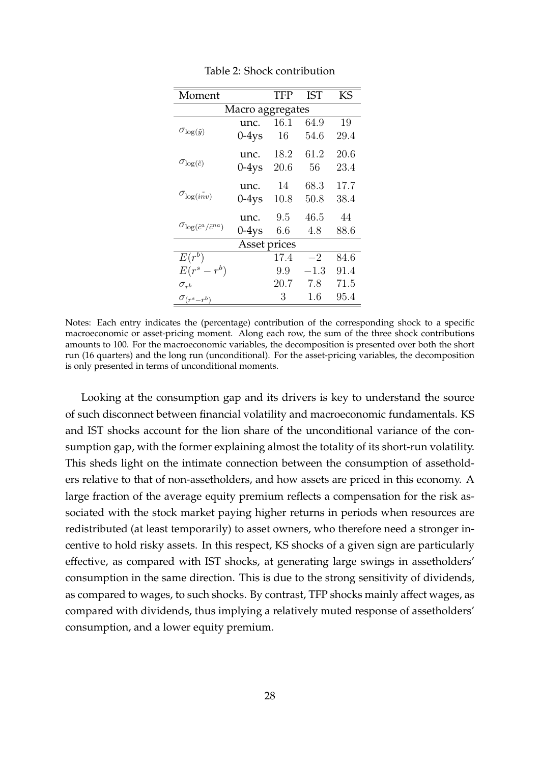Table 2: Shock contribution

| Moment | | TFP | IST | KS |
|---|---|---|---|---|
| Macro aggregates | | | | |
| $\sigma_{\log(\tilde{y})}$ | unc. | 16.1 | 64.9 | 19 |
| | 0-4ys | 16 | 54.6 | 29.4 |
| $\sigma_{\log(\tilde{c})}$ | unc. | 18.2 | 61.2 | 20.6 |
| | 0-4ys | 20.6 | 56 | 23.4 |
| $\sigma_{\log(\tilde{inv})}$ | unc. | 14 | 68.3 | 17.7 |
| | 0-4ys | 10.8 | 50.8 | 38.4 |
| $\sigma_{\log(\tilde{c}^a/\tilde{c}^{na})}$ | unc. | 9.5 | 46.5 | 44 |
| | 0-4ys | 6.6 | 4.8 | 88.6 |
| Asset prices | | | | |
| $E(r^b)$ | | 17.4 | $-2$ | 84.6 |
| $E(r^s - r^b)$ | | 9.9 | $-1.3$ | 91.4 |
| $\sigma_{r^b}$ | | 20.7 | 7.8 | 71.5 |
| $\sigma_{(r^s-r^b)}$ | | 3 | 1.6 | 95.4 |

Notes: Each entry indicates the (percentage) contribution of the corresponding shock to a specific macroeconomic or asset-pricing moment. Along each row, the sum of the three shock contributions amounts to 100. For the macroeconomic variables, the decomposition is presented over both the short run (16 quarters) and the long run (unconditional). For the asset-pricing variables, the decomposition is only presented in terms of unconditional moments.

Looking at the consumption gap and its drivers is key to understand the source of such disconnect between financial volatility and macroeconomic fundamentals. KS and IST shocks account for the lion share of the unconditional variance of the consumption gap, with the former explaining almost the totality of its short-run volatility. This sheds light on the intimate connection between the consumption of assetholders relative to that of non-assetholders, and how assets are priced in this economy. A large fraction of the average equity premium reflects a compensation for the risk associated with the stock market paying higher returns in periods when resources are redistributed (at least temporarily) to asset owners, who therefore need a stronger incentive to hold risky assets. In this respect, KS shocks of a given sign are particularly effective, as compared with IST shocks, at generating large swings in assetholders' consumption in the same direction. This is due to the strong sensitivity of dividends, as compared to wages, to such shocks. By contrast, TFP shocks mainly affect wages, as compared with dividends, thus implying a relatively muted response of assetholders' consumption, and a lower equity premium.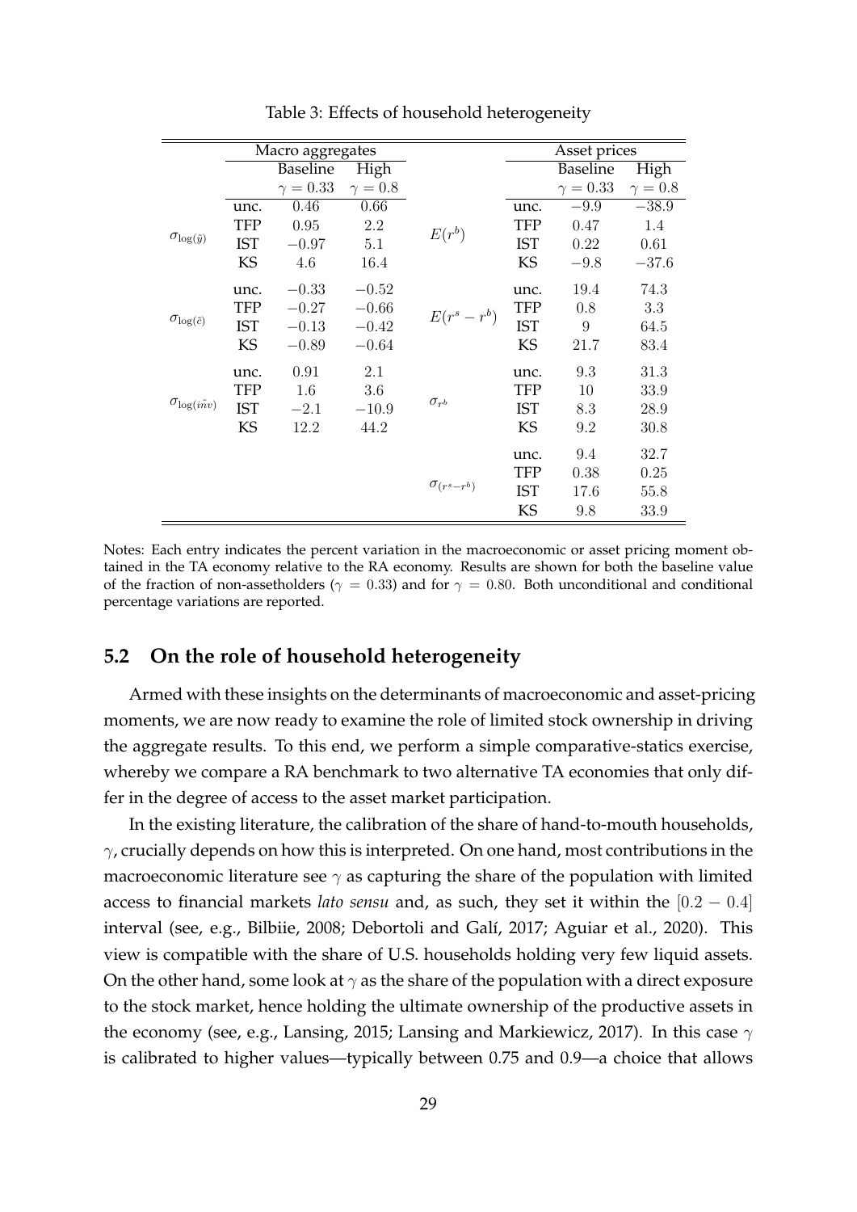Table 3: Effects of household heterogeneity

| Macro aggregates | | | | Asset prices | | | |
|---|---|---|---|---|---|---|---|
| | | Baseline | High | | | Baseline | High |
| | | $\gamma = 0.33$ | $\gamma = 0.8$ | | | $\gamma = 0.33$ | $\gamma = 0.8$ |
| $\sigma_{\log(\tilde{y})}$ | unc. | 0.46 | 0.66 | $E(r^b)$ | unc. | $-9.9$ | $-38.9$ |
| | TFP | 0.95 | 2.2 | | TFP | 0.47 | 1.4 |
| | IST | $-0.97$ | 5.1 | | IST | 0.22 | 0.61 |
| | KS | 4.6 | 16.4 | | KS | $-9.8$ | $-37.6$ |
| $\sigma_{\log(\tilde{c})}$ | unc. | $-0.33$ | $-0.52$ | $E(r^s - r^b)$ | unc. | 19.4 | 74.3 |
| | TFP | $-0.27$ | $-0.66$ | | TFP | 0.8 | 3.3 |
| | IST | $-0.13$ | $-0.42$ | | IST | 9 | 64.5 |
| | KS | $-0.89$ | $-0.64$ | | KS | 21.7 | 83.4 |
| $\sigma_{\log(\tilde{inv})}$ | unc. | 0.91 | 2.1 | $\sigma_{r^b}$ | unc. | 9.3 | 31.3 |
| | TFP | 1.6 | 3.6 | | TFP | 10 | 33.9 |
| | IST | $-2.1$ | $-10.9$ | | IST | 8.3 | 28.9 |
| | KS | 12.2 | 44.2 | | KS | 9.2 | 30.8 |
| | | | | $\sigma_{(r^s - r^b)}$ | unc. | 9.4 | 32.7 |
| | | | | | TFP | 0.38 | 0.25 |
| | | | | | IST | 17.6 | 55.8 |
| | | | | | KS | 9.8 | 33.9 |

Notes: Each entry indicates the percent variation in the macroeconomic or asset pricing moment obtained in the TA economy relative to the RA economy. Results are shown for both the baseline value of the fraction of non-assetholders ($\gamma = 0.33$) and for $\gamma = 0.80$. Both unconditional and conditional percentage variations are reported.

## 5.2 On the role of household heterogeneity

Armed with these insights on the determinants of macroeconomic and asset-pricing moments, we are now ready to examine the role of limited stock ownership in driving the aggregate results. To this end, we perform a simple comparative-statics exercise, whereby we compare a RA benchmark to two alternative TA economies that only differ in the degree of access to the asset market participation.

In the existing literature, the calibration of the share of hand-to-mouth households, $\gamma$, crucially depends on how this is interpreted. On one hand, most contributions in the macroeconomic literature see $\gamma$ as capturing the share of the population with limited access to financial markets *lato sensu* and, as such, they set it within the $[0.2 - 0.4]$ interval (see, e.g., Bilbiie, 2008; Debortoli and Galí, 2017; Aguiar et al., 2020). This view is compatible with the share of U.S. households holding very few liquid assets. On the other hand, some look at $\gamma$ as the share of the population with a direct exposure to the stock market, hence holding the ultimate ownership of the productive assets in the economy (see, e.g., Lansing, 2015; Lansing and Markiewicz, 2017). In this case $\gamma$ is calibrated to higher values—typically between 0.75 and 0.9—a choice that allows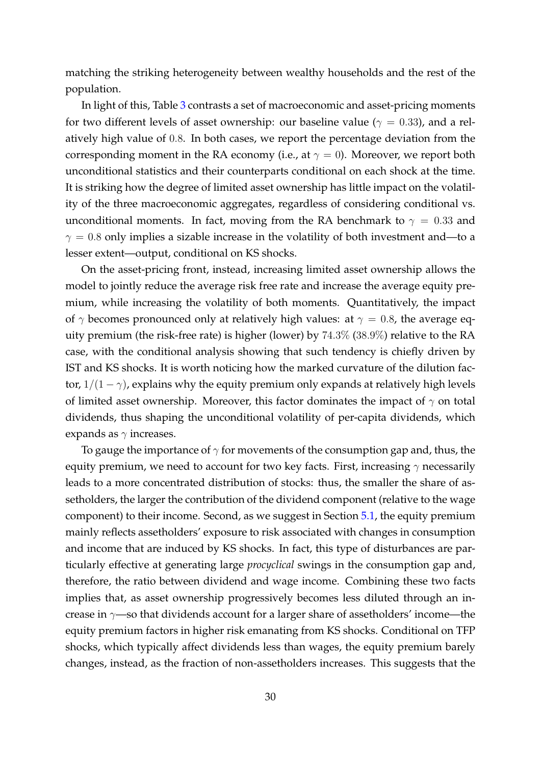matching the striking heterogeneity between wealthy households and the rest of the population.

In light of this, Table 3 contrasts a set of macroeconomic and asset-pricing moments for two different levels of asset ownership: our baseline value ($\gamma = 0.33$), and a relatively high value of $0.8$. In both cases, we report the percentage deviation from the corresponding moment in the RA economy (i.e., at $\gamma = 0$). Moreover, we report both unconditional statistics and their counterparts conditional on each shock at the time. It is striking how the degree of limited asset ownership has little impact on the volatility of the three macroeconomic aggregates, regardless of considering conditional vs. unconditional moments. In fact, moving from the RA benchmark to $\gamma = 0.33$ and $\gamma = 0.8$ only implies a sizable increase in the volatility of both investment and—to a lesser extent—output, conditional on KS shocks.

On the asset-pricing front, instead, increasing limited asset ownership allows the model to jointly reduce the average risk free rate and increase the average equity premium, while increasing the volatility of both moments. Quantitatively, the impact of $\gamma$ becomes pronounced only at relatively high values: at $\gamma = 0.8$, the average equity premium (the risk-free rate) is higher (lower) by $74.3\%$ ($38.9\%$) relative to the RA case, with the conditional analysis showing that such tendency is chiefly driven by IST and KS shocks. It is worth noticing how the marked curvature of the dilution factor, $1/(1 - \gamma)$, explains why the equity premium only expands at relatively high levels of limited asset ownership. Moreover, this factor dominates the impact of $\gamma$ on total dividends, thus shaping the unconditional volatility of per-capita dividends, which expands as $\gamma$ increases.

To gauge the importance of $\gamma$ for movements of the consumption gap and, thus, the equity premium, we need to account for two key facts. First, increasing $\gamma$ necessarily leads to a more concentrated distribution of stocks: thus, the smaller the share of assetholders, the larger the contribution of the dividend component (relative to the wage component) to their income. Second, as we suggest in Section 5.1, the equity premium mainly reflects assetholders' exposure to risk associated with changes in consumption and income that are induced by KS shocks. In fact, this type of disturbances are particularly effective at generating large *procyclical* swings in the consumption gap and, therefore, the ratio between dividend and wage income. Combining these two facts implies that, as asset ownership progressively becomes less diluted through an increase in $\gamma$—so that dividends account for a larger share of assetholders' income—the equity premium factors in higher risk emanating from KS shocks. Conditional on TFP shocks, which typically affect dividends less than wages, the equity premium barely changes, instead, as the fraction of non-assetholders increases. This suggests that the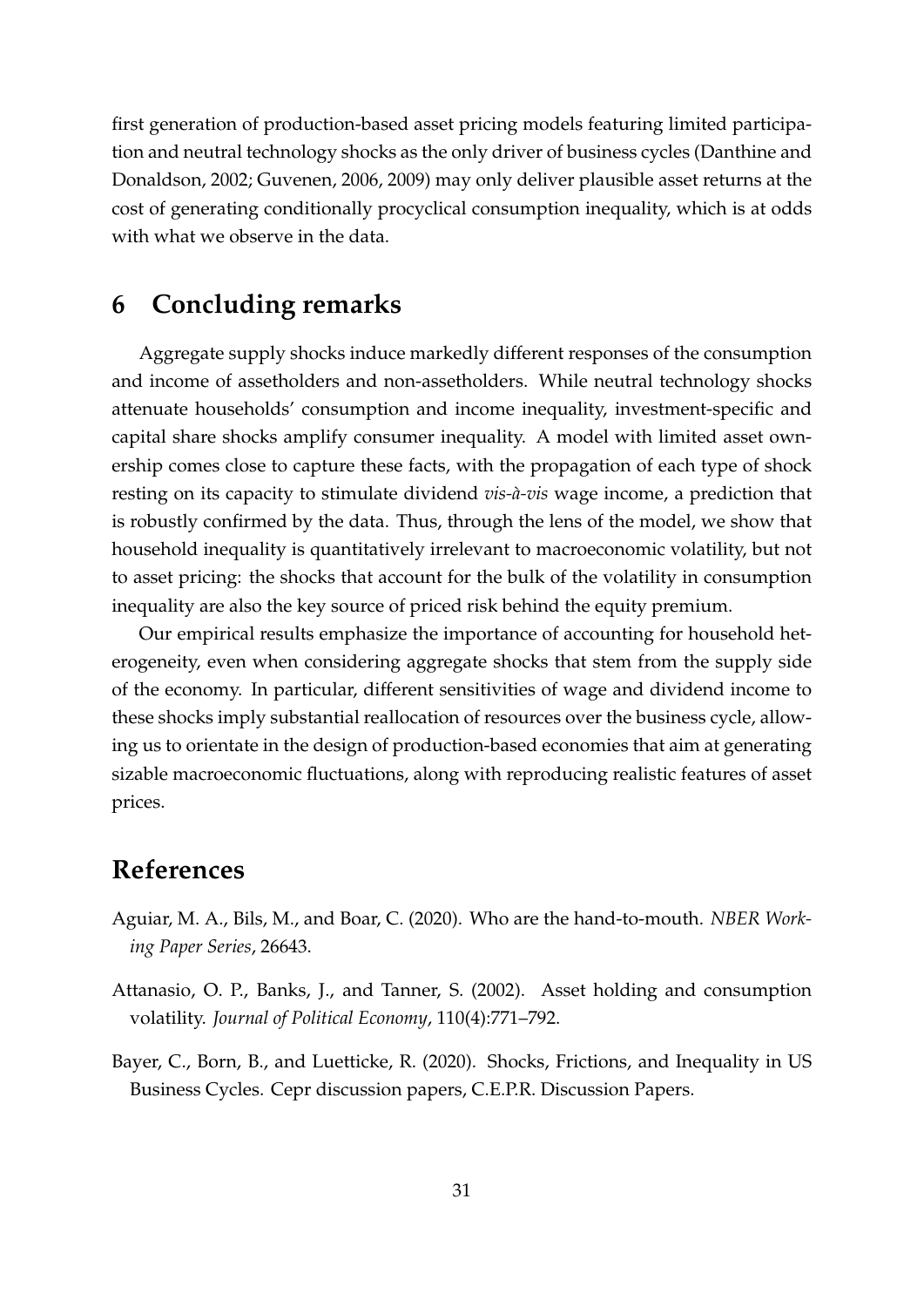first generation of production-based asset pricing models featuring limited participation and neutral technology shocks as the only driver of business cycles (Danthine and Donaldson, 2002; Guvenen, 2006, 2009) may only deliver plausible asset returns at the cost of generating conditionally procyclical consumption inequality, which is at odds with what we observe in the data.

## 6 Concluding remarks

Aggregate supply shocks induce markedly different responses of the consumption and income of assetholders and non-assetholders. While neutral technology shocks attenuate households' consumption and income inequality, investment-specific and capital share shocks amplify consumer inequality. A model with limited asset ownership comes close to capture these facts, with the propagation of each type of shock resting on its capacity to stimulate dividend *vis-à-vis* wage income, a prediction that is robustly confirmed by the data. Thus, through the lens of the model, we show that household inequality is quantitatively irrelevant to macroeconomic volatility, but not to asset pricing: the shocks that account for the bulk of the volatility in consumption inequality are also the key source of priced risk behind the equity premium.

Our empirical results emphasize the importance of accounting for household heterogeneity, even when considering aggregate shocks that stem from the supply side of the economy. In particular, different sensitivities of wage and dividend income to these shocks imply substantial reallocation of resources over the business cycle, allowing us to orientate in the design of production-based economies that aim at generating sizable macroeconomic fluctuations, along with reproducing realistic features of asset prices.

## References

Aguiar, M. A., Bils, M., and Boar, C. (2020). Who are the hand-to-mouth. *NBER Working Paper Series*, 26643.

Attanasio, O. P., Banks, J., and Tanner, S. (2002). Asset holding and consumption volatility. *Journal of Political Economy*, 110(4):771–792.

Bayer, C., Born, B., and Luetticke, R. (2020). Shocks, Frictions, and Inequality in US Business Cycles. Cepr discussion papers, C.E.P.R. Discussion Papers.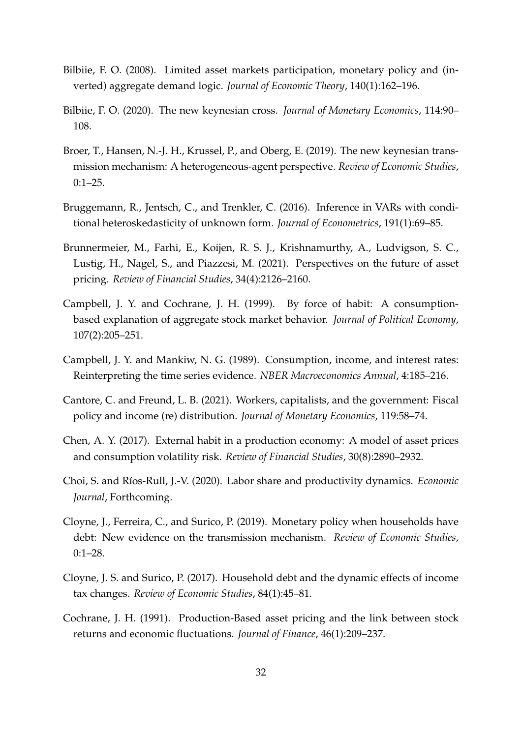Bilbiie, F. O. (2008). Limited asset markets participation, monetary policy and (inverted) aggregate demand logic. *Journal of Economic Theory*, 140(1):162–196.

Bilbiie, F. O. (2020). The new keynesian cross. *Journal of Monetary Economics*, 114:90–108.

Broer, T., Hansen, N.-J. H., Krussel, P., and Oberg, E. (2019). The new keynesian transmission mechanism: A heterogeneous-agent perspective. *Review of Economic Studies*, 0:1–25.

Bruggemann, R., Jentsch, C., and Trenkler, C. (2016). Inference in VARs with conditional heteroskedasticity of unknown form. *Journal of Econometrics*, 191(1):69–85.

Brunnermeier, M., Farhi, E., Koijen, R. S. J., Krishnamurthy, A., Ludvigson, S. C., Lustig, H., Nagel, S., and Piazzesi, M. (2021). Perspectives on the future of asset pricing. *Review of Financial Studies*, 34(4):2126–2160.

Campbell, J. Y. and Cochrane, J. H. (1999). By force of habit: A consumption-based explanation of aggregate stock market behavior. *Journal of Political Economy*, 107(2):205–251.

Campbell, J. Y. and Mankiw, N. G. (1989). Consumption, income, and interest rates: Reinterpreting the time series evidence. *NBER Macroeconomics Annual*, 4:185–216.

Cantore, C. and Freund, L. B. (2021). Workers, capitalists, and the government: Fiscal policy and income (re) distribution. *Journal of Monetary Economics*, 119:58–74.

Chen, A. Y. (2017). External habit in a production economy: A model of asset prices and consumption volatility risk. *Review of Financial Studies*, 30(8):2890–2932.

Choi, S. and Ríos-Rull, J.-V. (2020). Labor share and productivity dynamics. *Economic Journal*, Forthcoming.

Cloyne, J., Ferreira, C., and Surico, P. (2019). Monetary policy when households have debt: New evidence on the transmission mechanism. *Review of Economic Studies*, 0:1–28.

Cloyne, J. S. and Surico, P. (2017). Household debt and the dynamic effects of income tax changes. *Review of Economic Studies*, 84(1):45–81.

Cochrane, J. H. (1991). Production-Based asset pricing and the link between stock returns and economic fluctuations. *Journal of Finance*, 46(1):209–237.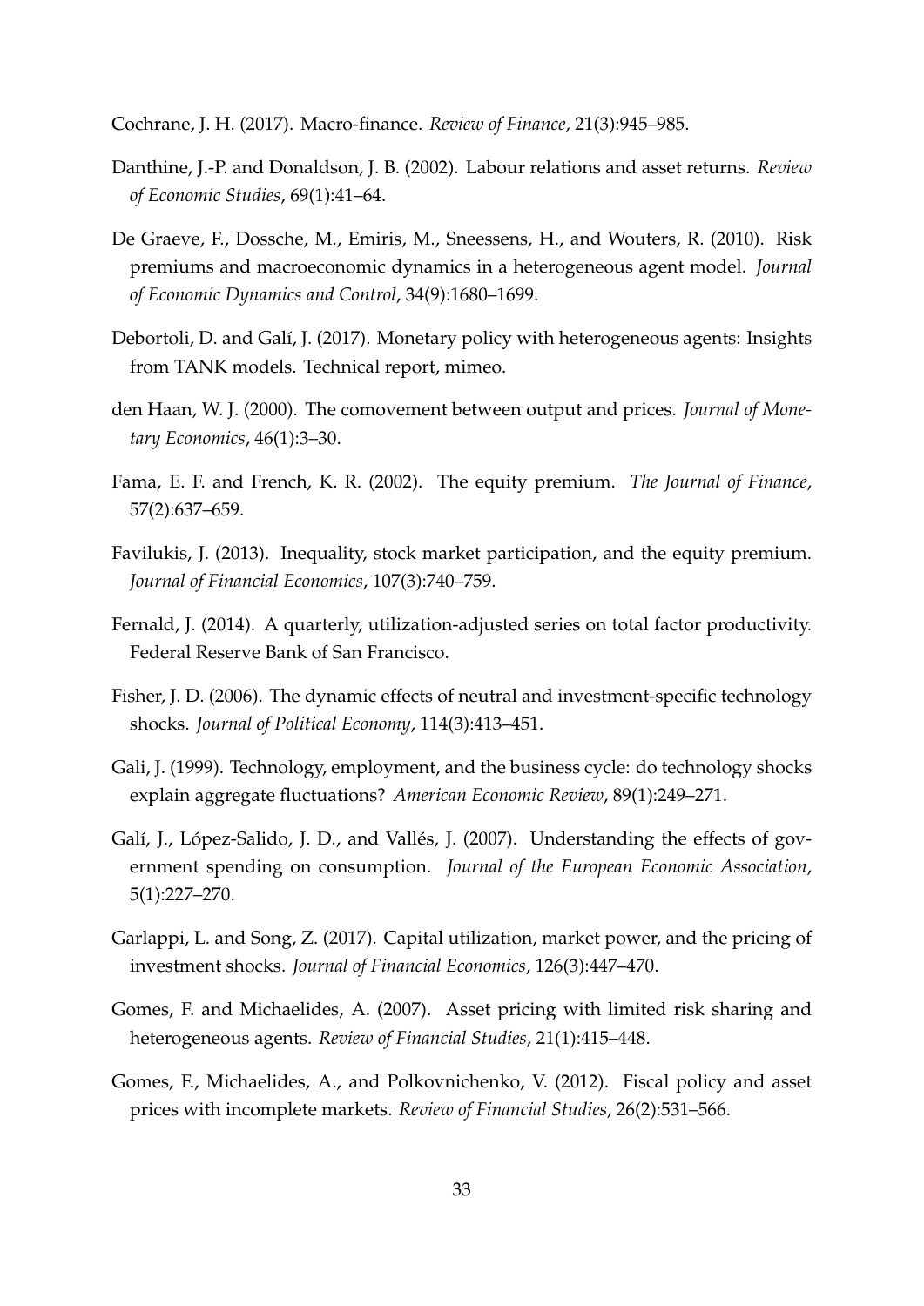Cochrane, J. H. (2017). Macro-finance. *Review of Finance*, 21(3):945–985.

Danthine, J.-P. and Donaldson, J. B. (2002). Labour relations and asset returns. *Review of Economic Studies*, 69(1):41–64.

De Graeve, F., Dossche, M., Emiris, M., Sneessens, H., and Wouters, R. (2010). Risk premiums and macroeconomic dynamics in a heterogeneous agent model. *Journal of Economic Dynamics and Control*, 34(9):1680–1699.

Debortoli, D. and Galí, J. (2017). Monetary policy with heterogeneous agents: Insights from TANK models. Technical report, mimeo.

den Haan, W. J. (2000). The comovement between output and prices. *Journal of Monetary Economics*, 46(1):3–30.

Fama, E. F. and French, K. R. (2002). The equity premium. *The Journal of Finance*, 57(2):637–659.

Favilukis, J. (2013). Inequality, stock market participation, and the equity premium. *Journal of Financial Economics*, 107(3):740–759.

Fernald, J. (2014). A quarterly, utilization-adjusted series on total factor productivity. Federal Reserve Bank of San Francisco.

Fisher, J. D. (2006). The dynamic effects of neutral and investment-specific technology shocks. *Journal of Political Economy*, 114(3):413–451.

Gali, J. (1999). Technology, employment, and the business cycle: do technology shocks explain aggregate fluctuations? *American Economic Review*, 89(1):249–271.

Galí, J., López-Salido, J. D., and Vallés, J. (2007). Understanding the effects of government spending on consumption. *Journal of the European Economic Association*, 5(1):227–270.

Garlappi, L. and Song, Z. (2017). Capital utilization, market power, and the pricing of investment shocks. *Journal of Financial Economics*, 126(3):447–470.

Gomes, F. and Michaelides, A. (2007). Asset pricing with limited risk sharing and heterogeneous agents. *Review of Financial Studies*, 21(1):415–448.

Gomes, F., Michaelides, A., and Polkovnichenko, V. (2012). Fiscal policy and asset prices with incomplete markets. *Review of Financial Studies*, 26(2):531–566.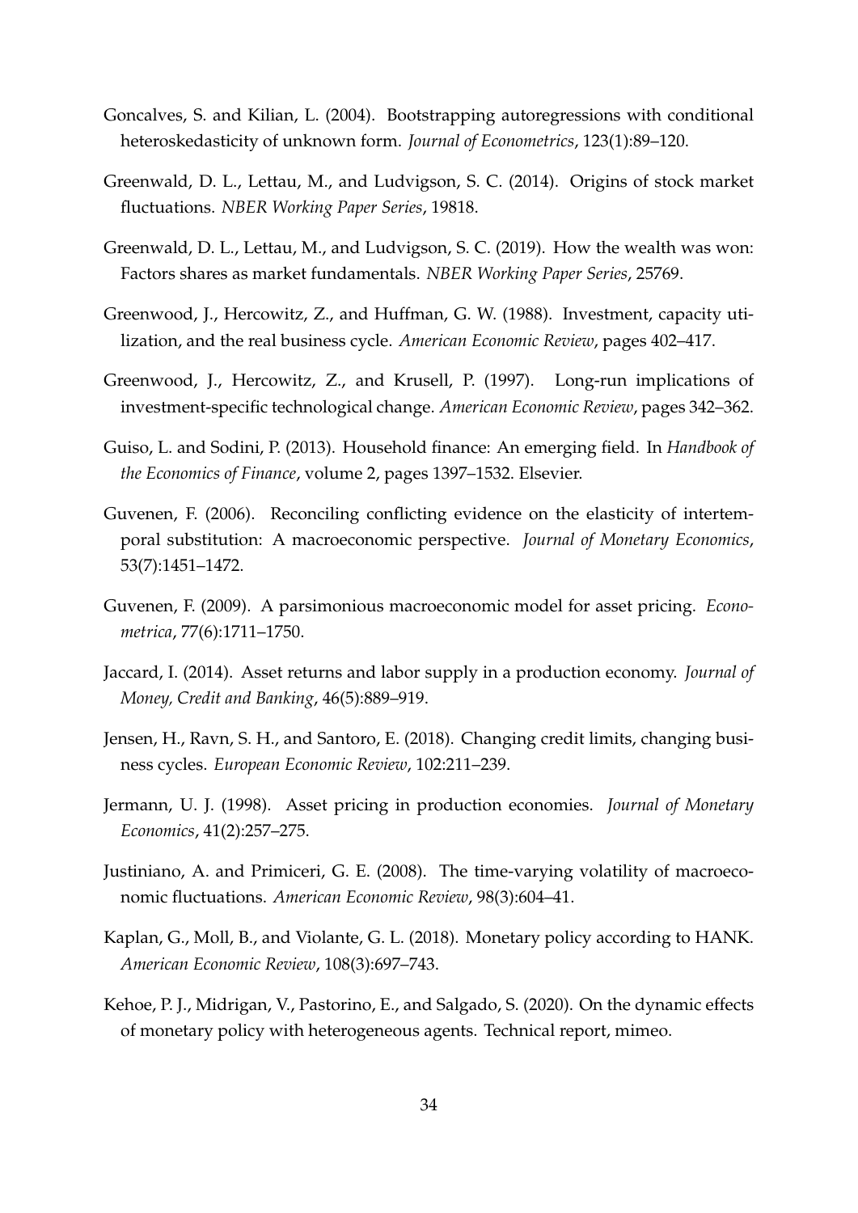Goncalves, S. and Kilian, L. (2004). Bootstrapping autoregressions with conditional heteroskedasticity of unknown form. *Journal of Econometrics*, 123(1):89–120.

Greenwald, D. L., Lettau, M., and Ludvigson, S. C. (2014). Origins of stock market fluctuations. *NBER Working Paper Series*, 19818.

Greenwald, D. L., Lettau, M., and Ludvigson, S. C. (2019). How the wealth was won: Factors shares as market fundamentals. *NBER Working Paper Series*, 25769.

Greenwood, J., Hercowitz, Z., and Huffman, G. W. (1988). Investment, capacity utilization, and the real business cycle. *American Economic Review*, pages 402–417.

Greenwood, J., Hercowitz, Z., and Krusell, P. (1997). Long-run implications of investment-specific technological change. *American Economic Review*, pages 342–362.

Guiso, L. and Sodini, P. (2013). Household finance: An emerging field. In *Handbook of the Economics of Finance*, volume 2, pages 1397–1532. Elsevier.

Guvenen, F. (2006). Reconciling conflicting evidence on the elasticity of intertemporal substitution: A macroeconomic perspective. *Journal of Monetary Economics*, 53(7):1451–1472.

Guvenen, F. (2009). A parsimonious macroeconomic model for asset pricing. *Econometrica*, 77(6):1711–1750.

Jaccard, I. (2014). Asset returns and labor supply in a production economy. *Journal of Money, Credit and Banking*, 46(5):889–919.

Jensen, H., Ravn, S. H., and Santoro, E. (2018). Changing credit limits, changing business cycles. *European Economic Review*, 102:211–239.

Jermann, U. J. (1998). Asset pricing in production economies. *Journal of Monetary Economics*, 41(2):257–275.

Justiniano, A. and Primiceri, G. E. (2008). The time-varying volatility of macroeconomic fluctuations. *American Economic Review*, 98(3):604–41.

Kaplan, G., Moll, B., and Violante, G. L. (2018). Monetary policy according to HANK. *American Economic Review*, 108(3):697–743.

Kehoe, P. J., Midrigan, V., Pastorino, E., and Salgado, S. (2020). On the dynamic effects of monetary policy with heterogeneous agents. Technical report, mimeo.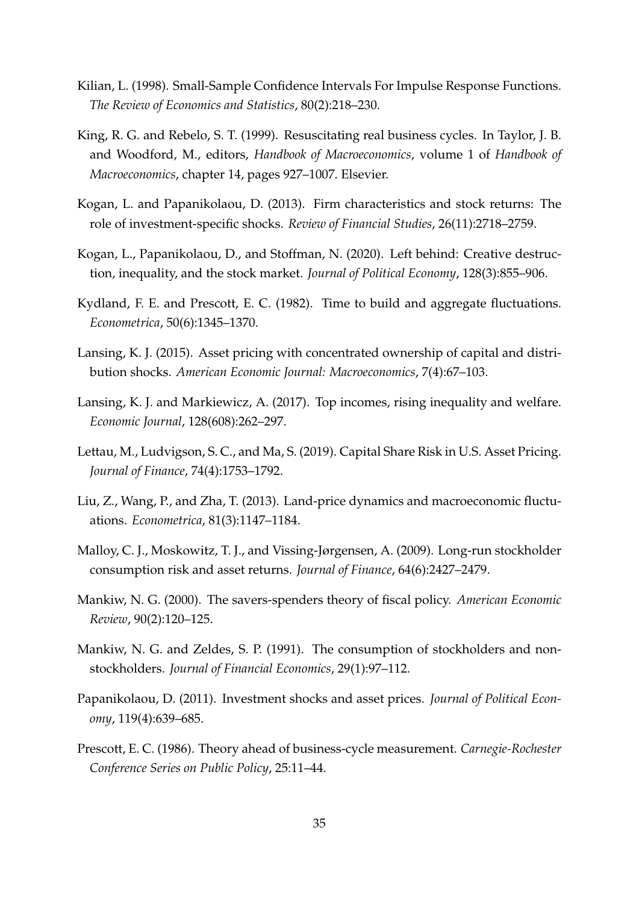Kilian, L. (1998). Small-Sample Confidence Intervals For Impulse Response Functions. *The Review of Economics and Statistics*, 80(2):218–230.

King, R. G. and Rebelo, S. T. (1999). Resuscitating real business cycles. In Taylor, J. B. and Woodford, M., editors, *Handbook of Macroeconomics*, volume 1 of *Handbook of Macroeconomics*, chapter 14, pages 927–1007. Elsevier.

Kogan, L. and Papanikolaou, D. (2013). Firm characteristics and stock returns: The role of investment-specific shocks. *Review of Financial Studies*, 26(11):2718–2759.

Kogan, L., Papanikolaou, D., and Stoffman, N. (2020). Left behind: Creative destruction, inequality, and the stock market. *Journal of Political Economy*, 128(3):855–906.

Kydland, F. E. and Prescott, E. C. (1982). Time to build and aggregate fluctuations. *Econometrica*, 50(6):1345–1370.

Lansing, K. J. (2015). Asset pricing with concentrated ownership of capital and distribution shocks. *American Economic Journal: Macroeconomics*, 7(4):67–103.

Lansing, K. J. and Markiewicz, A. (2017). Top incomes, rising inequality and welfare. *Economic Journal*, 128(608):262–297.

Lettau, M., Ludvigson, S. C., and Ma, S. (2019). Capital Share Risk in U.S. Asset Pricing. *Journal of Finance*, 74(4):1753–1792.

Liu, Z., Wang, P., and Zha, T. (2013). Land-price dynamics and macroeconomic fluctuations. *Econometrica*, 81(3):1147–1184.

Malloy, C. J., Moskowitz, T. J., and Vissing-Jørgensen, A. (2009). Long-run stockholder consumption risk and asset returns. *Journal of Finance*, 64(6):2427–2479.

Mankiw, N. G. (2000). The savers-spenders theory of fiscal policy. *American Economic Review*, 90(2):120–125.

Mankiw, N. G. and Zeldes, S. P. (1991). The consumption of stockholders and non-stockholders. *Journal of Financial Economics*, 29(1):97–112.

Papanikolaou, D. (2011). Investment shocks and asset prices. *Journal of Political Economy*, 119(4):639–685.

Prescott, E. C. (1986). Theory ahead of business-cycle measurement. *Carnegie-Rochester Conference Series on Public Policy*, 25:11–44.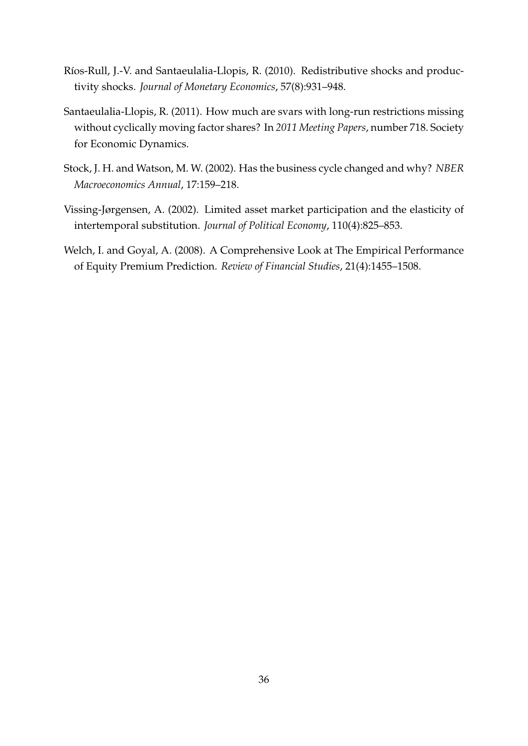Ríos-Rull, J.-V. and Santaeulalia-Llopis, R. (2010). Redistributive shocks and productivity shocks. *Journal of Monetary Economics*, 57(8):931–948.

Santaeulalia-Llopis, R. (2011). How much are svars with long-run restrictions missing without cyclically moving factor shares? In *2011 Meeting Papers*, number 718. Society for Economic Dynamics.

Stock, J. H. and Watson, M. W. (2002). Has the business cycle changed and why? *NBER Macroeconomics Annual*, 17:159–218.

Vissing-Jørgensen, A. (2002). Limited asset market participation and the elasticity of intertemporal substitution. *Journal of Political Economy*, 110(4):825–853.

Welch, I. and Goyal, A. (2008). A Comprehensive Look at The Empirical Performance of Equity Premium Prediction. *Review of Financial Studies*, 21(4):1455–1508.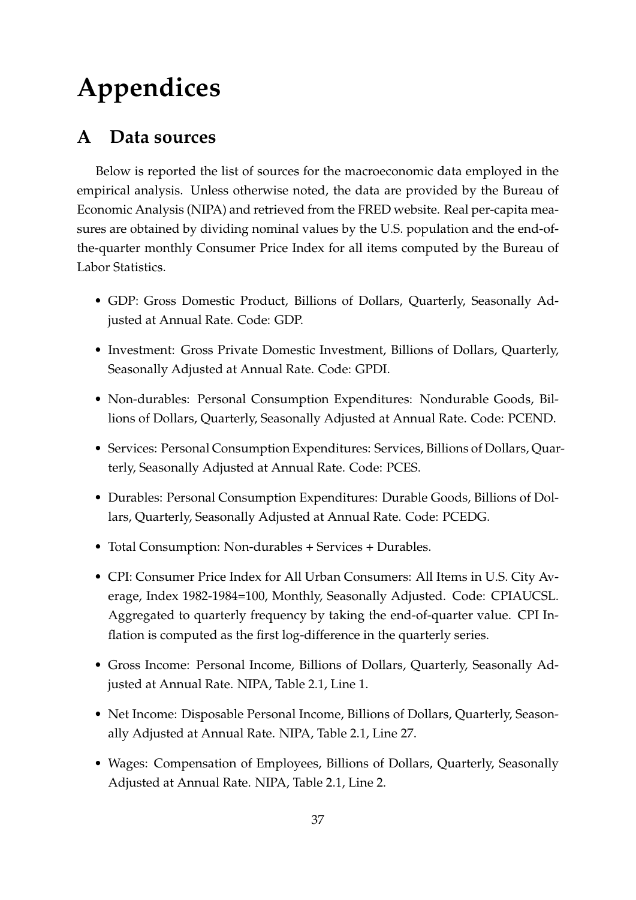# Appendices

## A Data sources

Below is reported the list of sources for the macroeconomic data employed in the empirical analysis. Unless otherwise noted, the data are provided by the Bureau of Economic Analysis (NIPA) and retrieved from the FRED website. Real per-capita measures are obtained by dividing nominal values by the U.S. population and the end-of-the-quarter monthly Consumer Price Index for all items computed by the Bureau of Labor Statistics.

- GDP: Gross Domestic Product, Billions of Dollars, Quarterly, Seasonally Adjusted at Annual Rate. Code: GDP.
- Investment: Gross Private Domestic Investment, Billions of Dollars, Quarterly, Seasonally Adjusted at Annual Rate. Code: GPDI.
- Non-durables: Personal Consumption Expenditures: Nondurable Goods, Billions of Dollars, Quarterly, Seasonally Adjusted at Annual Rate. Code: PCEND.
- Services: Personal Consumption Expenditures: Services, Billions of Dollars, Quarterly, Seasonally Adjusted at Annual Rate. Code: PCES.
- Durables: Personal Consumption Expenditures: Durable Goods, Billions of Dollars, Quarterly, Seasonally Adjusted at Annual Rate. Code: PCEDG.
- Total Consumption: Non-durables + Services + Durables.
- CPI: Consumer Price Index for All Urban Consumers: All Items in U.S. City Average, Index 1982-1984=100, Monthly, Seasonally Adjusted. Code: CPIAUCSL. Aggregated to quarterly frequency by taking the end-of-quarter value. CPI Inflation is computed as the first log-difference in the quarterly series.
- Gross Income: Personal Income, Billions of Dollars, Quarterly, Seasonally Adjusted at Annual Rate. NIPA, Table 2.1, Line 1.
- Net Income: Disposable Personal Income, Billions of Dollars, Quarterly, Seasonally Adjusted at Annual Rate. NIPA, Table 2.1, Line 27.
- Wages: Compensation of Employees, Billions of Dollars, Quarterly, Seasonally Adjusted at Annual Rate. NIPA, Table 2.1, Line 2.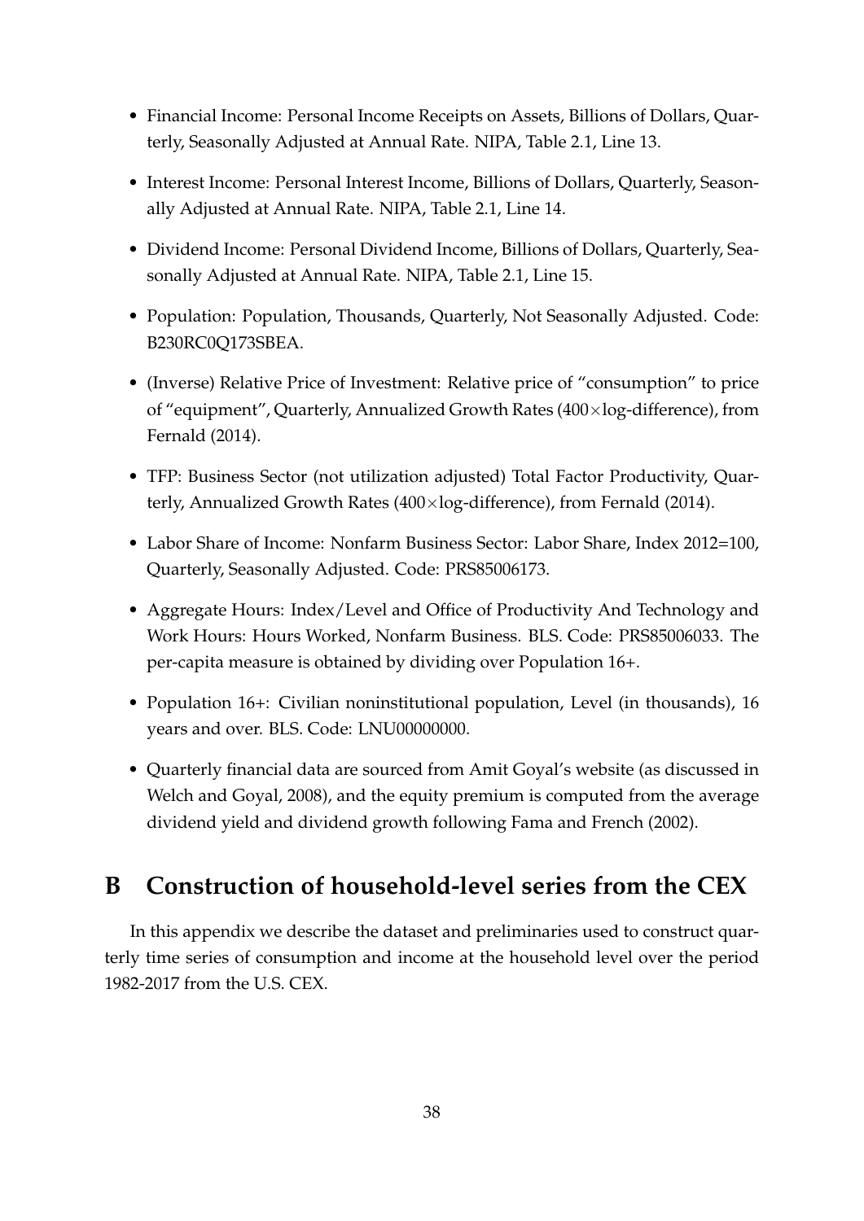- Financial Income: Personal Income Receipts on Assets, Billions of Dollars, Quarterly, Seasonally Adjusted at Annual Rate. NIPA, Table 2.1, Line 13.
- Interest Income: Personal Interest Income, Billions of Dollars, Quarterly, Seasonally Adjusted at Annual Rate. NIPA, Table 2.1, Line 14.
- Dividend Income: Personal Dividend Income, Billions of Dollars, Quarterly, Seasonally Adjusted at Annual Rate. NIPA, Table 2.1, Line 15.
- Population: Population, Thousands, Quarterly, Not Seasonally Adjusted. Code: B230RC0Q173SBEA.
- (Inverse) Relative Price of Investment: Relative price of "consumption" to price of "equipment", Quarterly, Annualized Growth Rates ($400\times$log-difference), from Fernald (2014).
- TFP: Business Sector (not utilization adjusted) Total Factor Productivity, Quarterly, Annualized Growth Rates ($400\times$log-difference), from Fernald (2014).
- Labor Share of Income: Nonfarm Business Sector: Labor Share, Index 2012=100, Quarterly, Seasonally Adjusted. Code: PRS85006173.
- Aggregate Hours: Index/Level and Office of Productivity And Technology and Work Hours: Hours Worked, Nonfarm Business. BLS. Code: PRS85006033. The per-capita measure is obtained by dividing over Population 16+.
- Population 16+: Civilian noninstitutional population, Level (in thousands), 16 years and over. BLS. Code: LNU00000000.
- Quarterly financial data are sourced from Amit Goyal's website (as discussed in Welch and Goyal, 2008), and the equity premium is computed from the average dividend yield and dividend growth following Fama and French (2002).

# B Construction of household-level series from the CEX

In this appendix we describe the dataset and preliminaries used to construct quarterly time series of consumption and income at the household level over the period 1982-2017 from the U.S. CEX.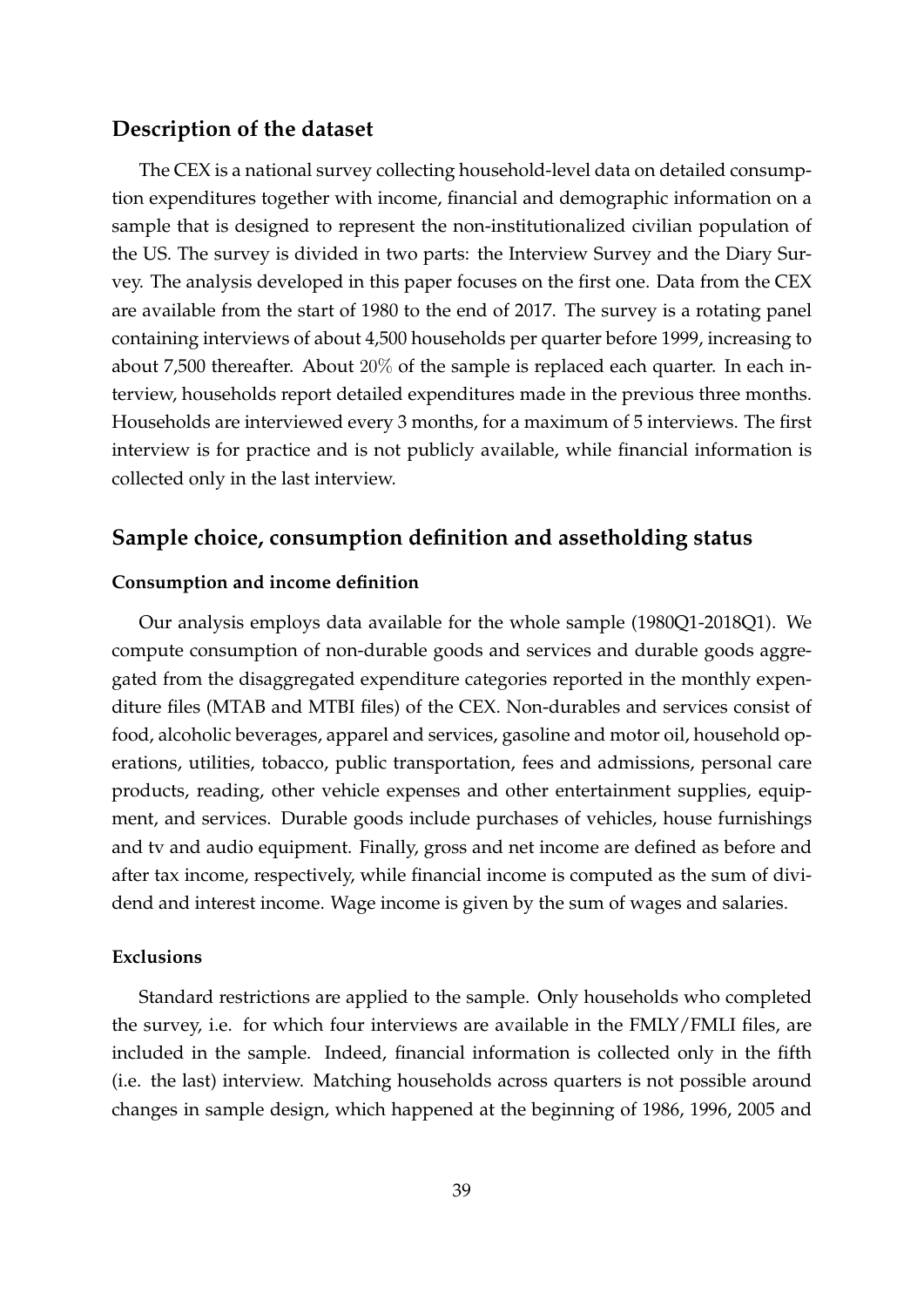## Description of the dataset

The CEX is a national survey collecting household-level data on detailed consumption expenditures together with income, financial and demographic information on a sample that is designed to represent the non-institutionalized civilian population of the US. The survey is divided in two parts: the Interview Survey and the Diary Survey. The analysis developed in this paper focuses on the first one. Data from the CEX are available from the start of 1980 to the end of 2017. The survey is a rotating panel containing interviews of about 4,500 households per quarter before 1999, increasing to about 7,500 thereafter. About $20\%$ of the sample is replaced each quarter. In each interview, households report detailed expenditures made in the previous three months. Households are interviewed every 3 months, for a maximum of 5 interviews. The first interview is for practice and is not publicly available, while financial information is collected only in the last interview.

## Sample choice, consumption definition and assetholding status

### Consumption and income definition

Our analysis employs data available for the whole sample (1980Q1-2018Q1). We compute consumption of non-durable goods and services and durable goods aggregated from the disaggregated expenditure categories reported in the monthly expenditure files (MTAB and MTBI files) of the CEX. Non-durables and services consist of food, alcoholic beverages, apparel and services, gasoline and motor oil, household operations, utilities, tobacco, public transportation, fees and admissions, personal care products, reading, other vehicle expenses and other entertainment supplies, equipment, and services. Durable goods include purchases of vehicles, house furnishings and tv and audio equipment. Finally, gross and net income are defined as before and after tax income, respectively, while financial income is computed as the sum of dividend and interest income. Wage income is given by the sum of wages and salaries.

### Exclusions

Standard restrictions are applied to the sample. Only households who completed the survey, i.e. for which four interviews are available in the FMLY/FMLI files, are included in the sample. Indeed, financial information is collected only in the fifth (i.e. the last) interview. Matching households across quarters is not possible around changes in sample design, which happened at the beginning of 1986, 1996, 2005 and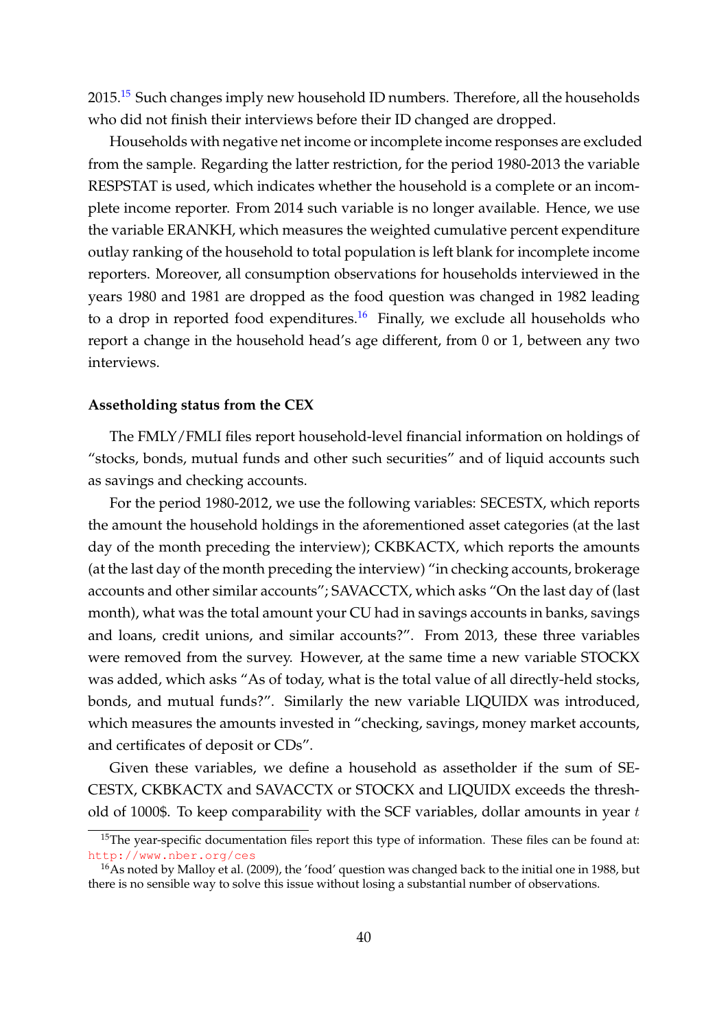2015.[15] Such changes imply new household ID numbers. Therefore, all the households who did not finish their interviews before their ID changed are dropped.

Households with negative net income or incomplete income responses are excluded from the sample. Regarding the latter restriction, for the period 1980-2013 the variable RESPSTAT is used, which indicates whether the household is a complete or an incomplete income reporter. From 2014 such variable is no longer available. Hence, we use the variable ERANKH, which measures the weighted cumulative percent expenditure outlay ranking of the household to total population is left blank for incomplete income reporters. Moreover, all consumption observations for households interviewed in the years 1980 and 1981 are dropped as the food question was changed in 1982 leading to a drop in reported food expenditures.[16] Finally, we exclude all households who report a change in the household head's age different, from 0 or 1, between any two interviews.

#### Assetholding status from the CEX

The FMLY/FMLI files report household-level financial information on holdings of "stocks, bonds, mutual funds and other such securities" and of liquid accounts such as savings and checking accounts.

For the period 1980-2012, we use the following variables: SECESTX, which reports the amount the household holdings in the aforementioned asset categories (at the last day of the month preceding the interview); CKBKACTX, which reports the amounts (at the last day of the month preceding the interview) "in checking accounts, brokerage accounts and other similar accounts"; SAVACCTX, which asks "On the last day of (last month), what was the total amount your CU had in savings accounts in banks, savings and loans, credit unions, and similar accounts?". From 2013, these three variables were removed from the survey. However, at the same time a new variable STOCKX was added, which asks "As of today, what is the total value of all directly-held stocks, bonds, and mutual funds?". Similarly the new variable LIQUIDX was introduced, which measures the amounts invested in "checking, savings, money market accounts, and certificates of deposit or CDs".

Given these variables, we define a household as assetholder if the sum of SECESTX, CKBKACTX and SAVACCTX or STOCKX and LIQUIDX exceeds the threshold of 1000$. To keep comparability with the SCF variables, dollar amounts in year $t$

[15] The year-specific documentation files report this type of information. These files can be found at: http://www.nber.org/ces

[16] As noted by Malloy et al. (2009), the 'food' question was changed back to the initial one in 1988, but there is no sensible way to solve this issue without losing a substantial number of observations.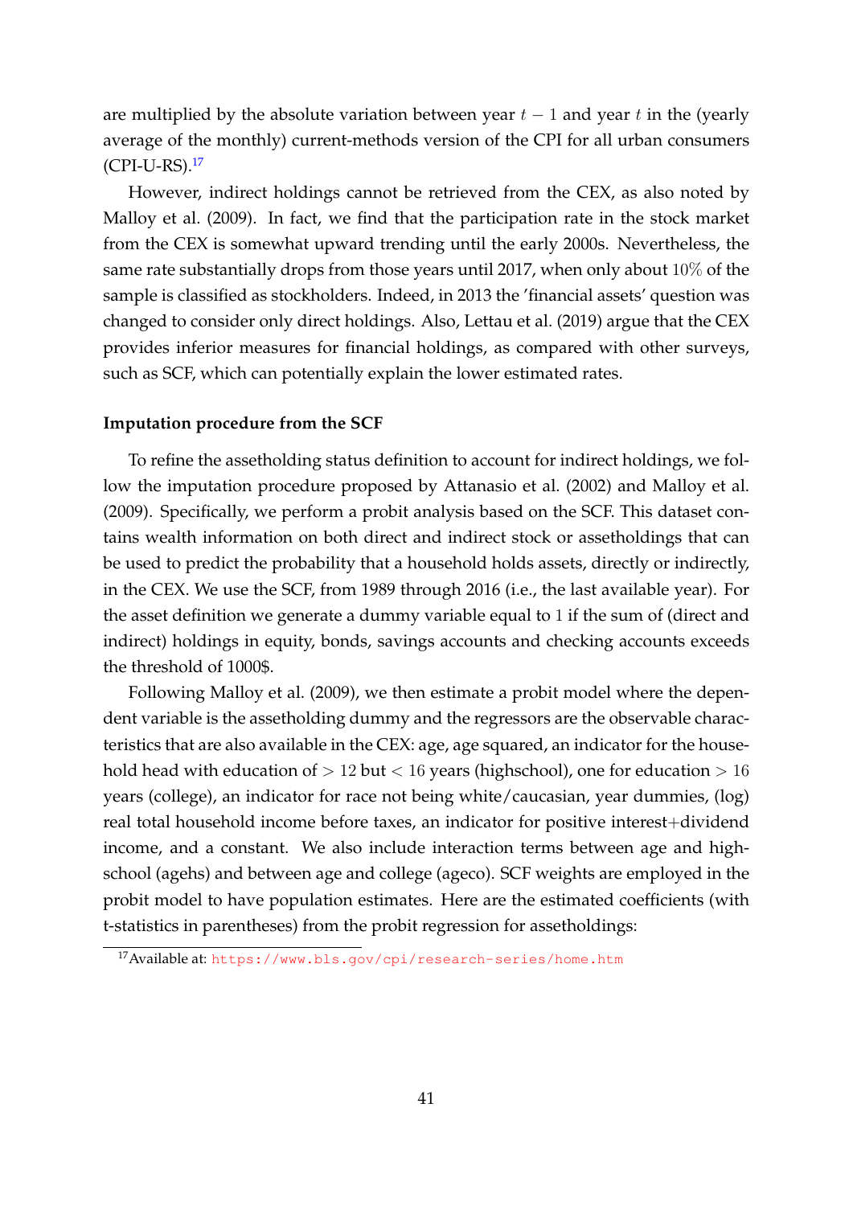are multiplied by the absolute variation between year $t-1$ and year $t$ in the (yearly average of the monthly) current-methods version of the CPI for all urban consumers (CPI-U-RS).[17]

However, indirect holdings cannot be retrieved from the CEX, as also noted by Malloy et al. (2009). In fact, we find that the participation rate in the stock market from the CEX is somewhat upward trending until the early 2000s. Nevertheless, the same rate substantially drops from those years until 2017, when only about $10\%$ of the sample is classified as stockholders. Indeed, in 2013 the 'financial assets' question was changed to consider only direct holdings. Also, Lettau et al. (2019) argue that the CEX provides inferior measures for financial holdings, as compared with other surveys, such as SCF, which can potentially explain the lower estimated rates.

**Imputation procedure from the SCF**

To refine the assetholding status definition to account for indirect holdings, we follow the imputation procedure proposed by Attanasio et al. (2002) and Malloy et al. (2009). Specifically, we perform a probit analysis based on the SCF. This dataset contains wealth information on both direct and indirect stock or assetholdings that can be used to predict the probability that a household holds assets, directly or indirectly, in the CEX. We use the SCF, from 1989 through 2016 (i.e., the last available year). For the asset definition we generate a dummy variable equal to $1$ if the sum of (direct and indirect) holdings in equity, bonds, savings accounts and checking accounts exceeds the threshold of 1000$.

Following Malloy et al. (2009), we then estimate a probit model where the dependent variable is the assetholding dummy and the regressors are the observable characteristics that are also available in the CEX: age, age squared, an indicator for the household head with education of $> 12$ but $< 16$ years (highschool), one for education $> 16$ years (college), an indicator for race not being white/caucasian, year dummies, (log) real total household income before taxes, an indicator for positive interest$+$dividend income, and a constant. We also include interaction terms between age and highschool (agehs) and between age and college (ageco). SCF weights are employed in the probit model to have population estimates. Here are the estimated coefficients (with t-statistics in parentheses) from the probit regression for assetholdings:

[17] Available at: https://www.bls.gov/cpi/research-series/home.htm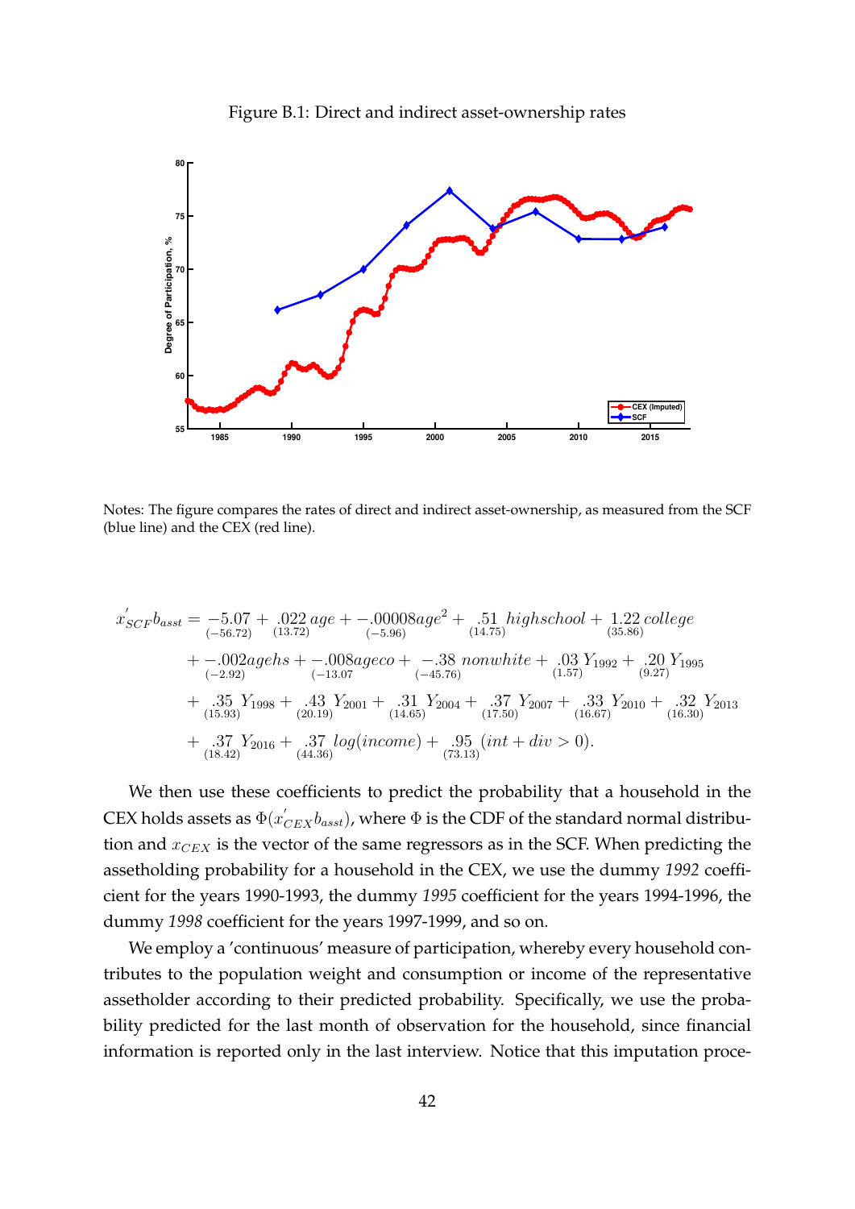Figure B.1: Direct and indirect asset-ownership rates

Notes: The figure compares the rates of direct and indirect asset-ownership, as measured from the SCF (blue line) and the CEX (red line).

$$
\begin{aligned}
x'_{SCF}b_{asst} = & \underset{(-56.72)}{-5.07} + \underset{(13.72)}{.022}\, age + \underset{(-5.96)}{-.00008} age^2 + \underset{(14.75)}{.51}\, highschool + \underset{(35.86)}{1.22}\, college \\
& + \underset{(-2.92)}{-.002} agehs + \underset{(-13.07)}{-.008} ageco + \underset{(-45.76)}{-.38}\, nonwhite + \underset{(1.57)}{.03}\, Y_{1992} + \underset{(9.27)}{.20}\, Y_{1995} \\
& + \underset{(15.93)}{.35}\, Y_{1998} + \underset{(20.19)}{.43}\, Y_{2001} + \underset{(14.65)}{.31}\, Y_{2004} + \underset{(17.50)}{.37}\, Y_{2007} + \underset{(16.67)}{.33}\, Y_{2010} + \underset{(16.30)}{.32}\, Y_{2013} \\
& + \underset{(18.42)}{.37}\, Y_{2016} + \underset{(44.36)}{.37}\, log(income) + \underset{(73.13)}{.95}\, (int + div > 0).
\end{aligned}
$$

We then use these coefficients to predict the probability that a household in the CEX holds assets as $\Phi(x'_{CEX}b_{asst})$, where $\Phi$ is the CDF of the standard normal distribution and $x_{CEX}$ is the vector of the same regressors as in the SCF. When predicting the assetholding probability for a household in the CEX, we use the dummy *1992* coefficient for the years 1990-1993, the dummy *1995* coefficient for the years 1994-1996, the dummy *1998* coefficient for the years 1997-1999, and so on.

We employ a 'continuous' measure of participation, whereby every household contributes to the population weight and consumption or income of the representative assetholder according to their predicted probability. Specifically, we use the probability predicted for the last month of observation for the household, since financial information is reported only in the last interview. Notice that this imputation proce-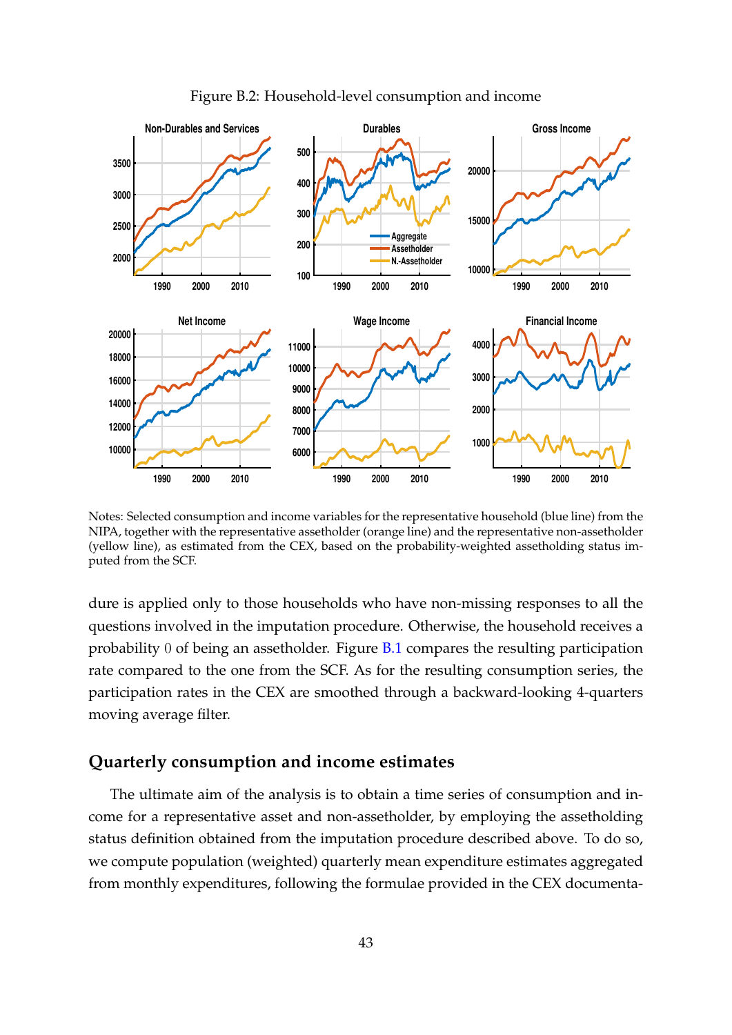Figure B.2: Household-level consumption and income

Notes: Selected consumption and income variables for the representative household (blue line) from the NIPA, together with the representative assetholder (orange line) and the representative non-assetholder (yellow line), as estimated from the CEX, based on the probability-weighted assetholding status imputed from the SCF.

dure is applied only to those households who have non-missing responses to all the questions involved in the imputation procedure. Otherwise, the household receives a probability 0 of being an assetholder. Figure B.1 compares the resulting participation rate compared to the one from the SCF. As for the resulting consumption series, the participation rates in the CEX are smoothed through a backward-looking 4-quarters moving average filter.

## Quarterly consumption and income estimates

The ultimate aim of the analysis is to obtain a time series of consumption and income for a representative asset and non-assetholder, by employing the assetholding status definition obtained from the imputation procedure described above. To do so, we compute population (weighted) quarterly mean expenditure estimates aggregated from monthly expenditures, following the formulae provided in the CEX documenta-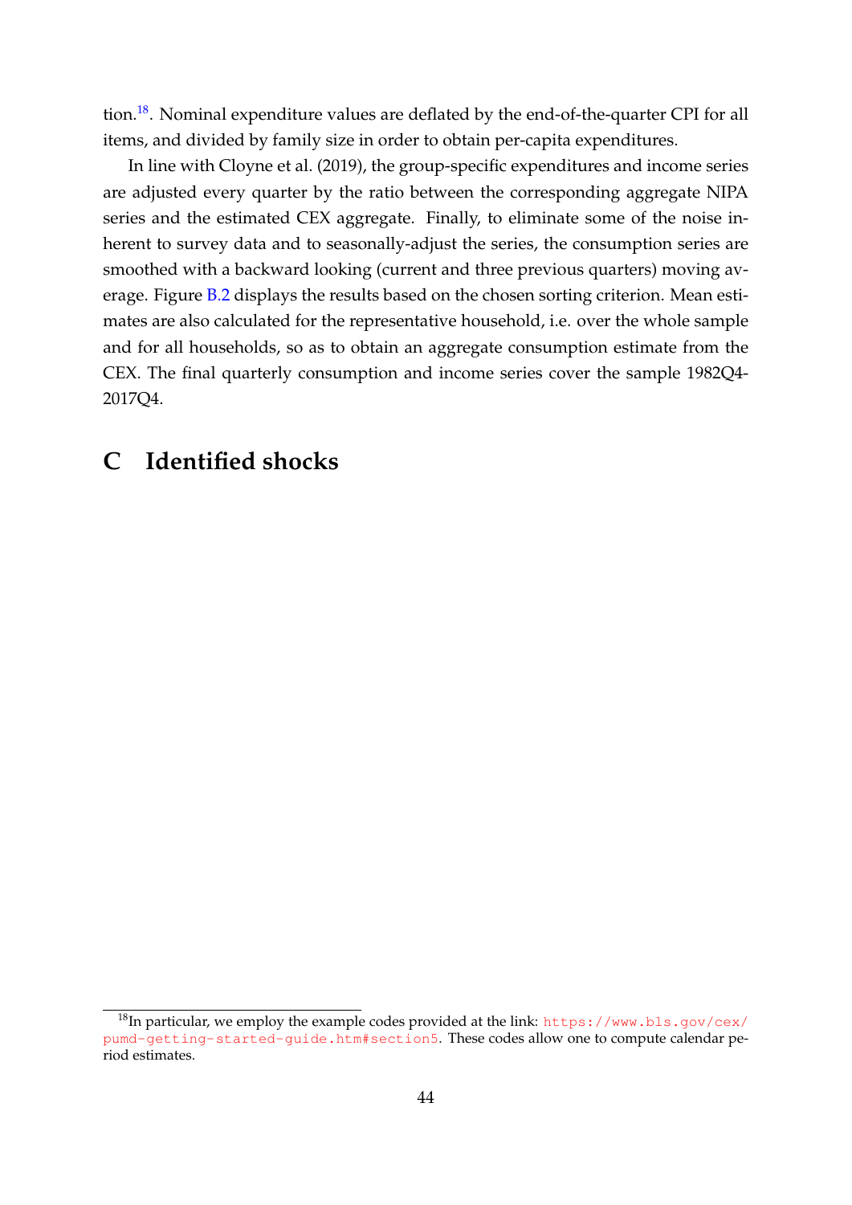tion.[18]. Nominal expenditure values are deflated by the end-of-the-quarter CPI for all items, and divided by family size in order to obtain per-capita expenditures.

In line with Cloyne et al. (2019), the group-specific expenditures and income series are adjusted every quarter by the ratio between the corresponding aggregate NIPA series and the estimated CEX aggregate. Finally, to eliminate some of the noise inherent to survey data and to seasonally-adjust the series, the consumption series are smoothed with a backward looking (current and three previous quarters) moving average. Figure B.2 displays the results based on the chosen sorting criterion. Mean estimates are also calculated for the representative household, i.e. over the whole sample and for all households, so as to obtain an aggregate consumption estimate from the CEX. The final quarterly consumption and income series cover the sample 1982Q4-2017Q4.

# C Identified shocks

[18]In particular, we employ the example codes provided at the link: https://www.bls.gov/cex/pumd-getting-started-guide.htm#section5. These codes allow one to compute calendar period estimates.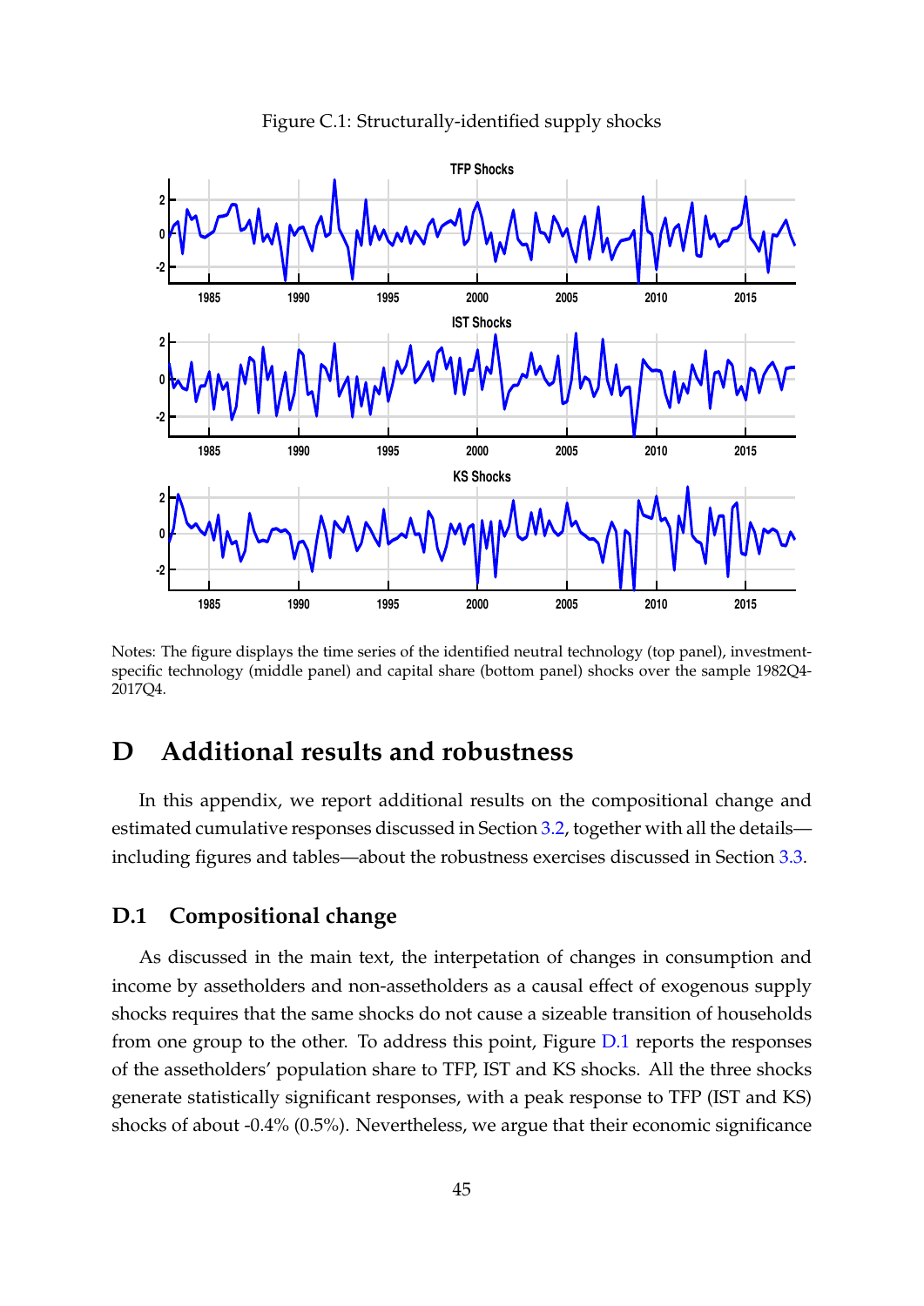Figure C.1: Structurally-identified supply shocks

Notes: The figure displays the time series of the identified neutral technology (top panel), investment-specific technology (middle panel) and capital share (bottom panel) shocks over the sample 1982Q4-2017Q4.

# D Additional results and robustness

In this appendix, we report additional results on the compositional change and estimated cumulative responses discussed in Section 3.2, together with all the details—including figures and tables—about the robustness exercises discussed in Section 3.3.

## D.1 Compositional change

As discussed in the main text, the interpetation of changes in consumption and income by assetholders and non-assetholders as a causal effect of exogenous supply shocks requires that the same shocks do not cause a sizeable transition of households from one group to the other. To address this point, Figure D.1 reports the responses of the assetholders' population share to TFP, IST and KS shocks. All the three shocks generate statistically significant responses, with a peak response to TFP (IST and KS) shocks of about -0.4% (0.5%). Nevertheless, we argue that their economic significance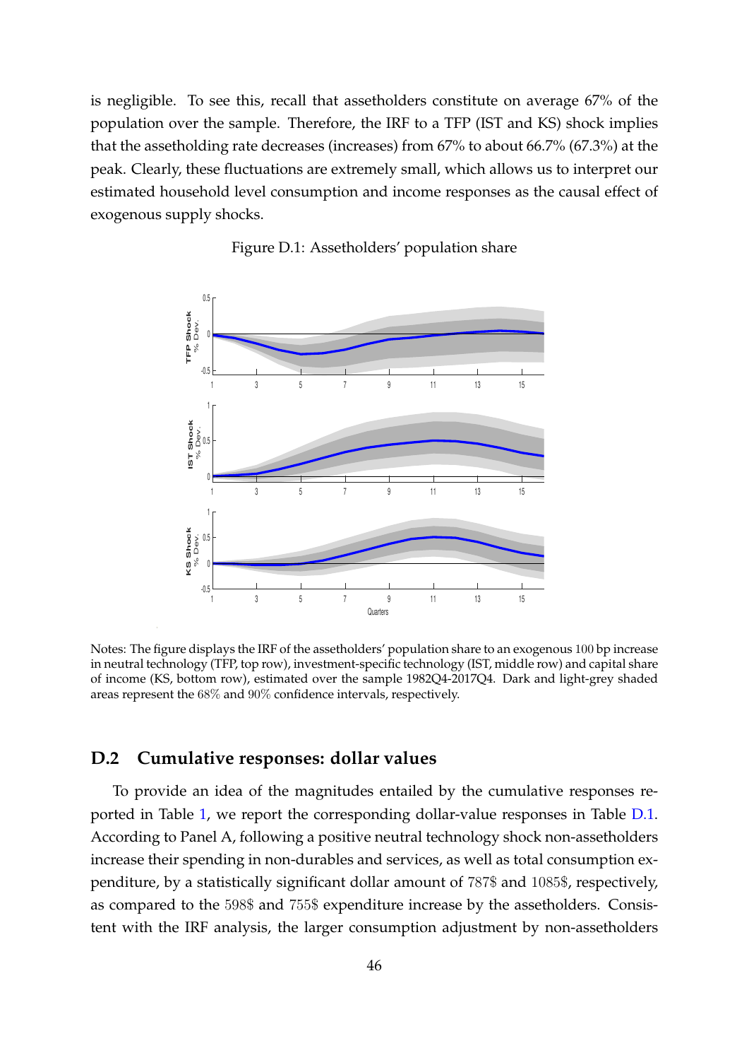is negligible. To see this, recall that assetholders constitute on average 67% of the population over the sample. Therefore, the IRF to a TFP (IST and KS) shock implies that the assetholding rate decreases (increases) from 67% to about 66.7% (67.3%) at the peak. Clearly, these fluctuations are extremely small, which allows us to interpret our estimated household level consumption and income responses as the causal effect of exogenous supply shocks.

Figure D.1: Assetholders' population share

Notes: The figure displays the IRF of the assetholders' population share to an exogenous 100 bp increase in neutral technology (TFP, top row), investment-specific technology (IST, middle row) and capital share of income (KS, bottom row), estimated over the sample 1982Q4-2017Q4. Dark and light-grey shaded areas represent the 68% and 90% confidence intervals, respectively.

## D.2 Cumulative responses: dollar values

To provide an idea of the magnitudes entailed by the cumulative responses reported in Table 1, we report the corresponding dollar-value responses in Table D.1. According to Panel A, following a positive neutral technology shock non-assetholders increase their spending in non-durables and services, as well as total consumption expenditure, by a statistically significant dollar amount of 787$ and 1085$, respectively, as compared to the 598$ and 755$ expenditure increase by the assetholders. Consistent with the IRF analysis, the larger consumption adjustment by non-assetholders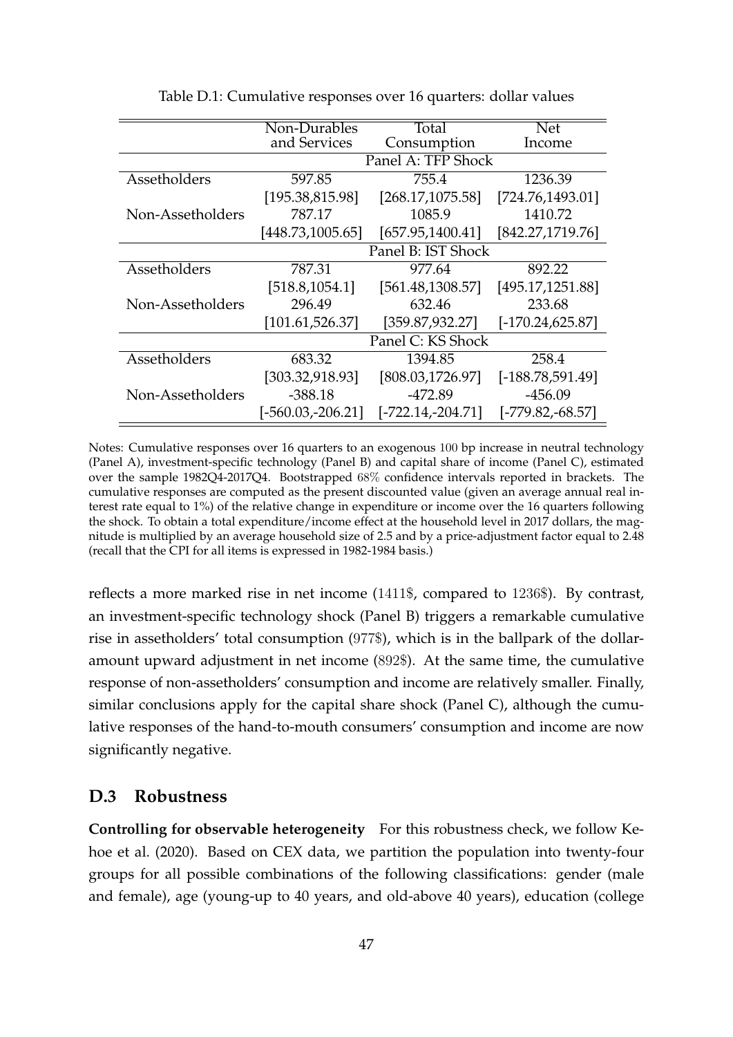Table D.1: Cumulative responses over 16 quarters: dollar values

| | Non-Durables and Services | Total Consumption | Net Income |
|---|---|---|---|
| | Panel A: TFP Shock | | |
| Assetholders | 597.85 | 755.4 | 1236.39 |
| | [195.38,815.98] | [268.17,1075.58] | [724.76,1493.01] |
| Non-Assetholders | 787.17 | 1085.9 | 1410.72 |
| | [448.73,1005.65] | [657.95,1400.41] | [842.27,1719.76] |
| | Panel B: IST Shock | | |
| Assetholders | 787.31 | 977.64 | 892.22 |
| | [518.8,1054.1] | [561.48,1308.57] | [495.17,1251.88] |
| Non-Assetholders | 296.49 | 632.46 | 233.68 |
| | [101.61,526.37] | [359.87,932.27] | [-170.24,625.87] |
| | Panel C: KS Shock | | |
| Assetholders | 683.32 | 1394.85 | 258.4 |
| | [303.32,918.93] | [808.03,1726.97] | [-188.78,591.49] |
| Non-Assetholders | -388.18 | -472.89 | -456.09 |
| | [-560.03,-206.21] | [-722.14,-204.71] | [-779.82,-68.57] |

Notes: Cumulative responses over 16 quarters to an exogenous 100 bp increase in neutral technology (Panel A), investment-specific technology (Panel B) and capital share of income (Panel C), estimated over the sample 1982Q4-2017Q4. Bootstrapped 68% confidence intervals reported in brackets. The cumulative responses are computed as the present discounted value (given an average annual real interest rate equal to 1%) of the relative change in expenditure or income over the 16 quarters following the shock. To obtain a total expenditure/income effect at the household level in 2017 dollars, the magnitude is multiplied by an average household size of 2.5 and by a price-adjustment factor equal to 2.48 (recall that the CPI for all items is expressed in 1982-1984 basis.)

reflects a more marked rise in net income (1411$, compared to 1236$). By contrast, an investment-specific technology shock (Panel B) triggers a remarkable cumulative rise in assetholders' total consumption (977$), which is in the ballpark of the dollar-amount upward adjustment in net income (892$). At the same time, the cumulative response of non-assetholders' consumption and income are relatively smaller. Finally, similar conclusions apply for the capital share shock (Panel C), although the cumulative responses of the hand-to-mouth consumers' consumption and income are now significantly negative.

## D.3 Robustness

**Controlling for observable heterogeneity** For this robustness check, we follow Kehoe et al. (2020). Based on CEX data, we partition the population into twenty-four groups for all possible combinations of the following classifications: gender (male and female), age (young-up to 40 years, and old-above 40 years), education (college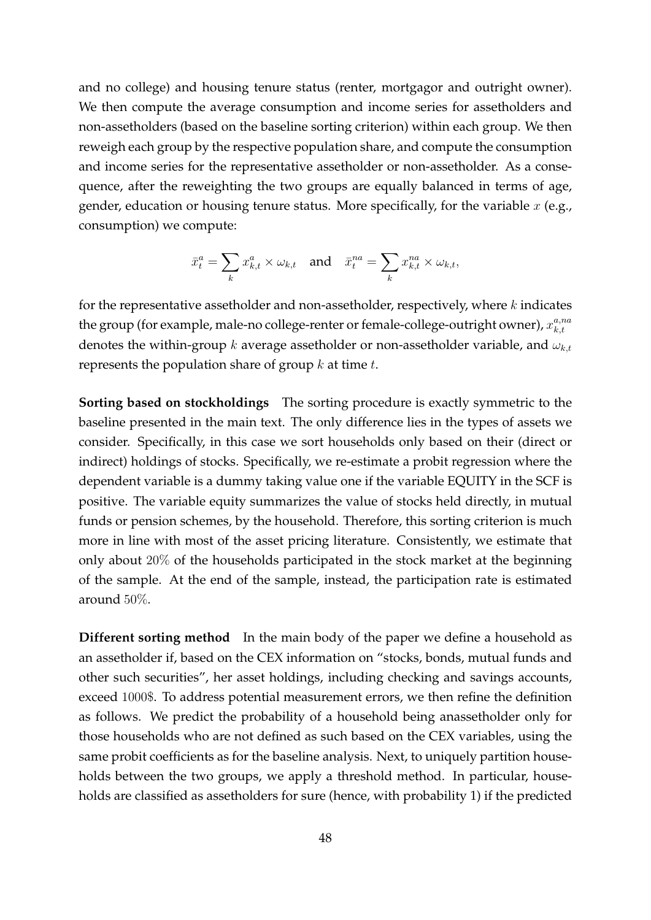and no college) and housing tenure status (renter, mortgagor and outright owner). We then compute the average consumption and income series for assetholders and non-assetholders (based on the baseline sorting criterion) within each group. We then reweigh each group by the respective population share, and compute the consumption and income series for the representative assetholder or non-assetholder. As a consequence, after the reweighting the two groups are equally balanced in terms of age, gender, education or housing tenure status. More specifically, for the variable $x$ (e.g., consumption) we compute:

$$\bar{x}_t^a = \sum_k x_{k,t}^a \times \omega_{k,t} \quad \text{and} \quad \bar{x}_t^{na} = \sum_k x_{k,t}^{na} \times \omega_{k,t},$$

for the representative assetholder and non-assetholder, respectively, where $k$ indicates the group (for example, male-no college-renter or female-college-outright owner), $x_{k,t}^{a,na}$ denotes the within-group $k$ average assetholder or non-assetholder variable, and $\omega_{k,t}$ represents the population share of group $k$ at time $t$.

**Sorting based on stockholdings** The sorting procedure is exactly symmetric to the baseline presented in the main text. The only difference lies in the types of assets we consider. Specifically, in this case we sort households only based on their (direct or indirect) holdings of stocks. Specifically, we re-estimate a probit regression where the dependent variable is a dummy taking value one if the variable EQUITY in the SCF is positive. The variable equity summarizes the value of stocks held directly, in mutual funds or pension schemes, by the household. Therefore, this sorting criterion is much more in line with most of the asset pricing literature. Consistently, we estimate that only about $20\%$ of the households participated in the stock market at the beginning of the sample. At the end of the sample, instead, the participation rate is estimated around $50\%$.

**Different sorting method** In the main body of the paper we define a household as an assetholder if, based on the CEX information on "stocks, bonds, mutual funds and other such securities", her asset holdings, including checking and savings accounts, exceed $1000\$$. To address potential measurement errors, we then refine the definition as follows. We predict the probability of a household being anassetholder only for those households who are not defined as such based on the CEX variables, using the same probit coefficients as for the baseline analysis. Next, to uniquely partition households between the two groups, we apply a threshold method. In particular, households are classified as assetholders for sure (hence, with probability 1) if the predicted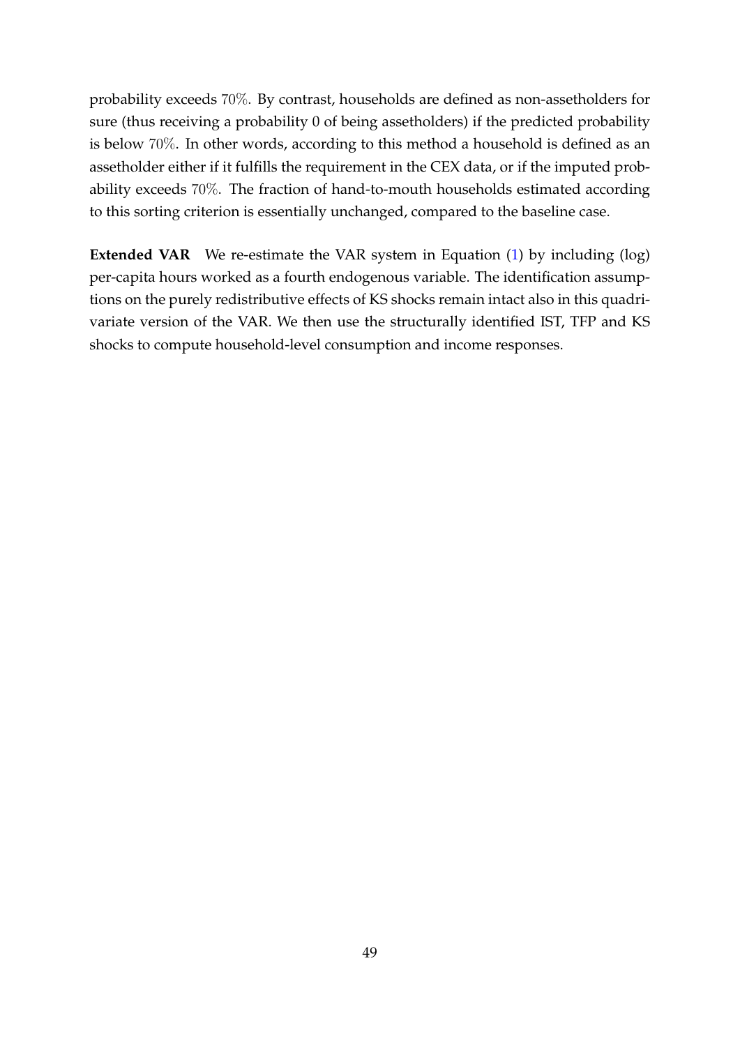probability exceeds $70\%$. By contrast, households are defined as non-assetholders for sure (thus receiving a probability 0 of being assetholders) if the predicted probability is below $70\%$. In other words, according to this method a household is defined as an assetholder either if it fulfills the requirement in the CEX data, or if the imputed probability exceeds $70\%$. The fraction of hand-to-mouth households estimated according to this sorting criterion is essentially unchanged, compared to the baseline case.

**Extended VAR** We re-estimate the VAR system in Equation (1) by including (log) per-capita hours worked as a fourth endogenous variable. The identification assumptions on the purely redistributive effects of KS shocks remain intact also in this quadrivariate version of the VAR. We then use the structurally identified IST, TFP and KS shocks to compute household-level consumption and income responses.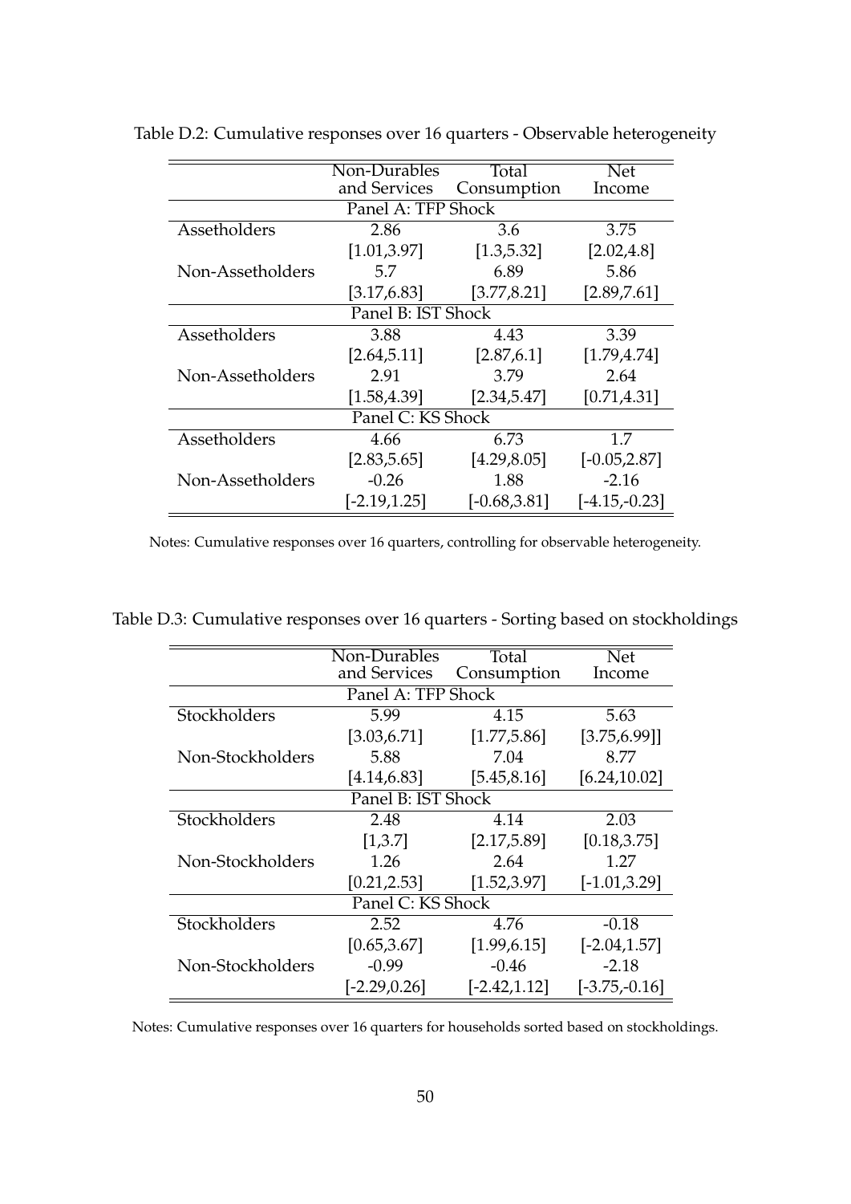Table D.2: Cumulative responses over 16 quarters - Observable heterogeneity

| | Non-Durables and Services | Total Consumption | Net Income |
|---|---|---|---|
| Panel A: TFP Shock | | | |
| Assetholders | 2.86 | 3.6 | 3.75 |
| | [1.01,3.97] | [1.3,5.32] | [2.02,4.8] |
| Non-Assetholders | 5.7 | 6.89 | 5.86 |
| | [3.17,6.83] | [3.77,8.21] | [2.89,7.61] |
| Panel B: IST Shock | | | |
| Assetholders | 3.88 | 4.43 | 3.39 |
| | [2.64,5.11] | [2.87,6.1] | [1.79,4.74] |
| Non-Assetholders | 2.91 | 3.79 | 2.64 |
| | [1.58,4.39] | [2.34,5.47] | [0.71,4.31] |
| Panel C: KS Shock | | | |
| Assetholders | 4.66 | 6.73 | 1.7 |
| | [2.83,5.65] | [4.29,8.05] | [-0.05,2.87] |
| Non-Assetholders | -0.26 | 1.88 | -2.16 |
| | [-2.19,1.25] | [-0.68,3.81] | [-4.15,-0.23] |

Notes: Cumulative responses over 16 quarters, controlling for observable heterogeneity.

Table D.3: Cumulative responses over 16 quarters - Sorting based on stockholdings

| | Non-Durables and Services | Total Consumption | Net Income |
|---|---|---|---|
| Panel A: TFP Shock | | | |
| Stockholders | 5.99 | 4.15 | 5.63 |
| | [3.03,6.71] | [1.77,5.86] | [3.75,6.99]] |
| Non-Stockholders | 5.88 | 7.04 | 8.77 |
| | [4.14,6.83] | [5.45,8.16] | [6.24,10.02] |
| Panel B: IST Shock | | | |
| Stockholders | 2.48 | 4.14 | 2.03 |
| | [1,3.7] | [2.17,5.89] | [0.18,3.75] |
| Non-Stockholders | 1.26 | 2.64 | 1.27 |
| | [0.21,2.53] | [1.52,3.97] | [-1.01,3.29] |
| Panel C: KS Shock | | | |
| Stockholders | 2.52 | 4.76 | -0.18 |
| | [0.65,3.67] | [1.99,6.15] | [-2.04,1.57] |
| Non-Stockholders | -0.99 | -0.46 | -2.18 |
| | [-2.29,0.26] | [-2.42,1.12] | [-3.75,-0.16] |

Notes: Cumulative responses over 16 quarters for households sorted based on stockholdings.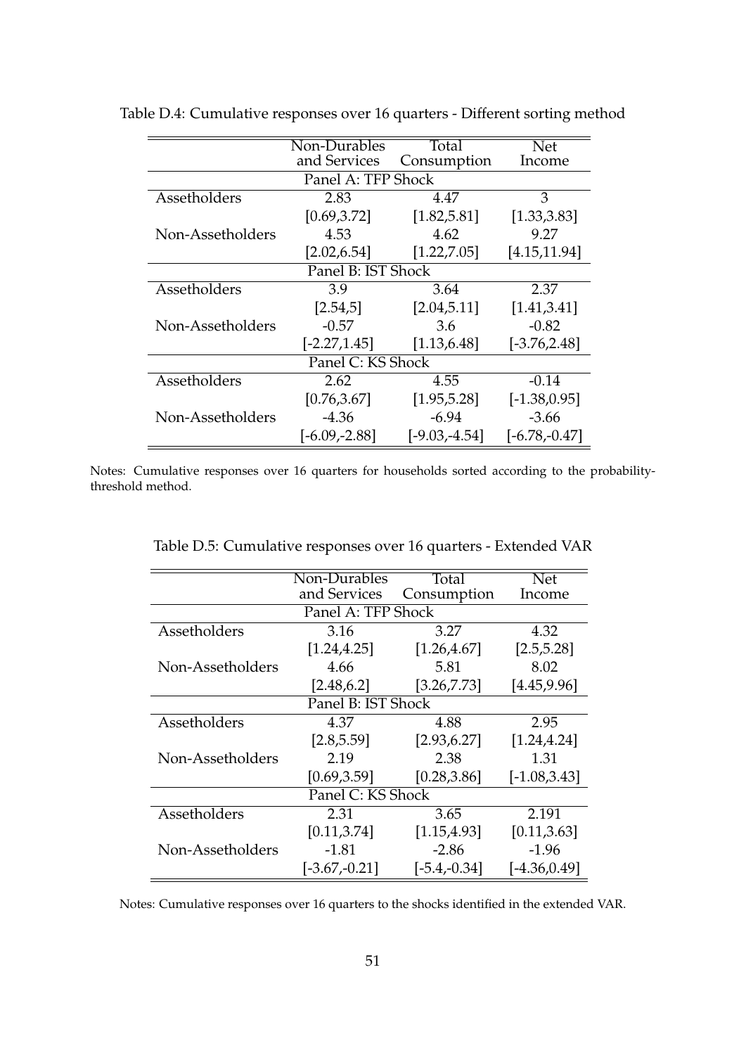Table D.4: Cumulative responses over 16 quarters - Different sorting method

| | Non-Durables and Services | Total Consumption | Net Income |
|---|---|---|---|
| **Panel A: TFP Shock** | | | |
| Assetholders | 2.83 | 4.47 | 3 |
| | [0.69,3.72] | [1.82,5.81] | [1.33,3.83] |
| Non-Assetholders | 4.53 | 4.62 | 9.27 |
| | [2.02,6.54] | [1.22,7.05] | [4.15,11.94] |
| **Panel B: IST Shock** | | | |
| Assetholders | 3.9 | 3.64 | 2.37 |
| | [2.54,5] | [2.04,5.11] | [1.41,3.41] |
| Non-Assetholders | -0.57 | 3.6 | -0.82 |
| | [-2.27,1.45] | [1.13,6.48] | [-3.76,2.48] |
| **Panel C: KS Shock** | | | |
| Assetholders | 2.62 | 4.55 | -0.14 |
| | [0.76,3.67] | [1.95,5.28] | [-1.38,0.95] |
| Non-Assetholders | -4.36 | -6.94 | -3.66 |
| | [-6.09,-2.88] | [-9.03,-4.54] | [-6.78,-0.47] |

Notes: Cumulative responses over 16 quarters for households sorted according to the probability-threshold method.

Table D.5: Cumulative responses over 16 quarters - Extended VAR

| | Non-Durables and Services | Total Consumption | Net Income |
|---|---|---|---|
| **Panel A: TFP Shock** | | | |
| Assetholders | 3.16 | 3.27 | 4.32 |
| | [1.24,4.25] | [1.26,4.67] | [2.5,5.28] |
| Non-Assetholders | 4.66 | 5.81 | 8.02 |
| | [2.48,6.2] | [3.26,7.73] | [4.45,9.96] |
| **Panel B: IST Shock** | | | |
| Assetholders | 4.37 | 4.88 | 2.95 |
| | [2.8,5.59] | [2.93,6.27] | [1.24,4.24] |
| Non-Assetholders | 2.19 | 2.38 | 1.31 |
| | [0.69,3.59] | [0.28,3.86] | [-1.08,3.43] |
| **Panel C: KS Shock** | | | |
| Assetholders | 2.31 | 3.65 | 2.191 |
| | [0.11,3.74] | [1.15,4.93] | [0.11,3.63] |
| Non-Assetholders | -1.81 | -2.86 | -1.96 |
| | [-3.67,-0.21] | [-5.4,-0.34] | [-4.36,0.49] |

Notes: Cumulative responses over 16 quarters to the shocks identified in the extended VAR.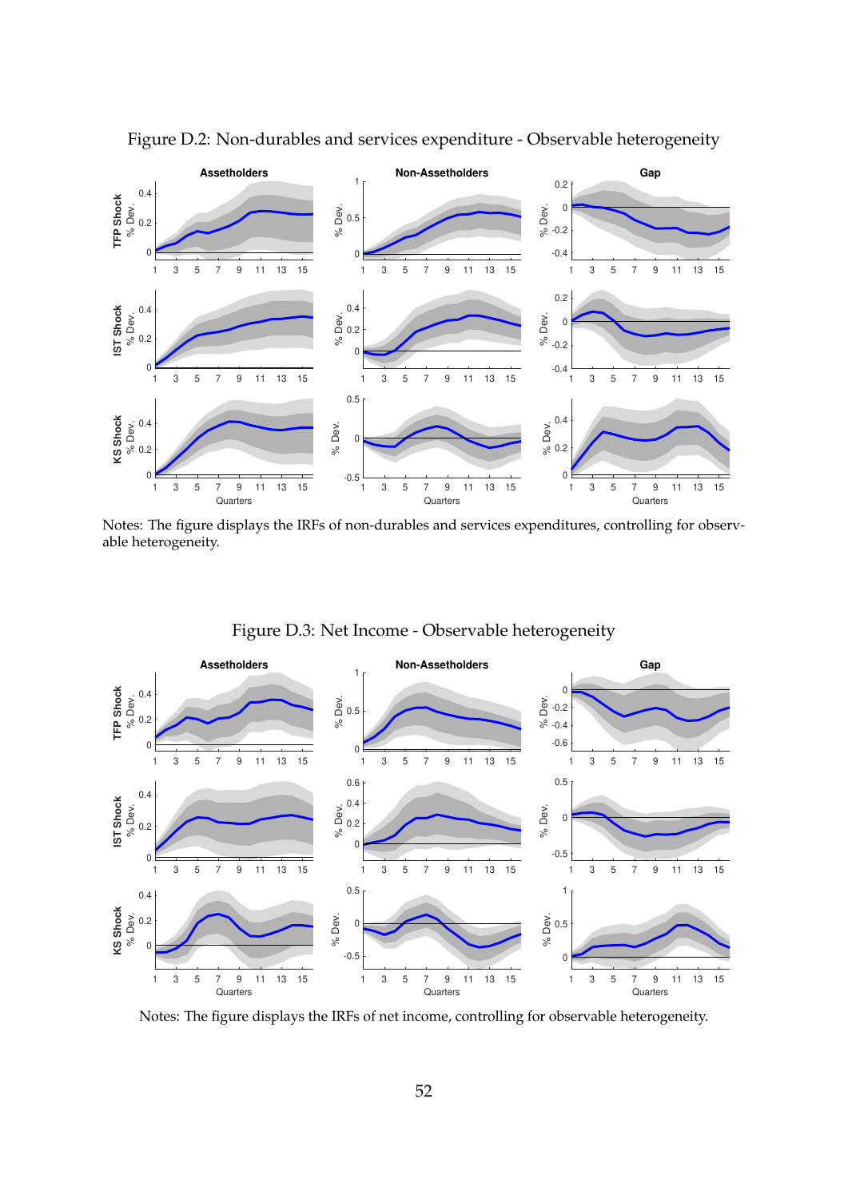Figure D.2: Non-durables and services expenditure - Observable heterogeneity

Notes: The figure displays the IRFs of non-durables and services expenditures, controlling for observable heterogeneity.

Figure D.3: Net Income - Observable heterogeneity

Notes: The figure displays the IRFs of net income, controlling for observable heterogeneity.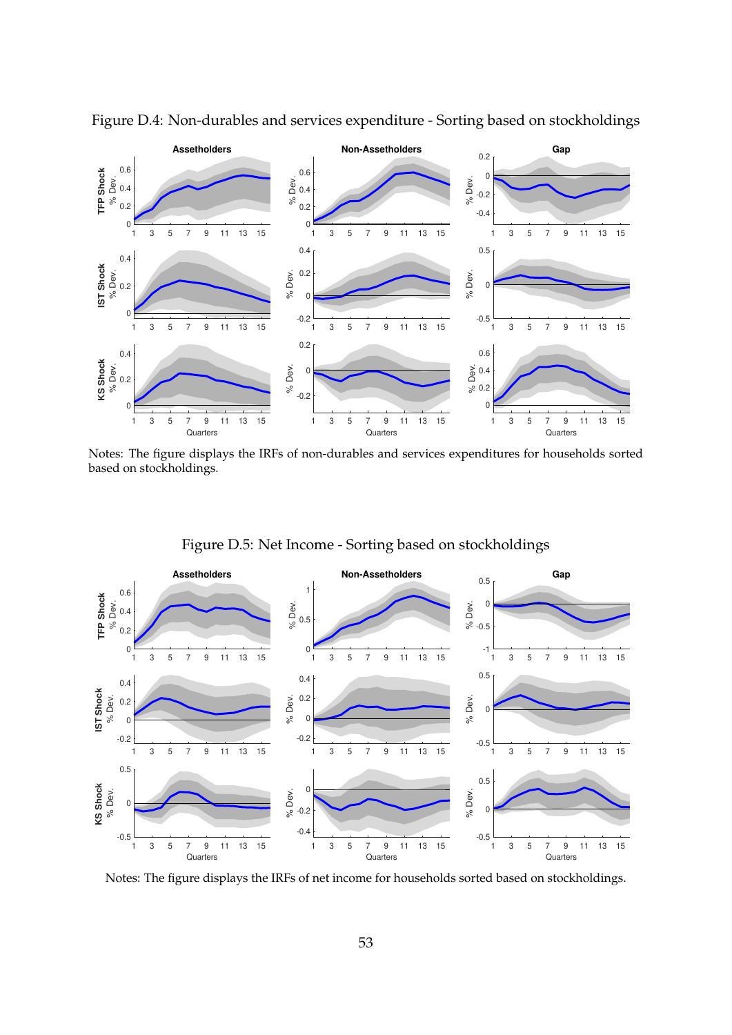Figure D.4: Non-durables and services expenditure - Sorting based on stockholdings

Notes: The figure displays the IRFs of non-durables and services expenditures for households sorted based on stockholdings.

Figure D.5: Net Income - Sorting based on stockholdings

Notes: The figure displays the IRFs of net income for households sorted based on stockholdings.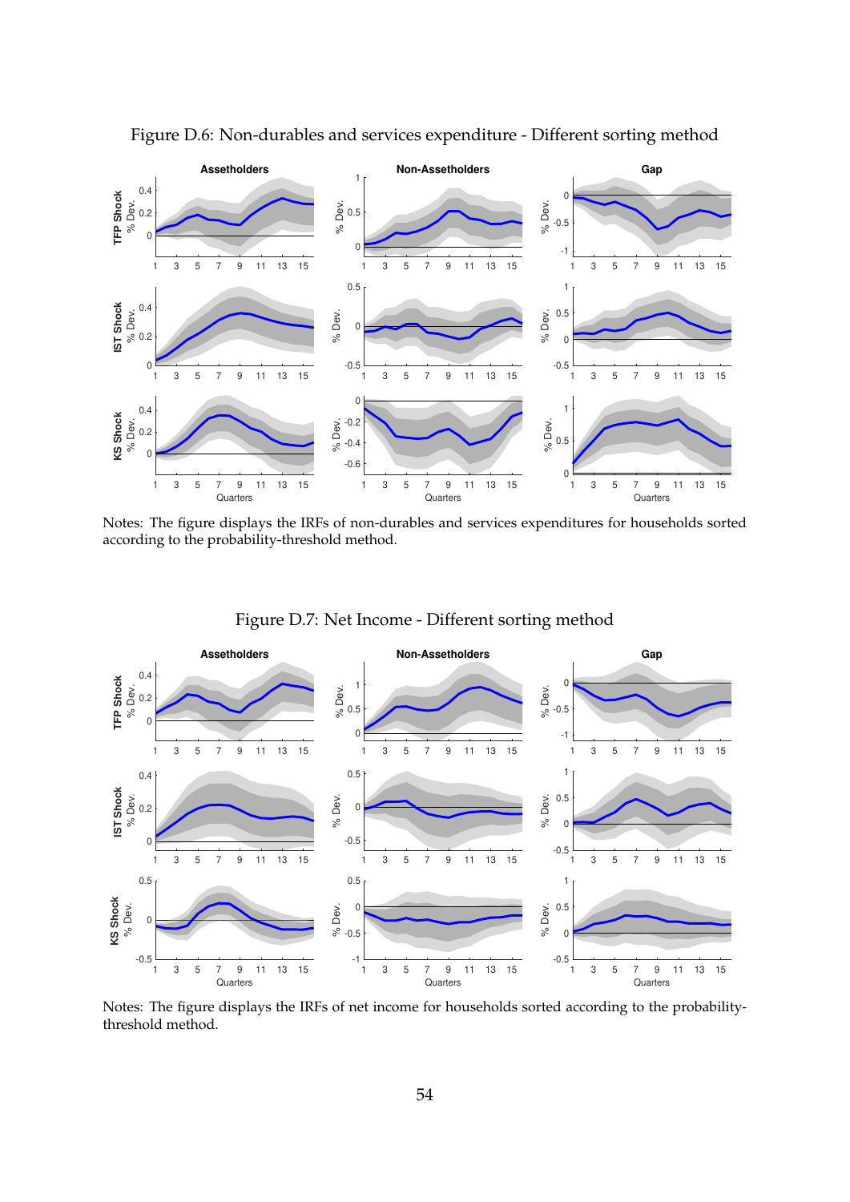Figure D.6: Non-durables and services expenditure - Different sorting method

Notes: The figure displays the IRFs of non-durables and services expenditures for households sorted according to the probability-threshold method.

Figure D.7: Net Income - Different sorting method

Notes: The figure displays the IRFs of net income for households sorted according to the probability-threshold method.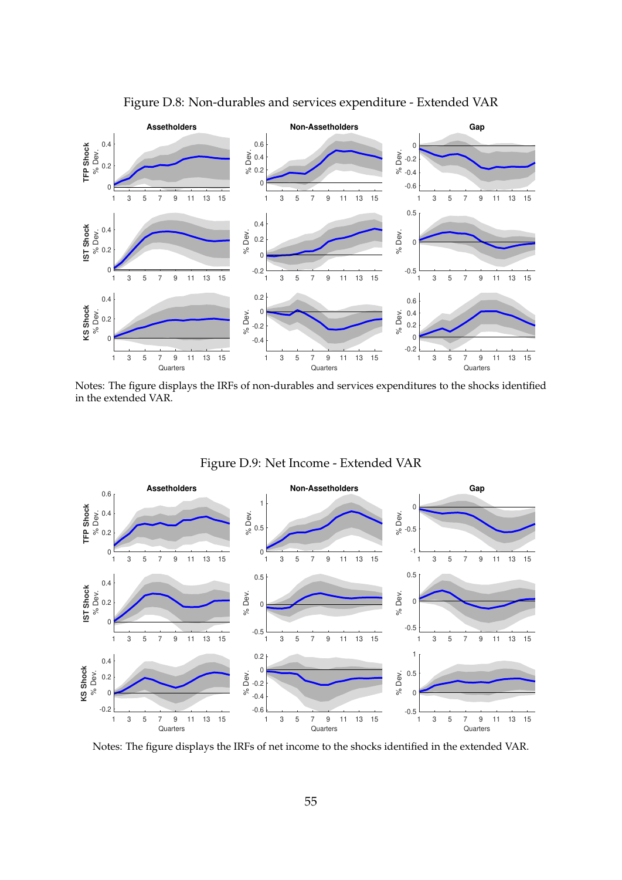Figure D.8: Non-durables and services expenditure - Extended VAR

Notes: The figure displays the IRFs of non-durables and services expenditures to the shocks identified in the extended VAR.

Figure D.9: Net Income - Extended VAR

Notes: The figure displays the IRFs of net income to the shocks identified in the extended VAR.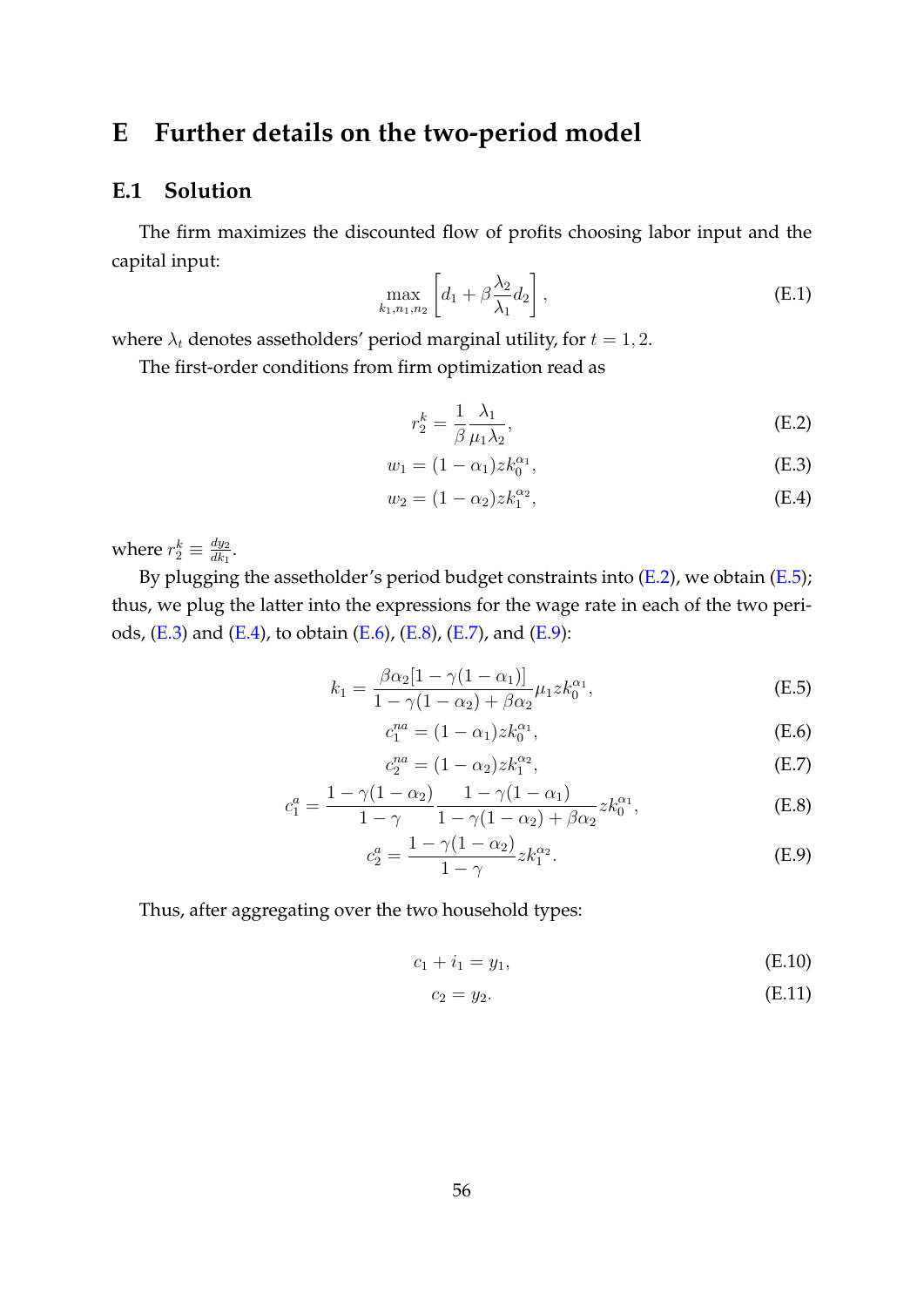# E Further details on the two-period model

## E.1 Solution

The firm maximizes the discounted flow of profits choosing labor input and the capital input:

$$\max_{k_1, n_1, n_2} \left[ d_1 + \beta \frac{\lambda_2}{\lambda_1} d_2 \right], \tag{E.1}$$

where $\lambda_t$ denotes assetholders' period marginal utility, for $t = 1, 2$.

The first-order conditions from firm optimization read as

$$r_2^k = \frac{1}{\beta} \frac{\lambda_1}{\mu_1 \lambda_2}, \tag{E.2}$$

$$w_1 = (1 - \alpha_1) z k_0^{\alpha_1}, \tag{E.3}$$

$$w_2 = (1 - \alpha_2) z k_1^{\alpha_2}, \tag{E.4}$$

where $r_2^k \equiv \frac{dy_2}{dk_1}$.

By plugging the assetholder's period budget constraints into (E.2), we obtain (E.5); thus, we plug the latter into the expressions for the wage rate in each of the two periods, (E.3) and (E.4), to obtain (E.6), (E.8), (E.7), and (E.9):

$$k_1 = \frac{\beta \alpha_2 [1 - \gamma(1 - \alpha_1)]}{1 - \gamma(1 - \alpha_2) + \beta \alpha_2} \mu_1 z k_0^{\alpha_1}, \tag{E.5}$$

$$c_1^{na} = (1 - \alpha_1) z k_0^{\alpha_1}, \tag{E.6}$$

$$c_2^{na} = (1 - \alpha_2) z k_1^{\alpha_2}, \tag{E.7}$$

$$c_1^a = \frac{1 - \gamma(1 - \alpha_2)}{1 - \gamma} \frac{1 - \gamma(1 - \alpha_1)}{1 - \gamma(1 - \alpha_2) + \beta \alpha_2} z k_0^{\alpha_1}, \tag{E.8}$$

$$c_2^a = \frac{1 - \gamma(1 - \alpha_2)}{1 - \gamma} z k_1^{\alpha_2}. \tag{E.9}$$

Thus, after aggregating over the two household types:

$$c_1 + i_1 = y_1, \tag{E.10}$$

$$c_2 = y_2. \tag{E.11}$$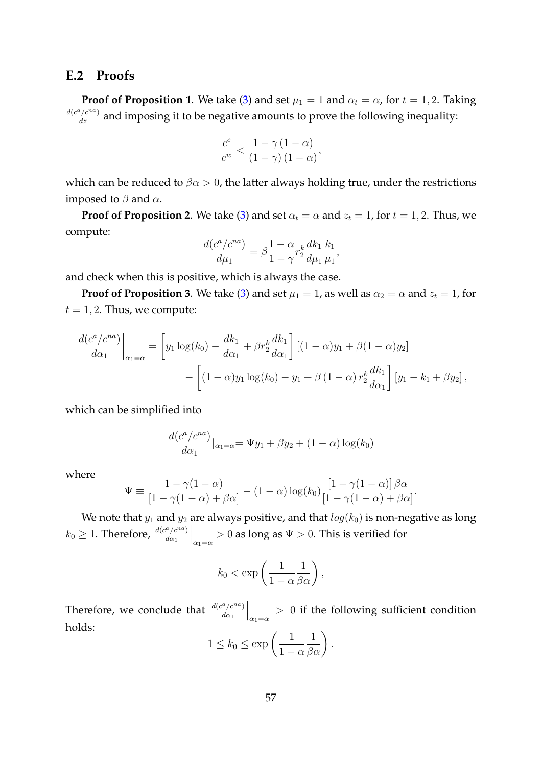## E.2 Proofs

**Proof of Proposition 1**. We take (3) and set $\mu_1 = 1$ and $\alpha_t = \alpha$, for $t = 1, 2$. Taking $\frac{d(c^a/c^{na})}{dz}$ and imposing it to be negative amounts to prove the following inequality:

$$\frac{c^c}{c^w} < \frac{1 - \gamma(1 - \alpha)}{(1 - \gamma)(1 - \alpha)},$$

which can be reduced to $\beta\alpha > 0$, the latter always holding true, under the restrictions imposed to $\beta$ and $\alpha$.

**Proof of Proposition 2**. We take (3) and set $\alpha_t = \alpha$ and $z_t = 1$, for $t = 1, 2$. Thus, we compute:

$$\frac{d(c^a/c^{na})}{d\mu_1} = \beta \frac{1 - \alpha}{1 - \gamma} r_2^k \frac{dk_1}{d\mu_1} \frac{k_1}{\mu_1},$$

and check when this is positive, which is always the case.

**Proof of Proposition 3**. We take (3) and set $\mu_1 = 1$, as well as $\alpha_2 = \alpha$ and $z_t = 1$, for $t = 1, 2$. Thus, we compute:

$$\begin{aligned}
\left.\frac{d(c^a/c^{na})}{d\alpha_1}\right|_{\alpha_1=\alpha} &= \left[ y_1 \log(k_0) - \frac{dk_1}{d\alpha_1} + \beta r_2^k \frac{dk_1}{d\alpha_1} \right] [(1-\alpha)y_1 + \beta(1-\alpha)y_2] \\
&\quad - \left[ (1-\alpha)y_1 \log(k_0) - y_1 + \beta(1-\alpha) r_2^k \frac{dk_1}{d\alpha_1} \right] [y_1 - k_1 + \beta y_2],
\end{aligned}$$

which can be simplified into

$$\frac{d(c^a/c^{na})}{d\alpha_1}|_{\alpha_1=\alpha} = \Psi y_1 + \beta y_2 + (1-\alpha)\log(k_0)$$

where

$$\Psi \equiv \frac{1 - \gamma(1-\alpha)}{[1 - \gamma(1-\alpha) + \beta\alpha]} - (1-\alpha)\log(k_0) \frac{[1 - \gamma(1-\alpha)]\,\beta\alpha}{[1 - \gamma(1-\alpha) + \beta\alpha]}.$$

We note that $y_1$ and $y_2$ are always positive, and that $log(k_0)$ is non-negative as long $k_0 \geq 1$. Therefore, $\left.\frac{d(c^a/c^{na})}{d\alpha_1}\right|_{\alpha_1=\alpha} > 0$ as long as $\Psi > 0$. This is verified for

$$k_0 < \exp\left( \frac{1}{1-\alpha} \frac{1}{\beta\alpha} \right),$$

Therefore, we conclude that $\left.\frac{d(c^a/c^{na})}{d\alpha_1}\right|_{\alpha_1=\alpha} > 0$ if the following sufficient condition holds:

$$1 \leq k_0 \leq \exp\left( \frac{1}{1-\alpha} \frac{1}{\beta\alpha} \right).$$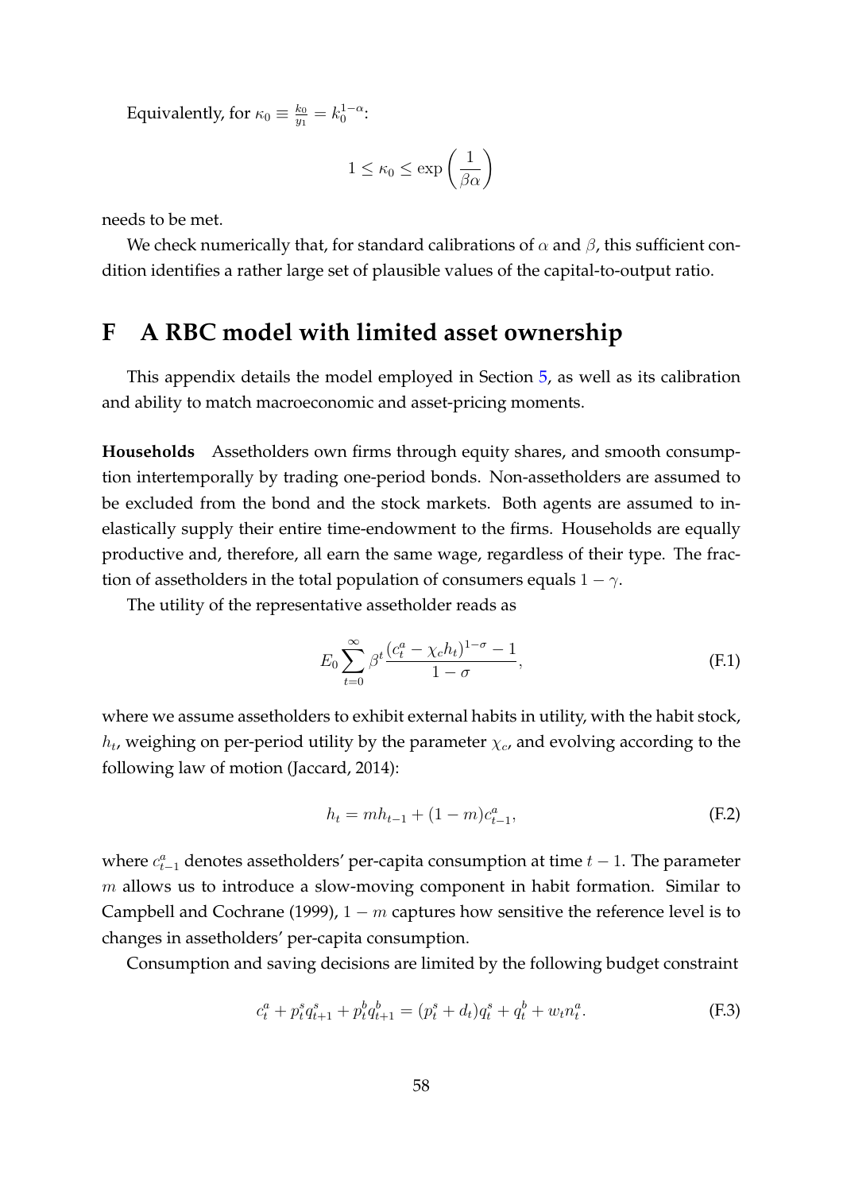Equivalently, for $\kappa_0 \equiv \frac{k_0}{y_1} = k_0^{1-\alpha}$:

$$1 \leq \kappa_0 \leq \exp\left(\frac{1}{\beta\alpha}\right)$$

needs to be met.

We check numerically that, for standard calibrations of $\alpha$ and $\beta$, this sufficient condition identifies a rather large set of plausible values of the capital-to-output ratio.

# F A RBC model with limited asset ownership

This appendix details the model employed in Section 5, as well as its calibration and ability to match macroeconomic and asset-pricing moments.

**Households** Assetholders own firms through equity shares, and smooth consumption intertemporally by trading one-period bonds. Non-assetholders are assumed to be excluded from the bond and the stock markets. Both agents are assumed to inelastically supply their entire time-endowment to the firms. Households are equally productive and, therefore, all earn the same wage, regardless of their type. The fraction of assetholders in the total population of consumers equals $1-\gamma$.

The utility of the representative assetholder reads as

$$E_0 \sum_{t=0}^{\infty} \beta^t \frac{(c_t^a - \chi_c h_t)^{1-\sigma} - 1}{1-\sigma}, \tag{F.1}$$

where we assume assetholders to exhibit external habits in utility, with the habit stock, $h_t$, weighing on per-period utility by the parameter $\chi_c$, and evolving according to the following law of motion (Jaccard, 2014):

$$h_t = m h_{t-1} + (1-m) c_{t-1}^a, \tag{F.2}$$

where $c_{t-1}^a$ denotes assetholders' per-capita consumption at time $t-1$. The parameter $m$ allows us to introduce a slow-moving component in habit formation. Similar to Campbell and Cochrane (1999), $1-m$ captures how sensitive the reference level is to changes in assetholders' per-capita consumption.

Consumption and saving decisions are limited by the following budget constraint

$$c_t^a + p_t^s q_{t+1}^s + p_t^b q_{t+1}^b = (p_t^s + d_t) q_t^s + q_t^b + w_t n_t^a. \tag{F.3}$$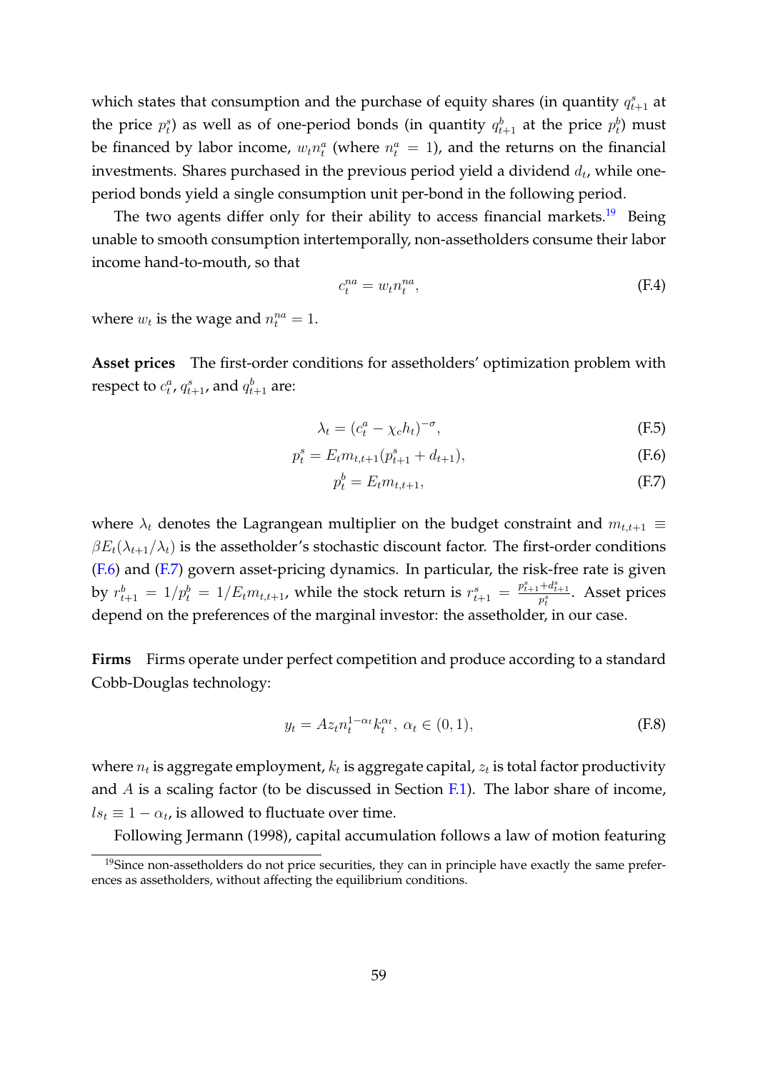which states that consumption and the purchase of equity shares (in quantity $q^s_{t+1}$ at the price $p^s_t$) as well as of one-period bonds (in quantity $q^b_{t+1}$ at the price $p^b_t$) must be financed by labor income, $w_t n^a_t$ (where $n^a_t = 1$), and the returns on the financial investments. Shares purchased in the previous period yield a dividend $d_t$, while one-period bonds yield a single consumption unit per-bond in the following period.

The two agents differ only for their ability to access financial markets.[19] Being unable to smooth consumption intertemporally, non-assetholders consume their labor income hand-to-mouth, so that

$$c^{na}_t = w_t n^{na}_t, \tag{F.4}$$

where $w_t$ is the wage and $n^{na}_t = 1$.

**Asset prices** The first-order conditions for assetholders' optimization problem with respect to $c^a_t$, $q^s_{t+1}$, and $q^b_{t+1}$ are:

$$\lambda_t = (c^a_t - \chi_c h_t)^{-\sigma}, \tag{F.5}$$

$$p^s_t = E_t m_{t,t+1}(p^s_{t+1} + d_{t+1}), \tag{F.6}$$

$$p^b_t = E_t m_{t,t+1}, \tag{F.7}$$

where $\lambda_t$ denotes the Lagrangean multiplier on the budget constraint and $m_{t,t+1} \equiv \beta E_t(\lambda_{t+1}/\lambda_t)$ is the assetholder's stochastic discount factor. The first-order conditions (F.6) and (F.7) govern asset-pricing dynamics. In particular, the risk-free rate is given by $r^b_{t+1} = 1/p^b_t = 1/E_t m_{t,t+1}$, while the stock return is $r^s_{t+1} = \frac{p^s_{t+1}+d^s_{t+1}}{p^s_t}$. Asset prices depend on the preferences of the marginal investor: the assetholder, in our case.

**Firms** Firms operate under perfect competition and produce according to a standard Cobb-Douglas technology:

$$y_t = A z_t n_t^{1-\alpha_t} k_t^{\alpha_t},\ \alpha_t \in (0, 1), \tag{F.8}$$

where $n_t$ is aggregate employment, $k_t$ is aggregate capital, $z_t$ is total factor productivity and $A$ is a scaling factor (to be discussed in Section F.1). The labor share of income, $ls_t \equiv 1 - \alpha_t$, is allowed to fluctuate over time.

Following Jermann (1998), capital accumulation follows a law of motion featuring

[19] Since non-assetholders do not price securities, they can in principle have exactly the same preferences as assetholders, without affecting the equilibrium conditions.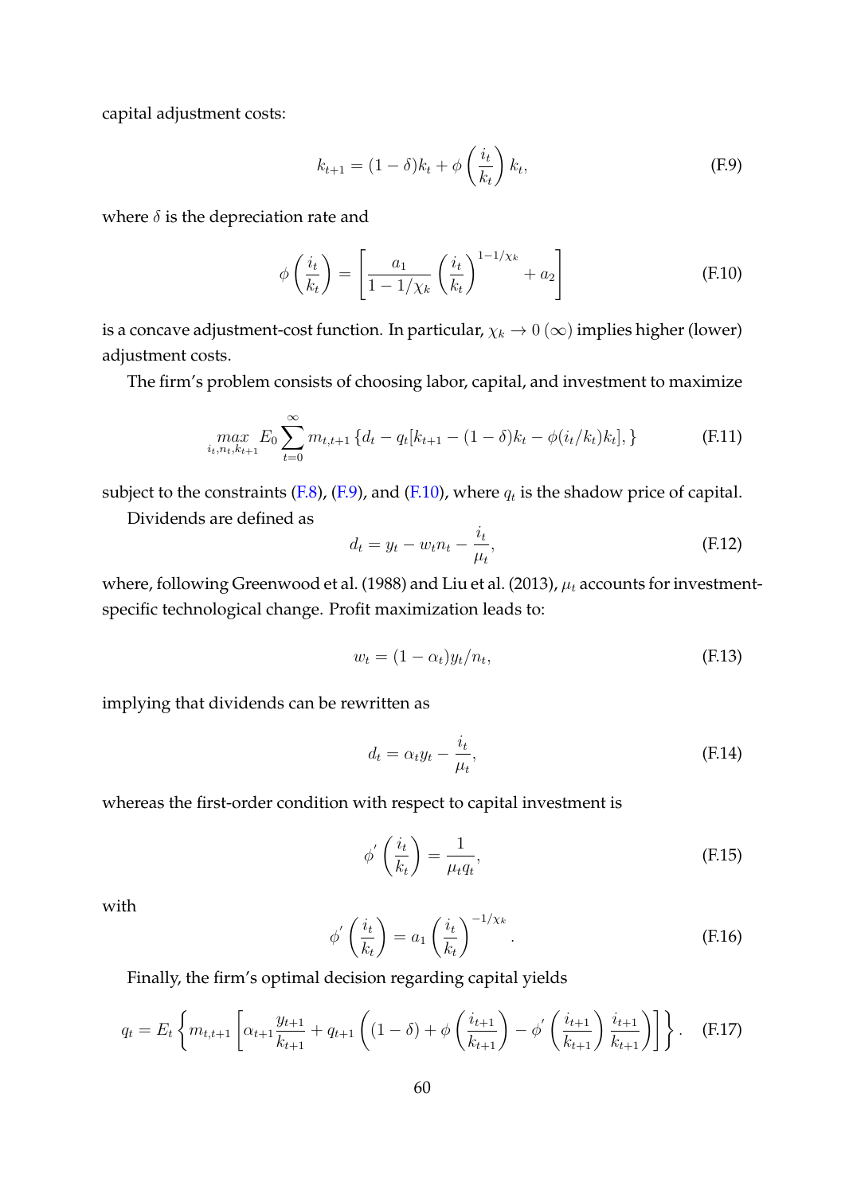capital adjustment costs:

$$k_{t+1} = (1-\delta)k_t + \phi\left(\frac{i_t}{k_t}\right)k_t, \tag{F.9}$$

where $\delta$ is the depreciation rate and

$$\phi\left(\frac{i_t}{k_t}\right) = \left[\frac{a_1}{1-1/\chi_k}\left(\frac{i_t}{k_t}\right)^{1-1/\chi_k} + a_2\right] \tag{F.10}$$

is a concave adjustment-cost function. In particular, $\chi_k \to 0\ (\infty)$ implies higher (lower) adjustment costs.

The firm's problem consists of choosing labor, capital, and investment to maximize

$$\max_{i_t, n_t, k_{t+1}} E_0 \sum_{t=0}^{\infty} m_{t,t+1} \left\{d_t - q_t[k_{t+1} - (1-\delta)k_t - \phi(i_t/k_t)k_t],\right\} \tag{F.11}$$

subject to the constraints (F.8), (F.9), and (F.10), where $q_t$ is the shadow price of capital.

Dividends are defined as

$$d_t = y_t - w_t n_t - \frac{i_t}{\mu_t}, \tag{F.12}$$

where, following Greenwood et al. (1988) and Liu et al. (2013), $\mu_t$ accounts for investment-specific technological change. Profit maximization leads to:

$$w_t = (1-\alpha_t)y_t/n_t, \tag{F.13}$$

implying that dividends can be rewritten as

$$d_t = \alpha_t y_t - \frac{i_t}{\mu_t}, \tag{F.14}$$

whereas the first-order condition with respect to capital investment is

$$\phi'\left(\frac{i_t}{k_t}\right) = \frac{1}{\mu_t q_t}, \tag{F.15}$$

with

$$\phi'\left(\frac{i_t}{k_t}\right) = a_1\left(\frac{i_t}{k_t}\right)^{-1/\chi_k}. \tag{F.16}$$

Finally, the firm's optimal decision regarding capital yields

$$q_t = E_t\left\{m_{t,t+1}\left[\alpha_{t+1}\frac{y_{t+1}}{k_{t+1}} + q_{t+1}\left((1-\delta) + \phi\left(\frac{i_{t+1}}{k_{t+1}}\right) - \phi'\left(\frac{i_{t+1}}{k_{t+1}}\right)\frac{i_{t+1}}{k_{t+1}}\right)\right]\right\}. \tag{F.17}$$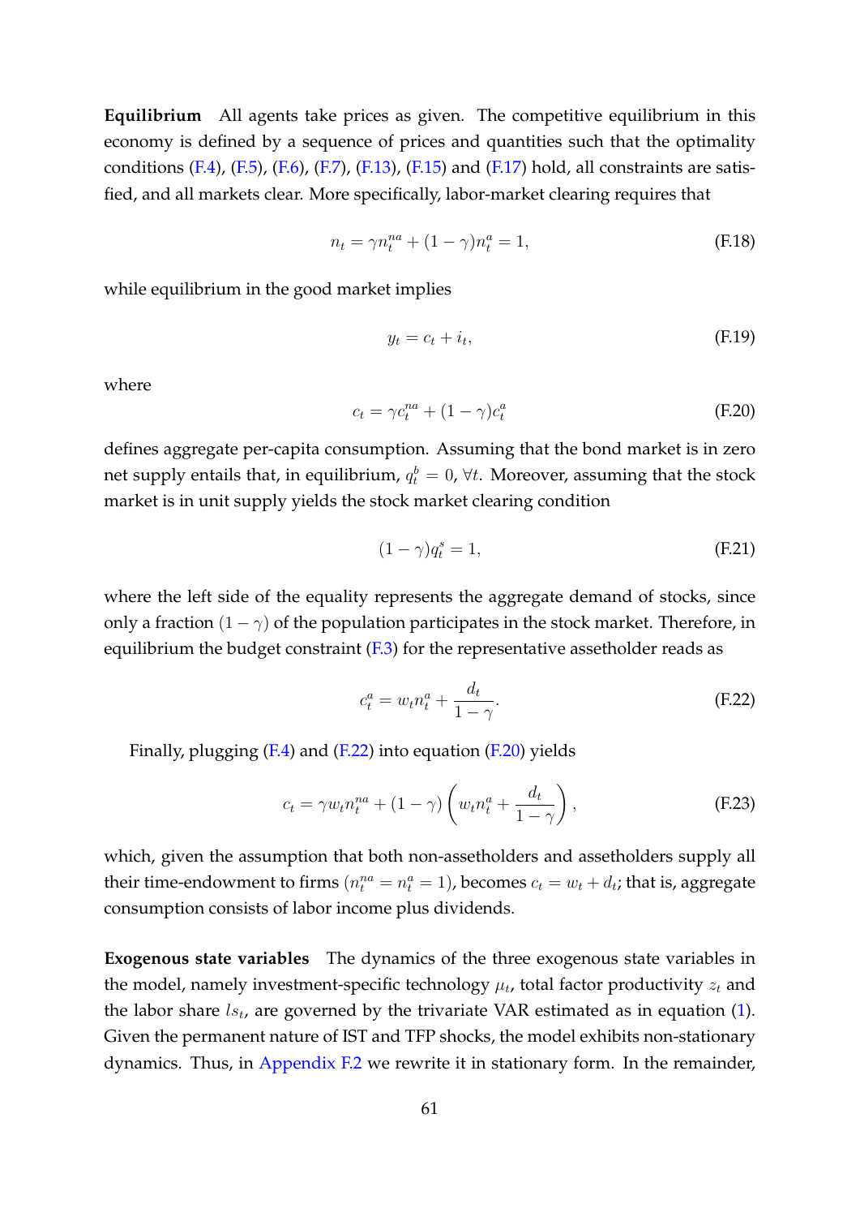**Equilibrium** All agents take prices as given. The competitive equilibrium in this economy is defined by a sequence of prices and quantities such that the optimality conditions (F.4), (F.5), (F.6), (F.7), (F.13), (F.15) and (F.17) hold, all constraints are satisfied, and all markets clear. More specifically, labor-market clearing requires that

$$n_t = \gamma n_t^{na} + (1-\gamma) n_t^a = 1, \tag{F.18}$$

while equilibrium in the good market implies

$$y_t = c_t + i_t, \tag{F.19}$$

where

$$c_t = \gamma c_t^{na} + (1-\gamma) c_t^a \tag{F.20}$$

defines aggregate per-capita consumption. Assuming that the bond market is in zero net supply entails that, in equilibrium, $q_t^b = 0, \forall t$. Moreover, assuming that the stock market is in unit supply yields the stock market clearing condition

$$(1-\gamma) q_t^s = 1, \tag{F.21}$$

where the left side of the equality represents the aggregate demand of stocks, since only a fraction $(1-\gamma)$ of the population participates in the stock market. Therefore, in equilibrium the budget constraint (F.3) for the representative assetholder reads as

$$c_t^a = w_t n_t^a + \frac{d_t}{1-\gamma}. \tag{F.22}$$

Finally, plugging (F.4) and (F.22) into equation (F.20) yields

$$c_t = \gamma w_t n_t^{na} + (1-\gamma)\left(w_t n_t^a + \frac{d_t}{1-\gamma}\right), \tag{F.23}$$

which, given the assumption that both non-assetholders and assetholders supply all their time-endowment to firms ($n_t^{na} = n_t^a = 1$), becomes $c_t = w_t + d_t$; that is, aggregate consumption consists of labor income plus dividends.

**Exogenous state variables** The dynamics of the three exogenous state variables in the model, namely investment-specific technology $\mu_t$, total factor productivity $z_t$ and the labor share $ls_t$, are governed by the trivariate VAR estimated as in equation (1). Given the permanent nature of IST and TFP shocks, the model exhibits non-stationary dynamics. Thus, in Appendix F.2 we rewrite it in stationary form. In the remainder,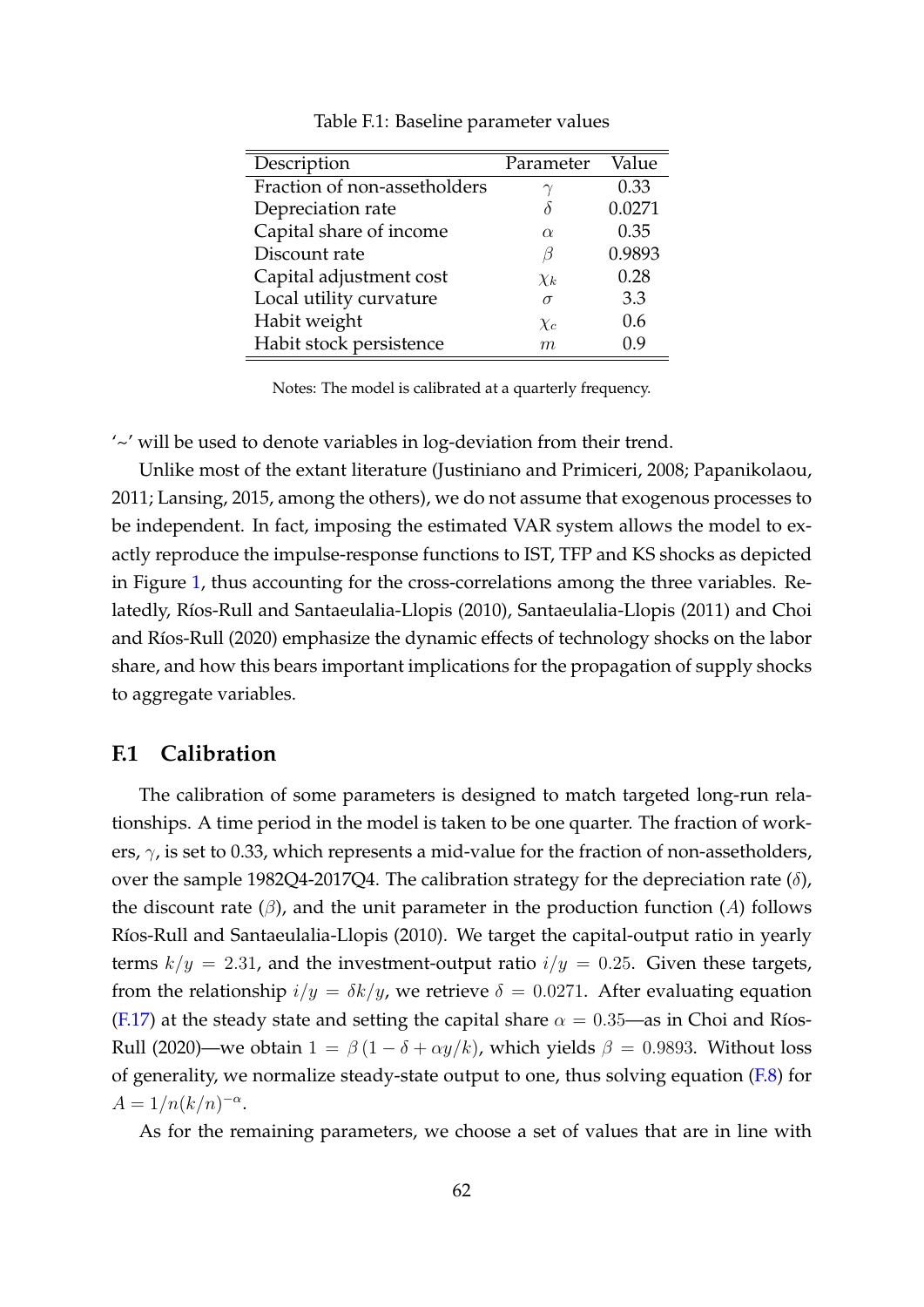Table F.1: Baseline parameter values

| Description | Parameter | Value |
|---|---|---|
| Fraction of non-assetholders | $\gamma$ | 0.33 |
| Depreciation rate | $\delta$ | 0.0271 |
| Capital share of income | $\alpha$ | 0.35 |
| Discount rate | $\beta$ | 0.9893 |
| Capital adjustment cost | $\chi_k$ | 0.28 |
| Local utility curvature | $\sigma$ | 3.3 |
| Habit weight | $\chi_c$ | 0.6 |
| Habit stock persistence | $m$ | 0.9 |

Notes: The model is calibrated at a quarterly frequency.

'$\sim$' will be used to denote variables in log-deviation from their trend.

Unlike most of the extant literature (Justiniano and Primiceri, 2008; Papanikolaou, 2011; Lansing, 2015, among the others), we do not assume that exogenous processes to be independent. In fact, imposing the estimated VAR system allows the model to exactly reproduce the impulse-response functions to IST, TFP and KS shocks as depicted in Figure 1, thus accounting for the cross-correlations among the three variables. Relatedly, Ríos-Rull and Santaeulalia-Llopis (2010), Santaeulalia-Llopis (2011) and Choi and Ríos-Rull (2020) emphasize the dynamic effects of technology shocks on the labor share, and how this bears important implications for the propagation of supply shocks to aggregate variables.

## F.1 Calibration

The calibration of some parameters is designed to match targeted long-run relationships. A time period in the model is taken to be one quarter. The fraction of workers, $\gamma$, is set to 0.33, which represents a mid-value for the fraction of non-assetholders, over the sample 1982Q4-2017Q4. The calibration strategy for the depreciation rate ($\delta$), the discount rate ($\beta$), and the unit parameter in the production function ($A$) follows Ríos-Rull and Santaeulalia-Llopis (2010). We target the capital-output ratio in yearly terms $k/y = 2.31$, and the investment-output ratio $i/y = 0.25$. Given these targets, from the relationship $i/y = \delta k/y$, we retrieve $\delta = 0.0271$. After evaluating equation (F.17) at the steady state and setting the capital share $\alpha = 0.35$—as in Choi and Ríos-Rull (2020)—we obtain $1 = \beta\,(1 - \delta + \alpha y/k)$, which yields $\beta = 0.9893$. Without loss of generality, we normalize steady-state output to one, thus solving equation (F.8) for $A = 1/n(k/n)^{-\alpha}$.

As for the remaining parameters, we choose a set of values that are in line with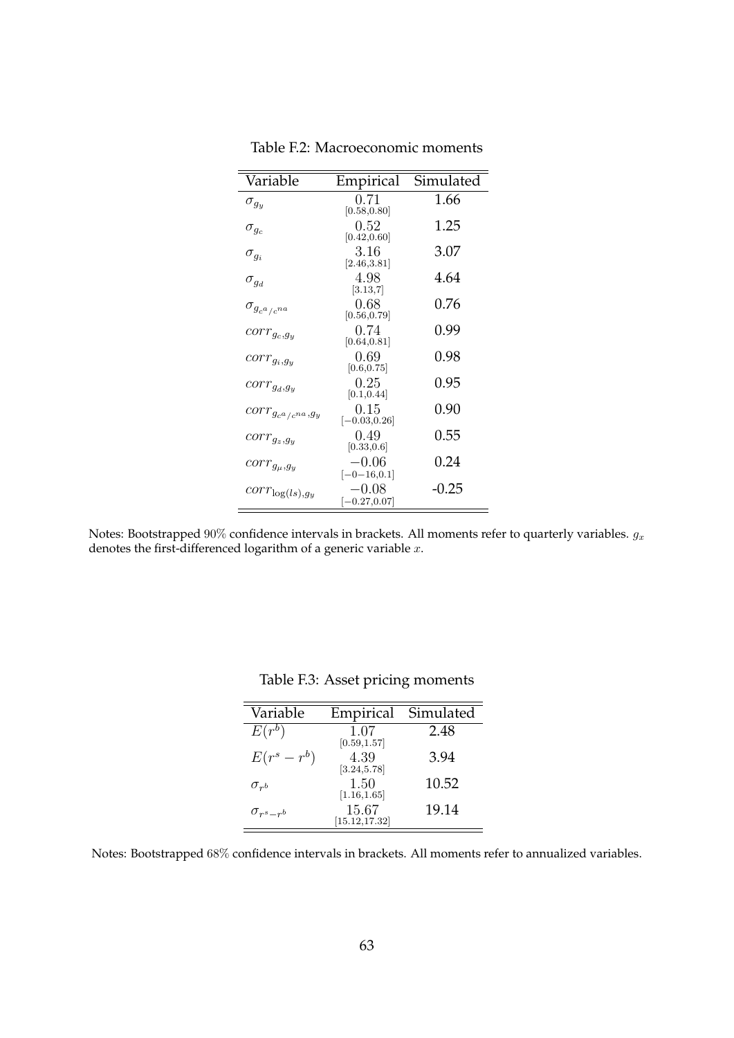Table F.2: Macroeconomic moments

| Variable | Empirical | Simulated |
|---|---|---|
| $\sigma_{g_y}$ | $0.71$ $[0.58,0.80]$ | 1.66 |
| $\sigma_{g_c}$ | $0.52$ $[0.42,0.60]$ | 1.25 |
| $\sigma_{g_i}$ | $3.16$ $[2.46,3.81]$ | 3.07 |
| $\sigma_{g_d}$ | $4.98$ $[3.13,7]$ | 4.64 |
| $\sigma_{g_{c^a/c^{na}}}$ | $0.68$ $[0.56,0.79]$ | 0.76 |
| $corr_{g_c,g_y}$ | $0.74$ $[0.64,0.81]$ | 0.99 |
| $corr_{g_i,g_y}$ | $0.69$ $[0.6,0.75]$ | 0.98 |
| $corr_{g_d,g_y}$ | $0.25$ $[0.1,0.44]$ | 0.95 |
| $corr_{g_{c^a/c^{na}},g_y}$ | $0.15$ $[-0.03,0.26]$ | 0.90 |
| $corr_{g_z,g_y}$ | $0.49$ $[0.33,0.6]$ | 0.55 |
| $corr_{g_\mu,g_y}$ | $-0.06$ $[-0{-}16,0.1]$ | 0.24 |
| $corr_{\log(ls),g_y}$ | $-0.08$ $[-0.27,0.07]$ | -0.25 |

Notes: Bootstrapped $90\%$ confidence intervals in brackets. All moments refer to quarterly variables. $g_x$ denotes the first-differenced logarithm of a generic variable $x$.

Table F.3: Asset pricing moments

| Variable | Empirical | Simulated |
|---|---|---|
| $E(r^b)$ | $1.07$ $[0.59,1.57]$ | 2.48 |
| $E(r^s - r^b)$ | $4.39$ $[3.24,5.78]$ | 3.94 |
| $\sigma_{r^b}$ | $1.50$ $[1.16,1.65]$ | 10.52 |
| $\sigma_{r^s-r^b}$ | $15.67$ $[15.12,17.32]$ | 19.14 |

Notes: Bootstrapped $68\%$ confidence intervals in brackets. All moments refer to annualized variables.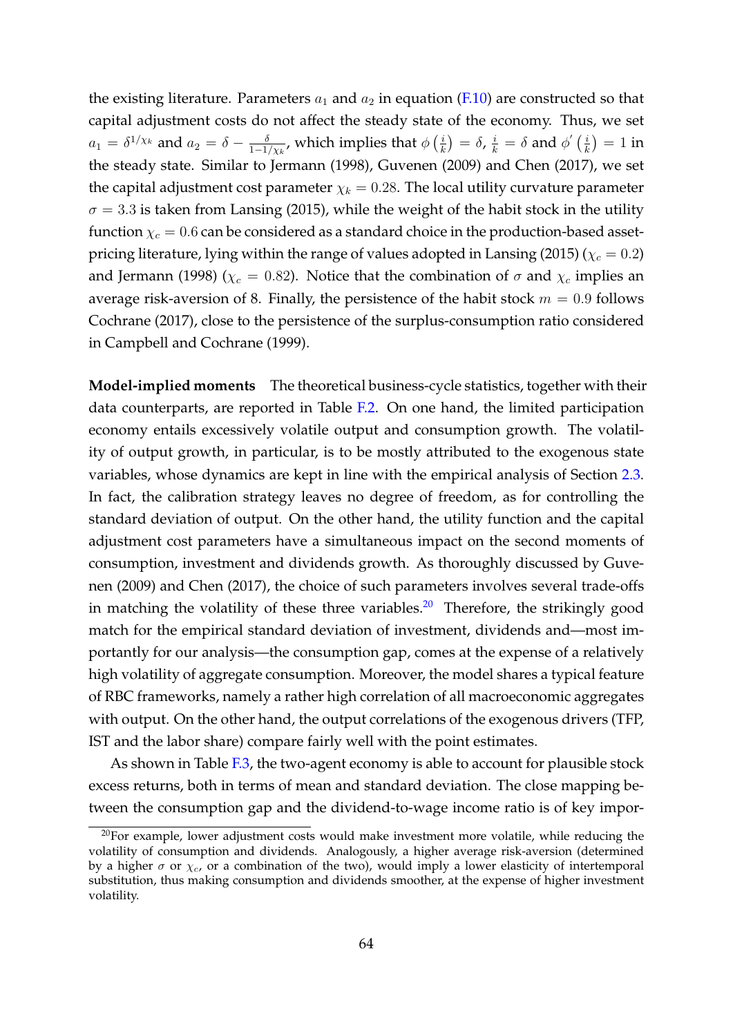the existing literature. Parameters $a_1$ and $a_2$ in equation (F.10) are constructed so that capital adjustment costs do not affect the steady state of the economy. Thus, we set $a_1 = \delta^{1/\chi_k}$ and $a_2 = \delta - \frac{\delta}{1-1/\chi_k}$, which implies that $\phi\left(\frac{i}{k}\right) = \delta$, $\frac{i}{k} = \delta$ and $\phi'\left(\frac{i}{k}\right) = 1$ in the steady state. Similar to Jermann (1998), Guvenen (2009) and Chen (2017), we set the capital adjustment cost parameter $\chi_k = 0.28$. The local utility curvature parameter $\sigma = 3.3$ is taken from Lansing (2015), while the weight of the habit stock in the utility function $\chi_c = 0.6$ can be considered as a standard choice in the production-based asset-pricing literature, lying within the range of values adopted in Lansing (2015) ($\chi_c = 0.2$) and Jermann (1998) ($\chi_c = 0.82$). Notice that the combination of $\sigma$ and $\chi_c$ implies an average risk-aversion of 8. Finally, the persistence of the habit stock $m = 0.9$ follows Cochrane (2017), close to the persistence of the surplus-consumption ratio considered in Campbell and Cochrane (1999).

**Model-implied moments** The theoretical business-cycle statistics, together with their data counterparts, are reported in Table F.2. On one hand, the limited participation economy entails excessively volatile output and consumption growth. The volatility of output growth, in particular, is to be mostly attributed to the exogenous state variables, whose dynamics are kept in line with the empirical analysis of Section 2.3. In fact, the calibration strategy leaves no degree of freedom, as for controlling the standard deviation of output. On the other hand, the utility function and the capital adjustment cost parameters have a simultaneous impact on the second moments of consumption, investment and dividends growth. As thoroughly discussed by Guvenen (2009) and Chen (2017), the choice of such parameters involves several trade-offs in matching the volatility of these three variables.[20] Therefore, the strikingly good match for the empirical standard deviation of investment, dividends and—most importantly for our analysis—the consumption gap, comes at the expense of a relatively high volatility of aggregate consumption. Moreover, the model shares a typical feature of RBC frameworks, namely a rather high correlation of all macroeconomic aggregates with output. On the other hand, the output correlations of the exogenous drivers (TFP, IST and the labor share) compare fairly well with the point estimates.

As shown in Table F.3, the two-agent economy is able to account for plausible stock excess returns, both in terms of mean and standard deviation. The close mapping between the consumption gap and the dividend-to-wage income ratio is of key impor-

[20] For example, lower adjustment costs would make investment more volatile, while reducing the volatility of consumption and dividends. Analogously, a higher average risk-aversion (determined by a higher $\sigma$ or $\chi_c$, or a combination of the two), would imply a lower elasticity of intertemporal substitution, thus making consumption and dividends smoother, at the expense of higher investment volatility.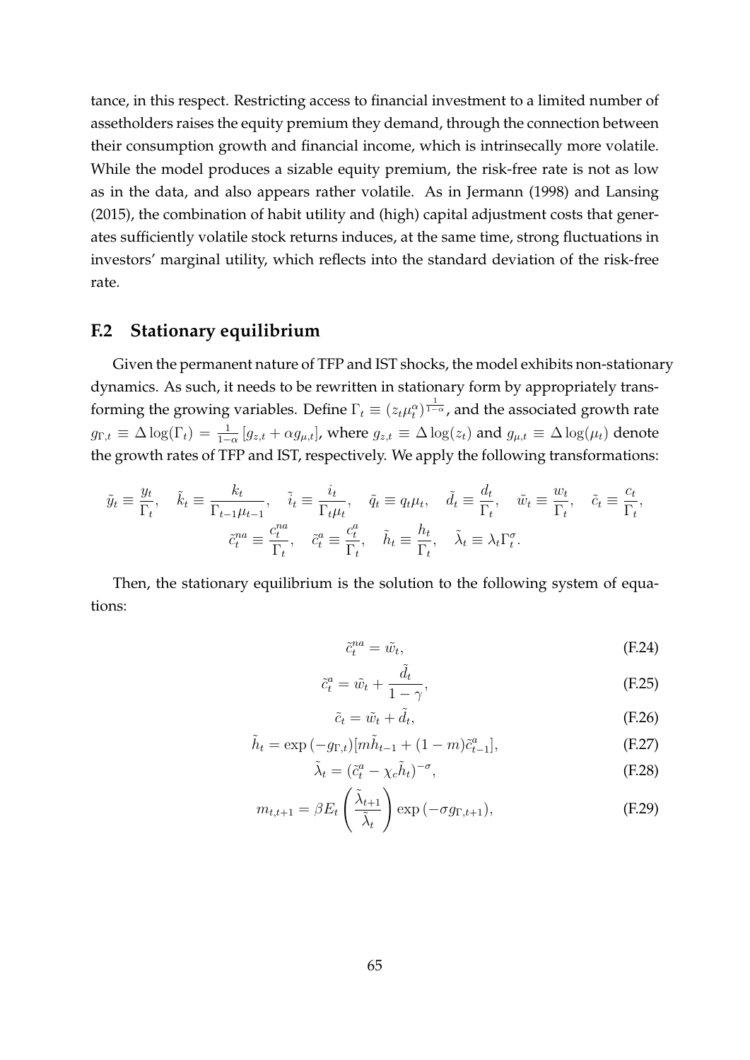tance, in this respect. Restricting access to financial investment to a limited number of assetholders raises the equity premium they demand, through the connection between their consumption growth and financial income, which is intrinsecally more volatile. While the model produces a sizable equity premium, the risk-free rate is not as low as in the data, and also appears rather volatile. As in Jermann (1998) and Lansing (2015), the combination of habit utility and (high) capital adjustment costs that generates sufficiently volatile stock returns induces, at the same time, strong fluctuations in investors' marginal utility, which reflects into the standard deviation of the risk-free rate.

## F.2 Stationary equilibrium

Given the permanent nature of TFP and IST shocks, the model exhibits non-stationary dynamics. As such, it needs to be rewritten in stationary form by appropriately transforming the growing variables. Define $\Gamma_t \equiv (z_t \mu_t^{\alpha})^{\frac{1}{1-\alpha}}$, and the associated growth rate $g_{\Gamma,t} \equiv \Delta \log(\Gamma_t) = \frac{1}{1-\alpha}\left[g_{z,t} + \alpha g_{\mu,t}\right]$, where $g_{z,t} \equiv \Delta \log(z_t)$ and $g_{\mu,t} \equiv \Delta \log(\mu_t)$ denote the growth rates of TFP and IST, respectively. We apply the following transformations:

$$\tilde{y}_t \equiv \frac{y_t}{\Gamma_t}, \quad \tilde{k}_t \equiv \frac{k_t}{\Gamma_{t-1}\mu_{t-1}}, \quad \tilde{i}_t \equiv \frac{i_t}{\Gamma_t \mu_t}, \quad \tilde{q}_t \equiv q_t \mu_t, \quad \tilde{d}_t \equiv \frac{d_t}{\Gamma_t}, \quad \tilde{w}_t \equiv \frac{w_t}{\Gamma_t}, \quad \tilde{c}_t \equiv \frac{c_t}{\Gamma_t},$$
$$\tilde{c}_t^{na} \equiv \frac{c_t^{na}}{\Gamma_t}, \quad \tilde{c}_t^{a} \equiv \frac{c_t^{a}}{\Gamma_t}, \quad \tilde{h}_t \equiv \frac{h_t}{\Gamma_t}, \quad \tilde{\lambda}_t \equiv \lambda_t \Gamma_t^{\sigma}.$$

Then, the stationary equilibrium is the solution to the following system of equations:

$$\tilde{c}_t^{na} = \tilde{w}_t, \tag{F.24}$$

$$\tilde{c}_t^{a} = \tilde{w}_t + \frac{\tilde{d}_t}{1-\gamma}, \tag{F.25}$$

$$\tilde{c}_t = \tilde{w}_t + \tilde{d}_t, \tag{F.26}$$

$$\tilde{h}_t = \exp\left(-g_{\Gamma,t}\right)[m\tilde{h}_{t-1} + (1-m)\tilde{c}_{t-1}^{a}], \tag{F.27}$$

$$\tilde{\lambda}_t = (\tilde{c}_t^{a} - \chi_c \tilde{h}_t)^{-\sigma}, \tag{F.28}$$

$$m_{t,t+1} = \beta E_t \left(\frac{\tilde{\lambda}_{t+1}}{\tilde{\lambda}_t}\right) \exp\left(-\sigma g_{\Gamma,t+1}\right), \tag{F.29}$$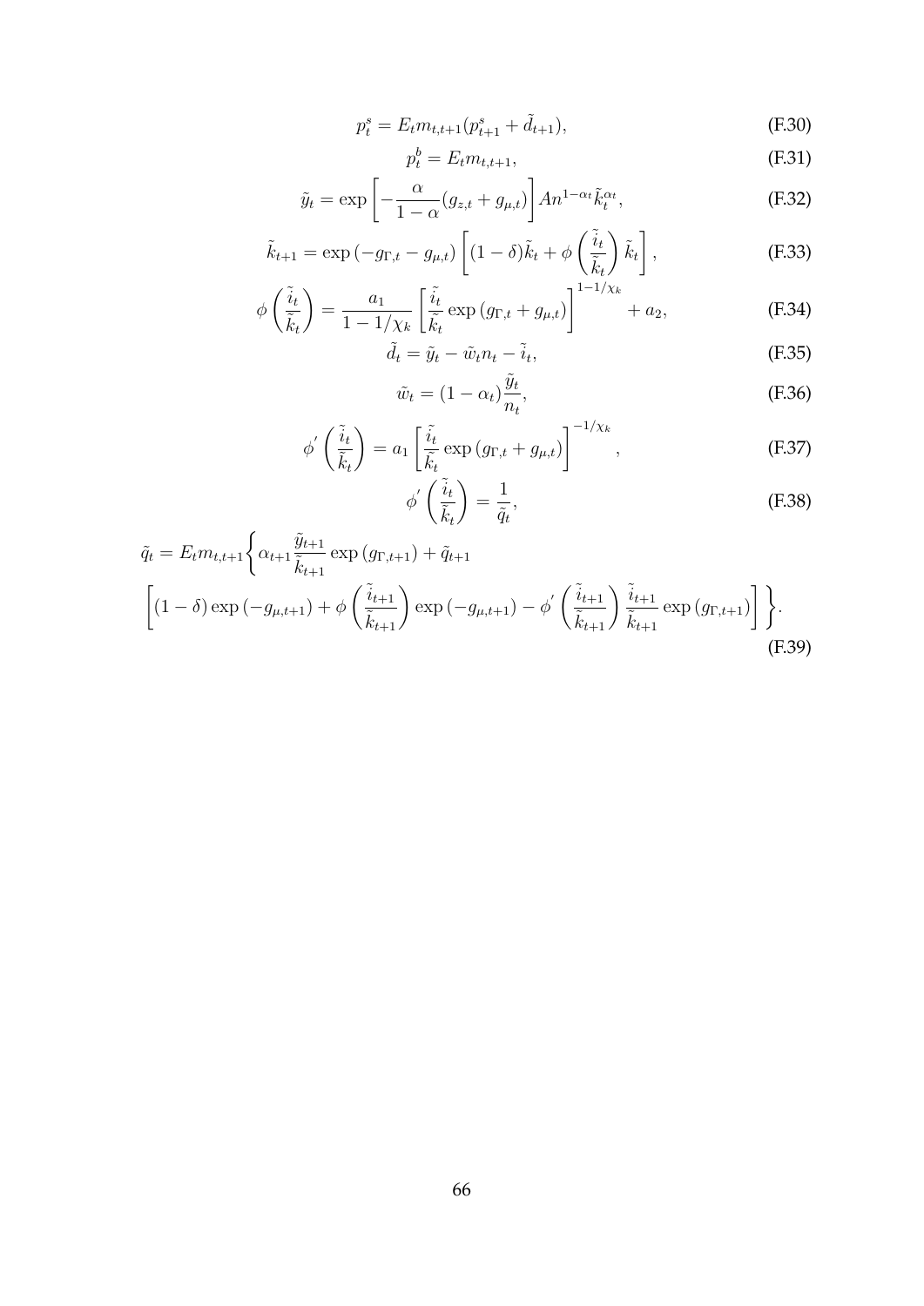$$p_t^s = E_t m_{t,t+1}(p_{t+1}^s + \tilde{d}_{t+1}), \tag{F.30}$$

$$p_t^b = E_t m_{t,t+1}, \tag{F.31}$$

$$\tilde{y}_t = \exp\left[-\frac{\alpha}{1-\alpha}(g_{z,t} + g_{\mu,t})\right] A n^{1-\alpha_t} \tilde{k}_t^{\alpha_t}, \tag{F.32}$$

$$\tilde{k}_{t+1} = \exp\left(-g_{\Gamma,t} - g_{\mu,t}\right)\left[(1-\delta)\tilde{k}_t + \phi\left(\frac{\tilde{i}_t}{\tilde{k}_t}\right)\tilde{k}_t\right], \tag{F.33}$$

$$\phi\left(\frac{\tilde{i}_t}{\tilde{k}_t}\right) = \frac{a_1}{1-1/\chi_k}\left[\frac{\tilde{i}_t}{\tilde{k}_t}\exp\left(g_{\Gamma,t} + g_{\mu,t}\right)\right]^{1-1/\chi_k} + a_2, \tag{F.34}$$

$$\tilde{d}_t = \tilde{y}_t - \tilde{w}_t n_t - \tilde{i}_t, \tag{F.35}$$

$$\tilde{w}_t = (1-\alpha_t)\frac{\tilde{y}_t}{n_t}, \tag{F.36}$$

$$\phi^{'}\left(\frac{\tilde{i}_t}{\tilde{k}_t}\right) = a_1\left[\frac{\tilde{i}_t}{\tilde{k}_t}\exp\left(g_{\Gamma,t} + g_{\mu,t}\right)\right]^{-1/\chi_k}, \tag{F.37}$$

$$\phi^{'}\left(\frac{\tilde{i}_t}{\tilde{k}_t}\right) = \frac{1}{\tilde{q}_t}, \tag{F.38}$$

$$\tilde{q}_t = E_t m_{t,t+1}\Bigg\{\alpha_{t+1}\frac{\tilde{y}_{t+1}}{\tilde{k}_{t+1}}\exp\left(g_{\Gamma,t+1}\right) + \tilde{q}_{t+1}$$
$$\left[(1-\delta)\exp\left(-g_{\mu,t+1}\right) + \phi\left(\frac{\tilde{i}_{t+1}}{\tilde{k}_{t+1}}\right)\exp\left(-g_{\mu,t+1}\right) - \phi^{'}\left(\frac{\tilde{i}_{t+1}}{\tilde{k}_{t+1}}\right)\frac{\tilde{i}_{t+1}}{\tilde{k}_{t+1}}\exp\left(g_{\Gamma,t+1}\right)\right]\Bigg\}. \tag{F.39}$$